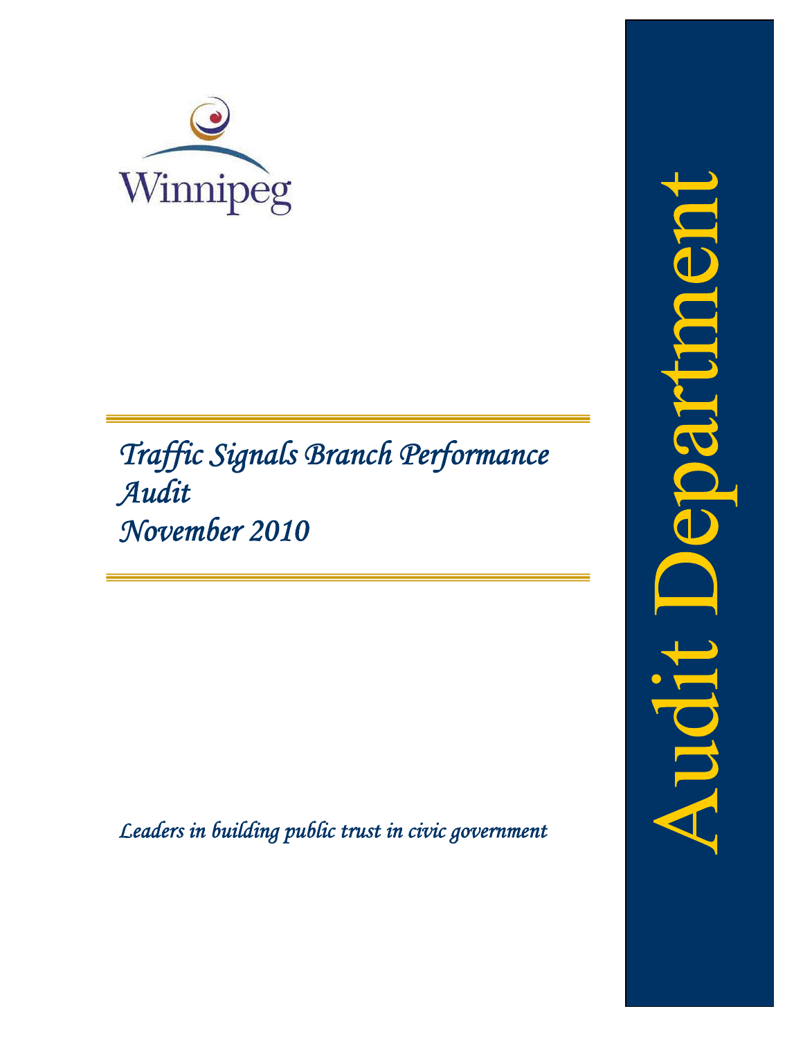Winnipeg

# *Traffic Signals Branch Performance Audit*
# *November 2010*

*Leaders in building public trust in civic government*

Audit Department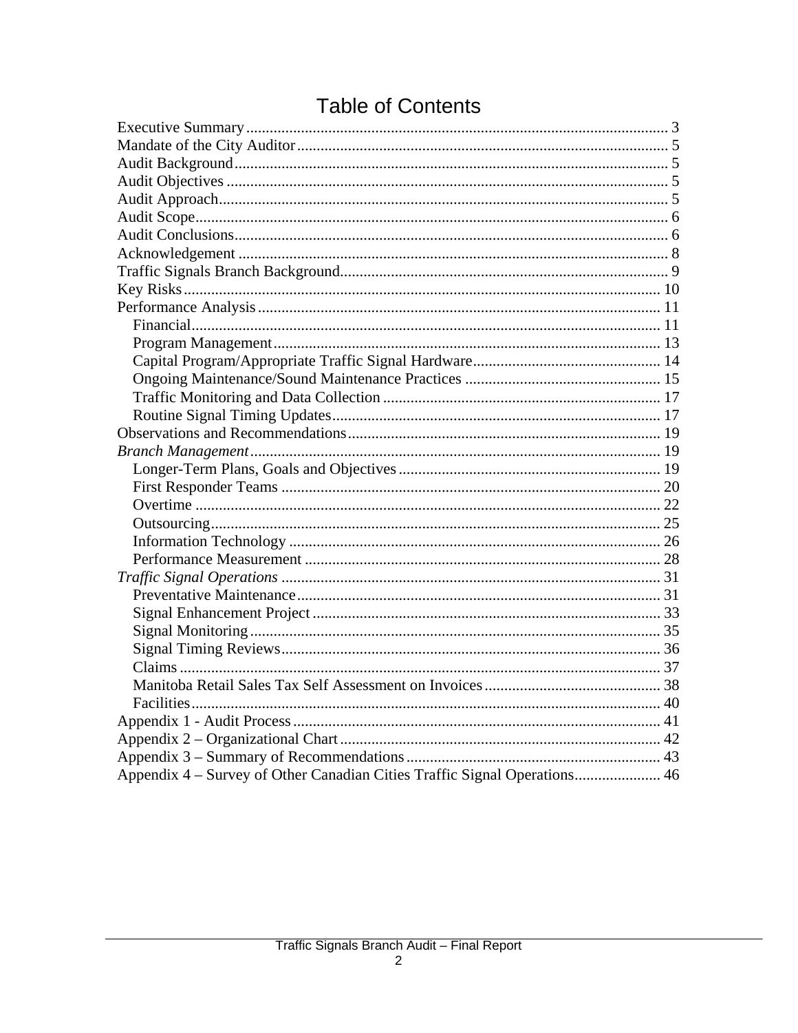# Table of Contents

Executive Summary ........................................................................................................ 3
Mandate of the City Auditor .......................................................................................... 5
Audit Background .......................................................................................................... 5
Audit Objectives ............................................................................................................ 5
Audit Approach .............................................................................................................. 5
Audit Scope .................................................................................................................... 6
Audit Conclusions .......................................................................................................... 6
Acknowledgement ......................................................................................................... 8
Traffic Signals Branch Background ............................................................................... 9
Key Risks ..................................................................................................................... 10
Performance Analysis .................................................................................................. 11
  Financial ..................................................................................................................... 11
  Program Management ................................................................................................ 13
  Capital Program/Appropriate Traffic Signal Hardware .............................................. 14
  Ongoing Maintenance/Sound Maintenance Practices ................................................ 15
  Traffic Monitoring and Data Collection ..................................................................... 17
  Routine Signal Timing Updates .................................................................................. 17
Observations and Recommendations ........................................................................... 19
*Branch Management* .................................................................................................. 19
  Longer-Term Plans, Goals and Objectives ................................................................. 19
  First Responder Teams ............................................................................................... 20
  Overtime .................................................................................................................... 22
  Outsourcing ................................................................................................................ 25
  Information Technology ............................................................................................. 26
  Performance Measurement ......................................................................................... 28
*Traffic Signal Operations* ........................................................................................... 31
  Preventative Maintenance ........................................................................................... 31
  Signal Enhancement Project ....................................................................................... 33
  Signal Monitoring ....................................................................................................... 35
  Signal Timing Reviews ............................................................................................... 36
  Claims ........................................................................................................................ 37
  Manitoba Retail Sales Tax Self Assessment on Invoices ........................................... 38
  Facilities ..................................................................................................................... 40
Appendix 1 - Audit Process ......................................................................................... 41
Appendix 2 – Organizational Chart ............................................................................... 42
Appendix 3 – Summary of Recommendations ............................................................. 43
Appendix 4 – Survey of Other Canadian Cities Traffic Signal Operations .................. 46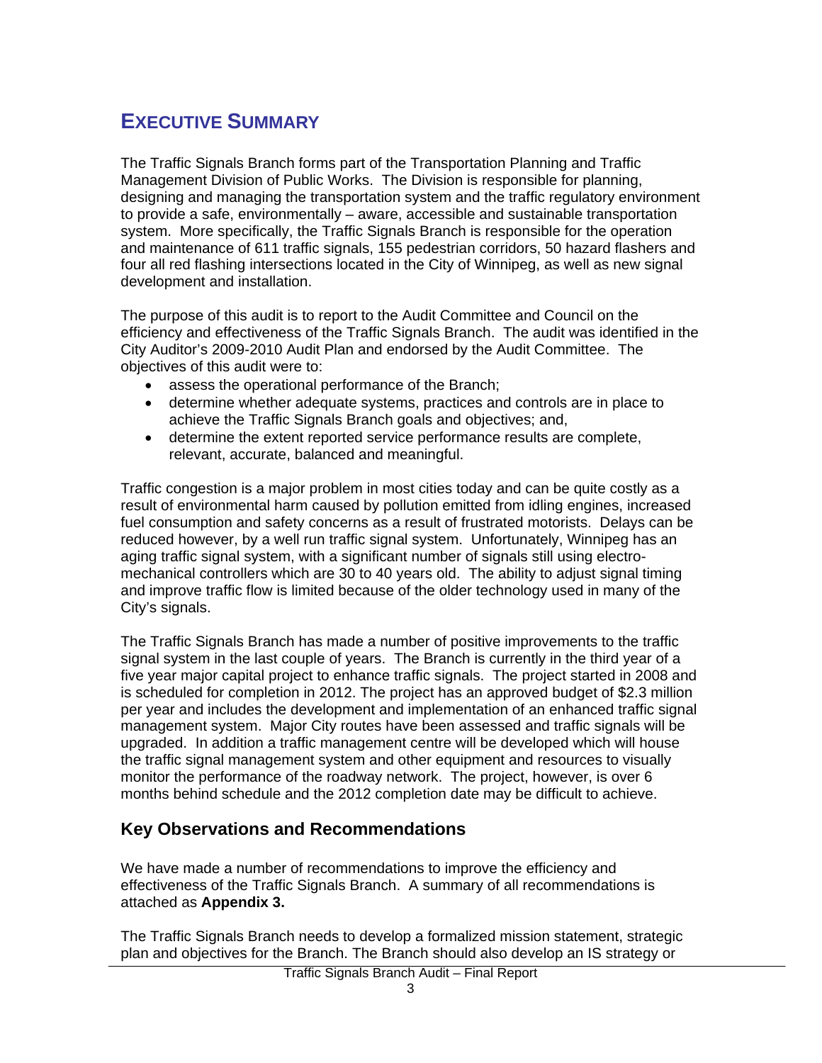# EXECUTIVE SUMMARY

The Traffic Signals Branch forms part of the Transportation Planning and Traffic Management Division of Public Works. The Division is responsible for planning, designing and managing the transportation system and the traffic regulatory environment to provide a safe, environmentally – aware, accessible and sustainable transportation system. More specifically, the Traffic Signals Branch is responsible for the operation and maintenance of 611 traffic signals, 155 pedestrian corridors, 50 hazard flashers and four all red flashing intersections located in the City of Winnipeg, as well as new signal development and installation.

The purpose of this audit is to report to the Audit Committee and Council on the efficiency and effectiveness of the Traffic Signals Branch. The audit was identified in the City Auditor's 2009-2010 Audit Plan and endorsed by the Audit Committee. The objectives of this audit were to:

- assess the operational performance of the Branch;
- determine whether adequate systems, practices and controls are in place to achieve the Traffic Signals Branch goals and objectives; and,
- determine the extent reported service performance results are complete, relevant, accurate, balanced and meaningful.

Traffic congestion is a major problem in most cities today and can be quite costly as a result of environmental harm caused by pollution emitted from idling engines, increased fuel consumption and safety concerns as a result of frustrated motorists. Delays can be reduced however, by a well run traffic signal system. Unfortunately, Winnipeg has an aging traffic signal system, with a significant number of signals still using electro-mechanical controllers which are 30 to 40 years old. The ability to adjust signal timing and improve traffic flow is limited because of the older technology used in many of the City's signals.

The Traffic Signals Branch has made a number of positive improvements to the traffic signal system in the last couple of years. The Branch is currently in the third year of a five year major capital project to enhance traffic signals. The project started in 2008 and is scheduled for completion in 2012. The project has an approved budget of $2.3 million per year and includes the development and implementation of an enhanced traffic signal management system. Major City routes have been assessed and traffic signals will be upgraded. In addition a traffic management centre will be developed which will house the traffic signal management system and other equipment and resources to visually monitor the performance of the roadway network. The project, however, is over 6 months behind schedule and the 2012 completion date may be difficult to achieve.

## Key Observations and Recommendations

We have made a number of recommendations to improve the efficiency and effectiveness of the Traffic Signals Branch. A summary of all recommendations is attached as **Appendix 3.**

The Traffic Signals Branch needs to develop a formalized mission statement, strategic plan and objectives for the Branch. The Branch should also develop an IS strategy or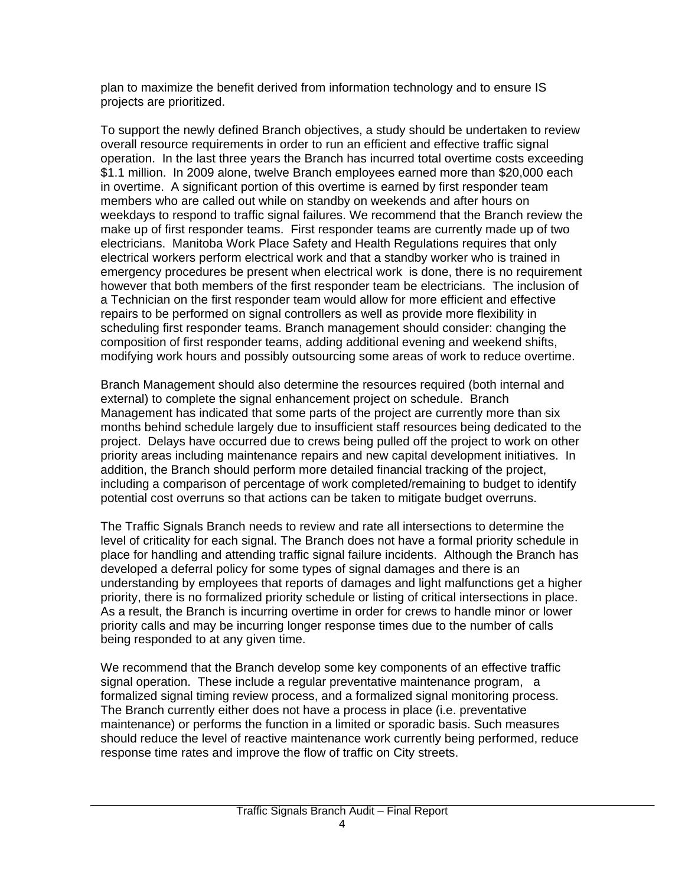plan to maximize the benefit derived from information technology and to ensure IS projects are prioritized.

To support the newly defined Branch objectives, a study should be undertaken to review overall resource requirements in order to run an efficient and effective traffic signal operation. In the last three years the Branch has incurred total overtime costs exceeding $1.1 million. In 2009 alone, twelve Branch employees earned more than $20,000 each in overtime. A significant portion of this overtime is earned by first responder team members who are called out while on standby on weekends and after hours on weekdays to respond to traffic signal failures. We recommend that the Branch review the make up of first responder teams. First responder teams are currently made up of two electricians. Manitoba Work Place Safety and Health Regulations requires that only electrical workers perform electrical work and that a standby worker who is trained in emergency procedures be present when electrical work is done, there is no requirement however that both members of the first responder team be electricians. The inclusion of a Technician on the first responder team would allow for more efficient and effective repairs to be performed on signal controllers as well as provide more flexibility in scheduling first responder teams. Branch management should consider: changing the composition of first responder teams, adding additional evening and weekend shifts, modifying work hours and possibly outsourcing some areas of work to reduce overtime.

Branch Management should also determine the resources required (both internal and external) to complete the signal enhancement project on schedule. Branch Management has indicated that some parts of the project are currently more than six months behind schedule largely due to insufficient staff resources being dedicated to the project. Delays have occurred due to crews being pulled off the project to work on other priority areas including maintenance repairs and new capital development initiatives. In addition, the Branch should perform more detailed financial tracking of the project, including a comparison of percentage of work completed/remaining to budget to identify potential cost overruns so that actions can be taken to mitigate budget overruns.

The Traffic Signals Branch needs to review and rate all intersections to determine the level of criticality for each signal. The Branch does not have a formal priority schedule in place for handling and attending traffic signal failure incidents. Although the Branch has developed a deferral policy for some types of signal damages and there is an understanding by employees that reports of damages and light malfunctions get a higher priority, there is no formalized priority schedule or listing of critical intersections in place. As a result, the Branch is incurring overtime in order for crews to handle minor or lower priority calls and may be incurring longer response times due to the number of calls being responded to at any given time.

We recommend that the Branch develop some key components of an effective traffic signal operation. These include a regular preventative maintenance program, a formalized signal timing review process, and a formalized signal monitoring process. The Branch currently either does not have a process in place (i.e. preventative maintenance) or performs the function in a limited or sporadic basis. Such measures should reduce the level of reactive maintenance work currently being performed, reduce response time rates and improve the flow of traffic on City streets.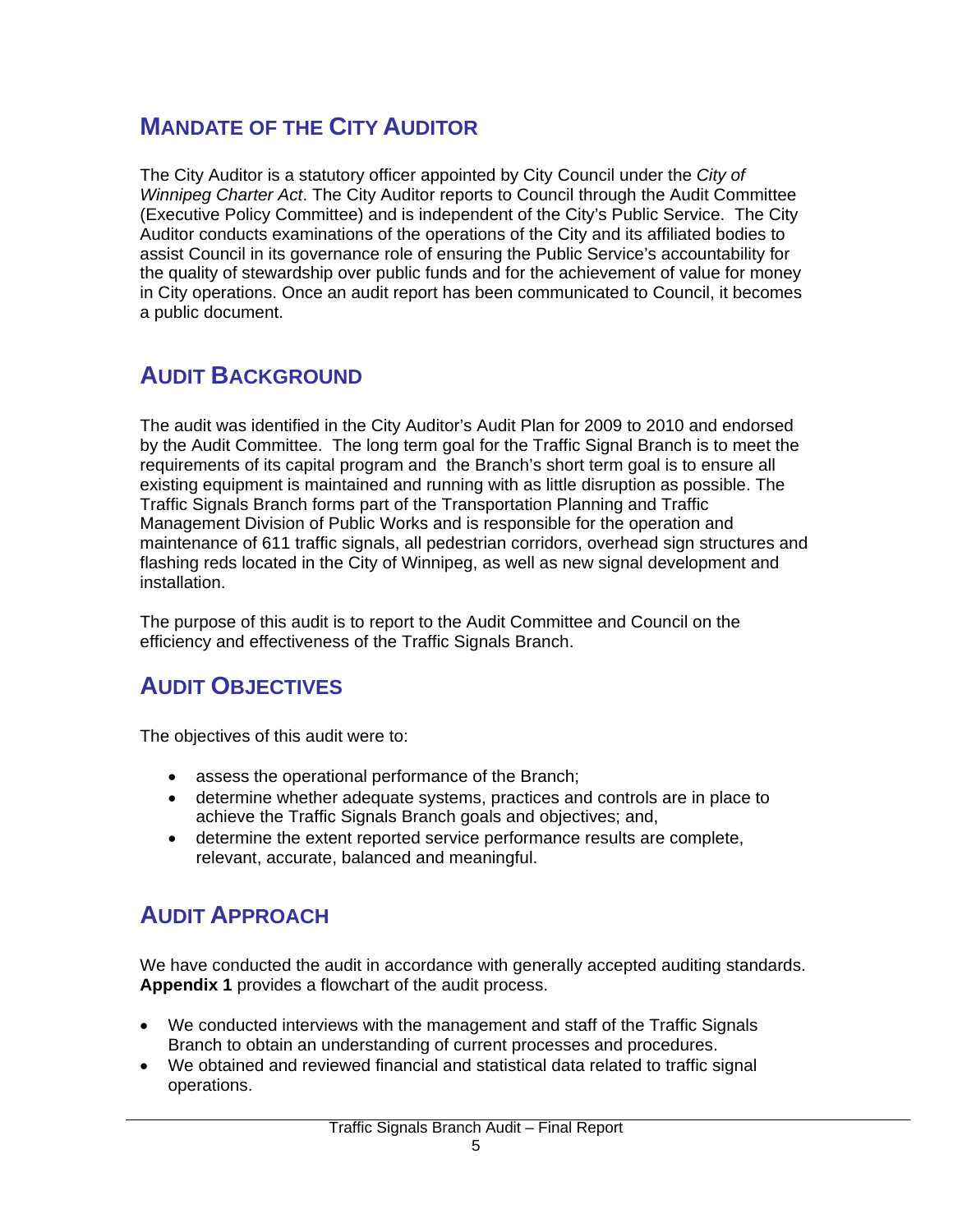## MANDATE OF THE CITY AUDITOR

The City Auditor is a statutory officer appointed by City Council under the *City of Winnipeg Charter Act*. The City Auditor reports to Council through the Audit Committee (Executive Policy Committee) and is independent of the City's Public Service. The City Auditor conducts examinations of the operations of the City and its affiliated bodies to assist Council in its governance role of ensuring the Public Service's accountability for the quality of stewardship over public funds and for the achievement of value for money in City operations. Once an audit report has been communicated to Council, it becomes a public document.

## AUDIT BACKGROUND

The audit was identified in the City Auditor's Audit Plan for 2009 to 2010 and endorsed by the Audit Committee. The long term goal for the Traffic Signal Branch is to meet the requirements of its capital program and the Branch's short term goal is to ensure all existing equipment is maintained and running with as little disruption as possible. The Traffic Signals Branch forms part of the Transportation Planning and Traffic Management Division of Public Works and is responsible for the operation and maintenance of 611 traffic signals, all pedestrian corridors, overhead sign structures and flashing reds located in the City of Winnipeg, as well as new signal development and installation.

The purpose of this audit is to report to the Audit Committee and Council on the efficiency and effectiveness of the Traffic Signals Branch.

## AUDIT OBJECTIVES

The objectives of this audit were to:

- assess the operational performance of the Branch;
- determine whether adequate systems, practices and controls are in place to achieve the Traffic Signals Branch goals and objectives; and,
- determine the extent reported service performance results are complete, relevant, accurate, balanced and meaningful.

## AUDIT APPROACH

We have conducted the audit in accordance with generally accepted auditing standards. **Appendix 1** provides a flowchart of the audit process.

- We conducted interviews with the management and staff of the Traffic Signals Branch to obtain an understanding of current processes and procedures.
- We obtained and reviewed financial and statistical data related to traffic signal operations.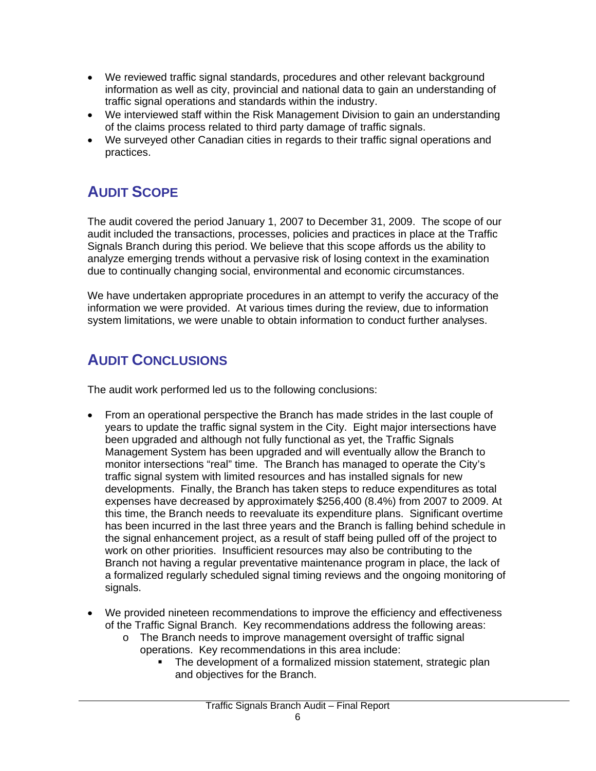- We reviewed traffic signal standards, procedures and other relevant background information as well as city, provincial and national data to gain an understanding of traffic signal operations and standards within the industry.
- We interviewed staff within the Risk Management Division to gain an understanding of the claims process related to third party damage of traffic signals.
- We surveyed other Canadian cities in regards to their traffic signal operations and practices.

## AUDIT SCOPE

The audit covered the period January 1, 2007 to December 31, 2009. The scope of our audit included the transactions, processes, policies and practices in place at the Traffic Signals Branch during this period. We believe that this scope affords us the ability to analyze emerging trends without a pervasive risk of losing context in the examination due to continually changing social, environmental and economic circumstances.

We have undertaken appropriate procedures in an attempt to verify the accuracy of the information we were provided. At various times during the review, due to information system limitations, we were unable to obtain information to conduct further analyses.

## AUDIT CONCLUSIONS

The audit work performed led us to the following conclusions:

- From an operational perspective the Branch has made strides in the last couple of years to update the traffic signal system in the City. Eight major intersections have been upgraded and although not fully functional as yet, the Traffic Signals Management System has been upgraded and will eventually allow the Branch to monitor intersections "real" time. The Branch has managed to operate the City's traffic signal system with limited resources and has installed signals for new developments. Finally, the Branch has taken steps to reduce expenditures as total expenses have decreased by approximately $256,400 (8.4%) from 2007 to 2009. At this time, the Branch needs to reevaluate its expenditure plans. Significant overtime has been incurred in the last three years and the Branch is falling behind schedule in the signal enhancement project, as a result of staff being pulled off of the project to work on other priorities. Insufficient resources may also be contributing to the Branch not having a regular preventative maintenance program in place, the lack of a formalized regularly scheduled signal timing reviews and the ongoing monitoring of signals.

- We provided nineteen recommendations to improve the efficiency and effectiveness of the Traffic Signal Branch. Key recommendations address the following areas:
    - The Branch needs to improve management oversight of traffic signal operations. Key recommendations in this area include:
        - The development of a formalized mission statement, strategic plan and objectives for the Branch.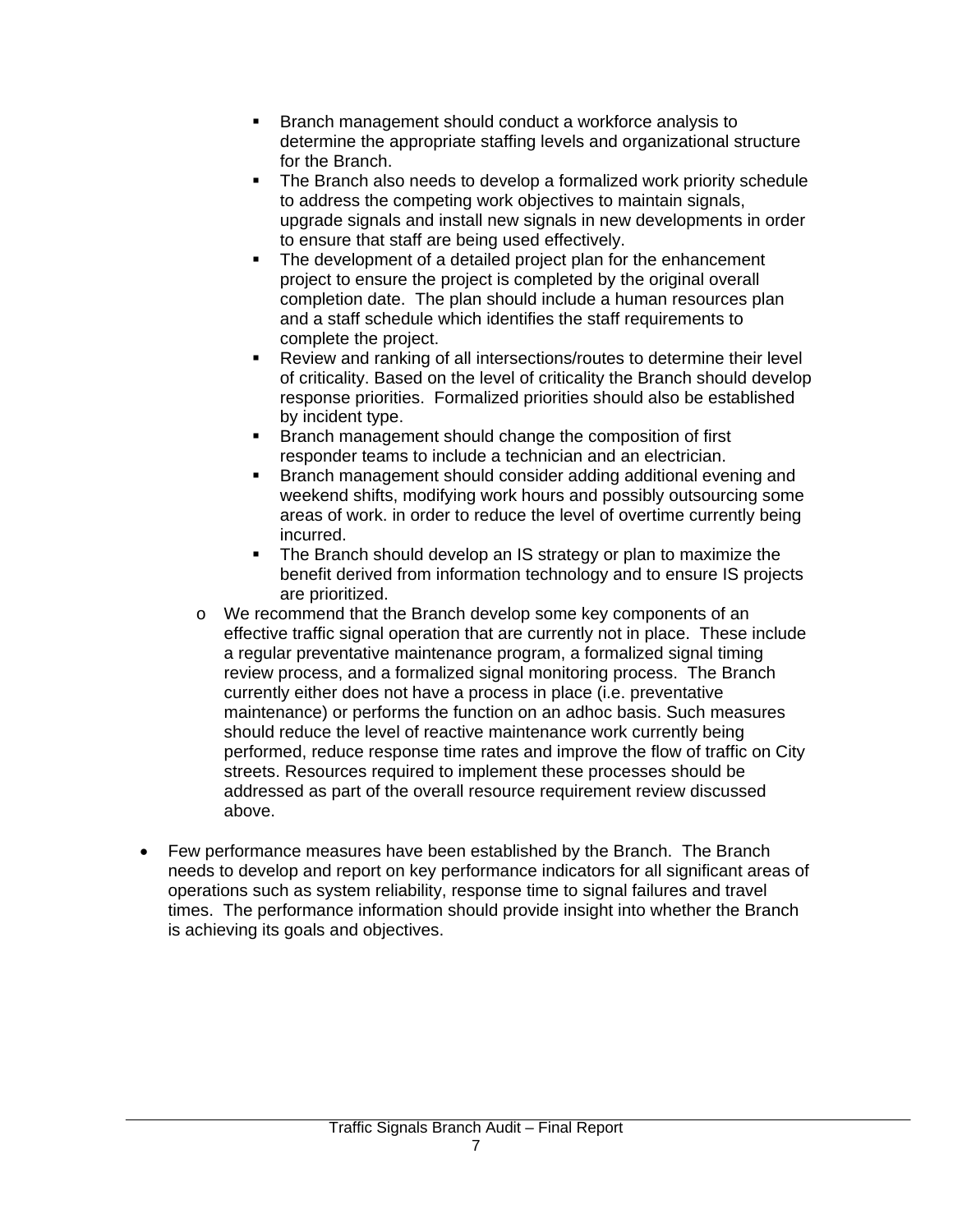- Branch management should conduct a workforce analysis to determine the appropriate staffing levels and organizational structure for the Branch.
    - The Branch also needs to develop a formalized work priority schedule to address the competing work objectives to maintain signals, upgrade signals and install new signals in new developments in order to ensure that staff are being used effectively.
    - The development of a detailed project plan for the enhancement project to ensure the project is completed by the original overall completion date. The plan should include a human resources plan and a staff schedule which identifies the staff requirements to complete the project.
    - Review and ranking of all intersections/routes to determine their level of criticality. Based on the level of criticality the Branch should develop response priorities. Formalized priorities should also be established by incident type.
    - Branch management should change the composition of first responder teams to include a technician and an electrician.
    - Branch management should consider adding additional evening and weekend shifts, modifying work hours and possibly outsourcing some areas of work. in order to reduce the level of overtime currently being incurred.
    - The Branch should develop an IS strategy or plan to maximize the benefit derived from information technology and to ensure IS projects are prioritized.
  - We recommend that the Branch develop some key components of an effective traffic signal operation that are currently not in place. These include a regular preventative maintenance program, a formalized signal timing review process, and a formalized signal monitoring process. The Branch currently either does not have a process in place (i.e. preventative maintenance) or performs the function on an adhoc basis. Such measures should reduce the level of reactive maintenance work currently being performed, reduce response time rates and improve the flow of traffic on City streets. Resources required to implement these processes should be addressed as part of the overall resource requirement review discussed above.

- Few performance measures have been established by the Branch. The Branch needs to develop and report on key performance indicators for all significant areas of operations such as system reliability, response time to signal failures and travel times. The performance information should provide insight into whether the Branch is achieving its goals and objectives.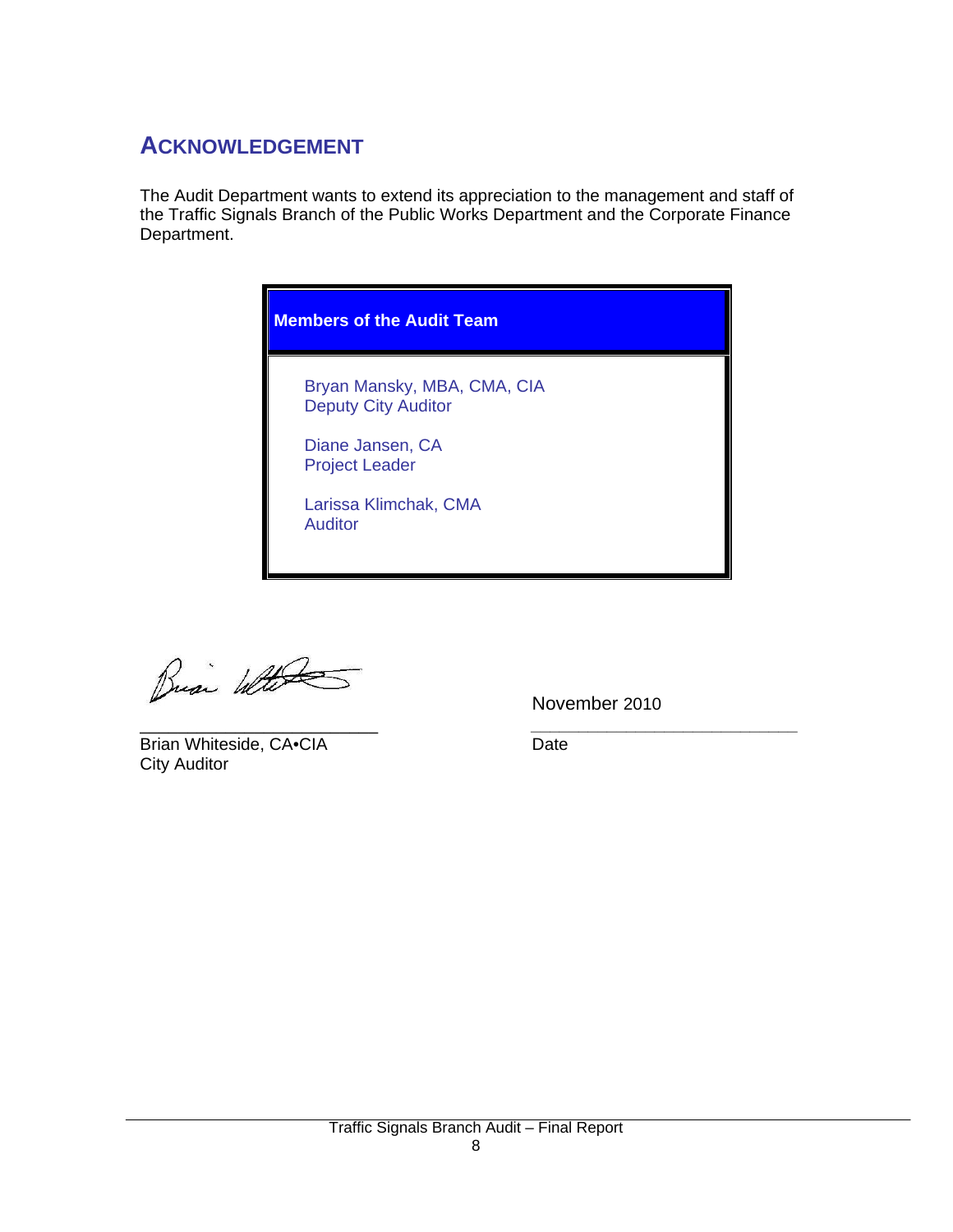## ACKNOWLEDGEMENT

The Audit Department wants to extend its appreciation to the management and staff of the Traffic Signals Branch of the Public Works Department and the Corporate Finance Department.

| Members of the Audit Team |
| --- |
| Bryan Mansky, MBA, CMA, CIA<br>Deputy City Auditor<br><br>Diane Jansen, CA<br>Project Leader<br><br>Larissa Klimchak, CMA<br>Auditor |

Brian Whiteside, CA•CIA
City Auditor

November 2010
Date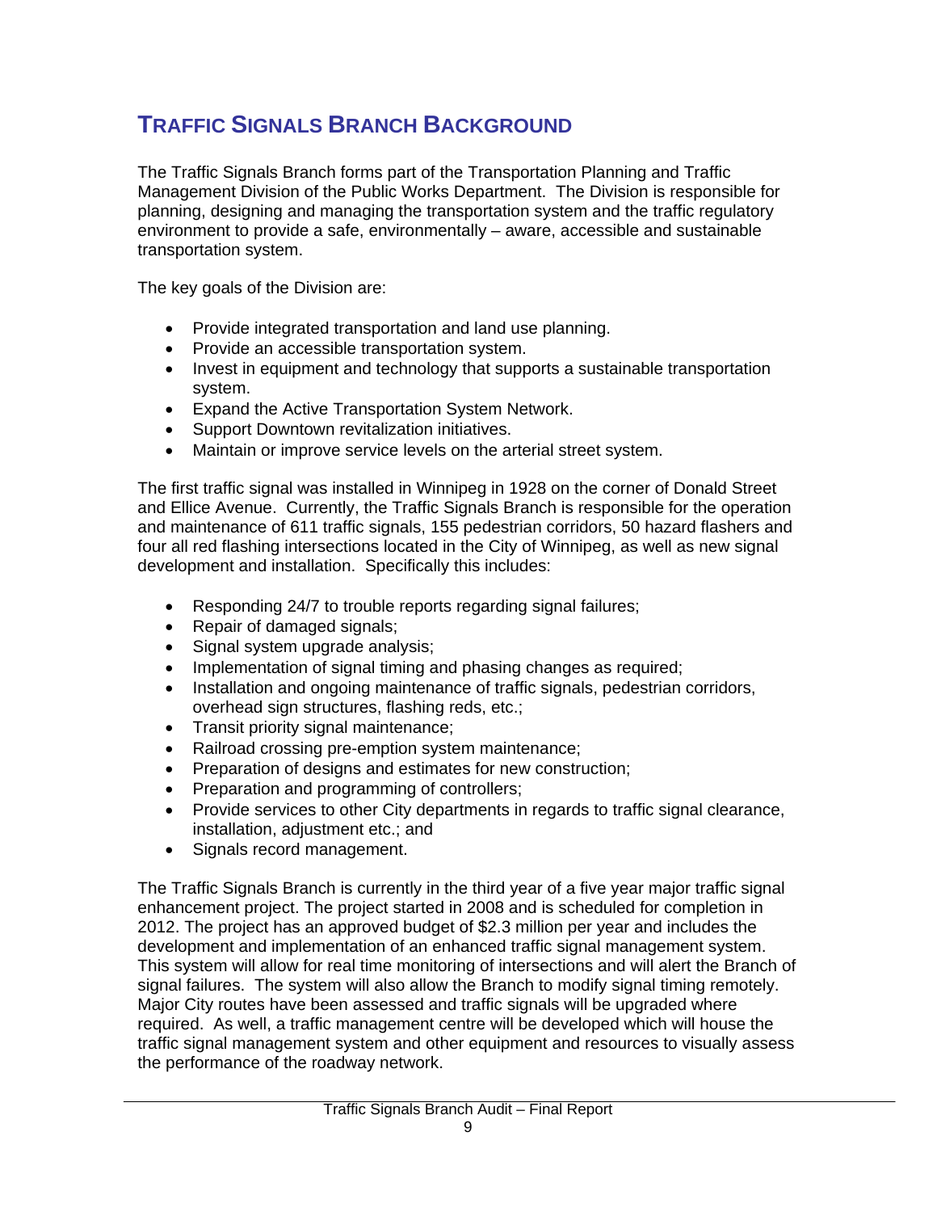# TRAFFIC SIGNALS BRANCH BACKGROUND

The Traffic Signals Branch forms part of the Transportation Planning and Traffic Management Division of the Public Works Department. The Division is responsible for planning, designing and managing the transportation system and the traffic regulatory environment to provide a safe, environmentally – aware, accessible and sustainable transportation system.

The key goals of the Division are:

- Provide integrated transportation and land use planning.
- Provide an accessible transportation system.
- Invest in equipment and technology that supports a sustainable transportation system.
- Expand the Active Transportation System Network.
- Support Downtown revitalization initiatives.
- Maintain or improve service levels on the arterial street system.

The first traffic signal was installed in Winnipeg in 1928 on the corner of Donald Street and Ellice Avenue. Currently, the Traffic Signals Branch is responsible for the operation and maintenance of 611 traffic signals, 155 pedestrian corridors, 50 hazard flashers and four all red flashing intersections located in the City of Winnipeg, as well as new signal development and installation. Specifically this includes:

- Responding 24/7 to trouble reports regarding signal failures;
- Repair of damaged signals;
- Signal system upgrade analysis;
- Implementation of signal timing and phasing changes as required;
- Installation and ongoing maintenance of traffic signals, pedestrian corridors, overhead sign structures, flashing reds, etc.;
- Transit priority signal maintenance;
- Railroad crossing pre-emption system maintenance;
- Preparation of designs and estimates for new construction;
- Preparation and programming of controllers;
- Provide services to other City departments in regards to traffic signal clearance, installation, adjustment etc.; and
- Signals record management.

The Traffic Signals Branch is currently in the third year of a five year major traffic signal enhancement project. The project started in 2008 and is scheduled for completion in 2012. The project has an approved budget of $2.3 million per year and includes the development and implementation of an enhanced traffic signal management system. This system will allow for real time monitoring of intersections and will alert the Branch of signal failures. The system will also allow the Branch to modify signal timing remotely. Major City routes have been assessed and traffic signals will be upgraded where required. As well, a traffic management centre will be developed which will house the traffic signal management system and other equipment and resources to visually assess the performance of the roadway network.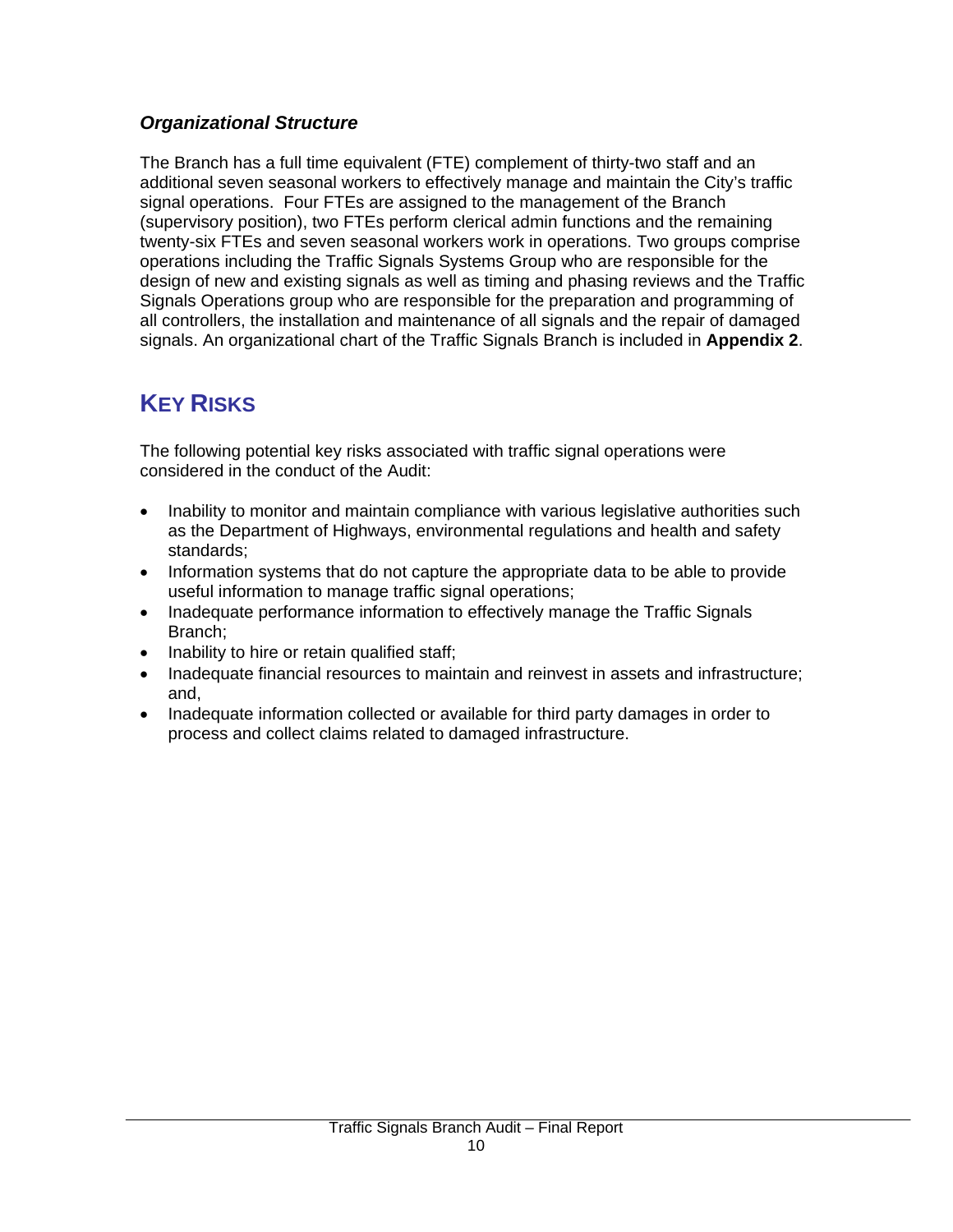### *Organizational Structure*

The Branch has a full time equivalent (FTE) complement of thirty-two staff and an additional seven seasonal workers to effectively manage and maintain the City's traffic signal operations. Four FTEs are assigned to the management of the Branch (supervisory position), two FTEs perform clerical admin functions and the remaining twenty-six FTEs and seven seasonal workers work in operations. Two groups comprise operations including the Traffic Signals Systems Group who are responsible for the design of new and existing signals as well as timing and phasing reviews and the Traffic Signals Operations group who are responsible for the preparation and programming of all controllers, the installation and maintenance of all signals and the repair of damaged signals. An organizational chart of the Traffic Signals Branch is included in **Appendix 2**.

## KEY RISKS

The following potential key risks associated with traffic signal operations were considered in the conduct of the Audit:

- Inability to monitor and maintain compliance with various legislative authorities such as the Department of Highways, environmental regulations and health and safety standards;
- Information systems that do not capture the appropriate data to be able to provide useful information to manage traffic signal operations;
- Inadequate performance information to effectively manage the Traffic Signals Branch;
- Inability to hire or retain qualified staff;
- Inadequate financial resources to maintain and reinvest in assets and infrastructure; and,
- Inadequate information collected or available for third party damages in order to process and collect claims related to damaged infrastructure.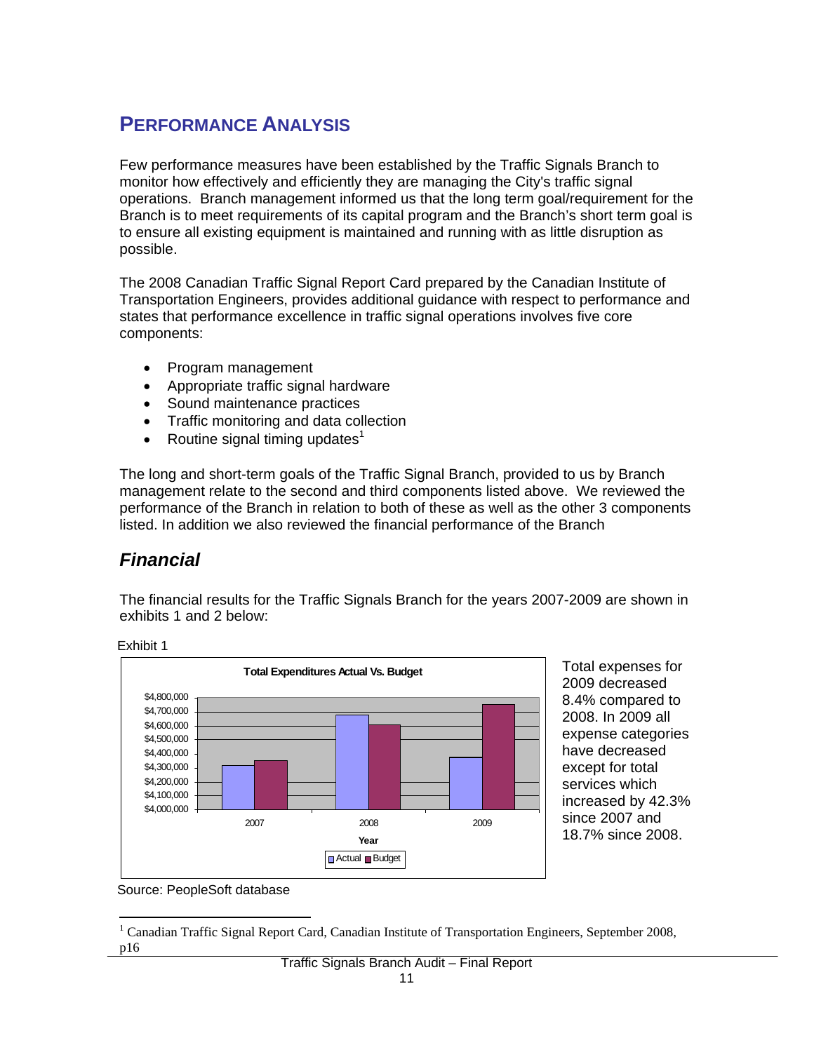## PERFORMANCE ANALYSIS

Few performance measures have been established by the Traffic Signals Branch to monitor how effectively and efficiently they are managing the City's traffic signal operations. Branch management informed us that the long term goal/requirement for the Branch is to meet requirements of its capital program and the Branch's short term goal is to ensure all existing equipment is maintained and running with as little disruption as possible.

The 2008 Canadian Traffic Signal Report Card prepared by the Canadian Institute of Transportation Engineers, provides additional guidance with respect to performance and states that performance excellence in traffic signal operations involves five core components:

- Program management
- Appropriate traffic signal hardware
- Sound maintenance practices
- Traffic monitoring and data collection
- Routine signal timing updates[1]

The long and short-term goals of the Traffic Signal Branch, provided to us by Branch management relate to the second and third components listed above. We reviewed the performance of the Branch in relation to both of these as well as the other 3 components listed. In addition we also reviewed the financial performance of the Branch

### *Financial*

The financial results for the Traffic Signals Branch for the years 2007-2009 are shown in exhibits 1 and 2 below:

Exhibit 1

**Total Expenditures Actual Vs. Budget**

Source: PeopleSoft database

Total expenses for 2009 decreased 8.4% compared to 2008. In 2009 all expense categories have decreased except for total services which increased by 42.3% since 2007 and 18.7% since 2008.

[1] Canadian Traffic Signal Report Card, Canadian Institute of Transportation Engineers, September 2008, p16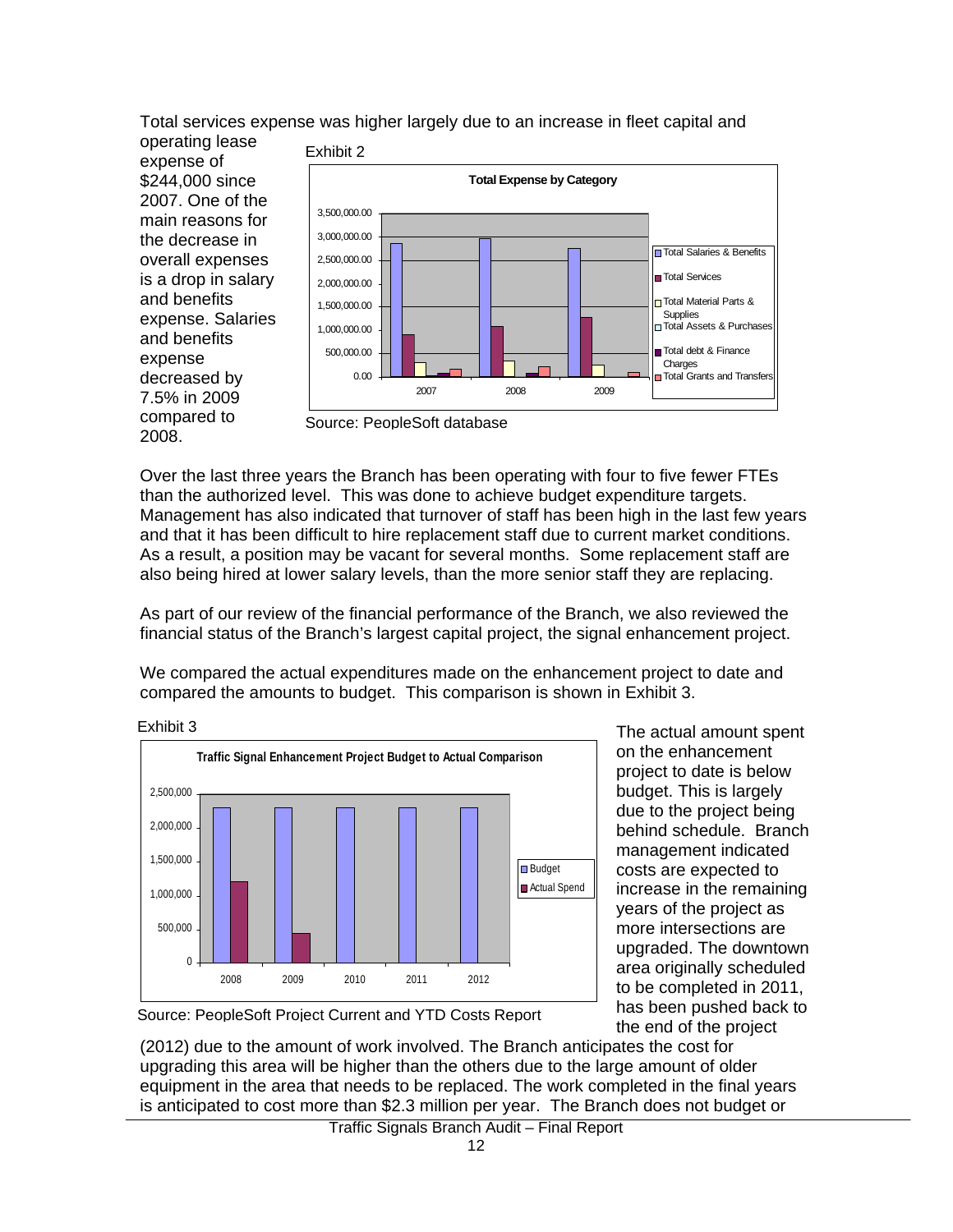Total services expense was higher largely due to an increase in fleet capital and operating lease expense of $244,000 since 2007. One of the main reasons for the decrease in overall expenses is a drop in salary and benefits expense. Salaries and benefits expense decreased by 7.5% in 2009 compared to 2008.

Exhibit 2

Source: PeopleSoft database

Over the last three years the Branch has been operating with four to five fewer FTEs than the authorized level. This was done to achieve budget expenditure targets. Management has also indicated that turnover of staff has been high in the last few years and that it has been difficult to hire replacement staff due to current market conditions. As a result, a position may be vacant for several months. Some replacement staff are also being hired at lower salary levels, than the more senior staff they are replacing.

As part of our review of the financial performance of the Branch, we also reviewed the financial status of the Branch's largest capital project, the signal enhancement project.

We compared the actual expenditures made on the enhancement project to date and compared the amounts to budget. This comparison is shown in Exhibit 3.

Exhibit 3

Source: PeopleSoft Project Current and YTD Costs Report

The actual amount spent on the enhancement project to date is below budget. This is largely due to the project being behind schedule. Branch management indicated costs are expected to increase in the remaining years of the project as more intersections are upgraded. The downtown area originally scheduled to be completed in 2011, has been pushed back to the end of the project (2012) due to the amount of work involved. The Branch anticipates the cost for upgrading this area will be higher than the others due to the large amount of older equipment in the area that needs to be replaced. The work completed in the final years is anticipated to cost more than $2.3 million per year. The Branch does not budget or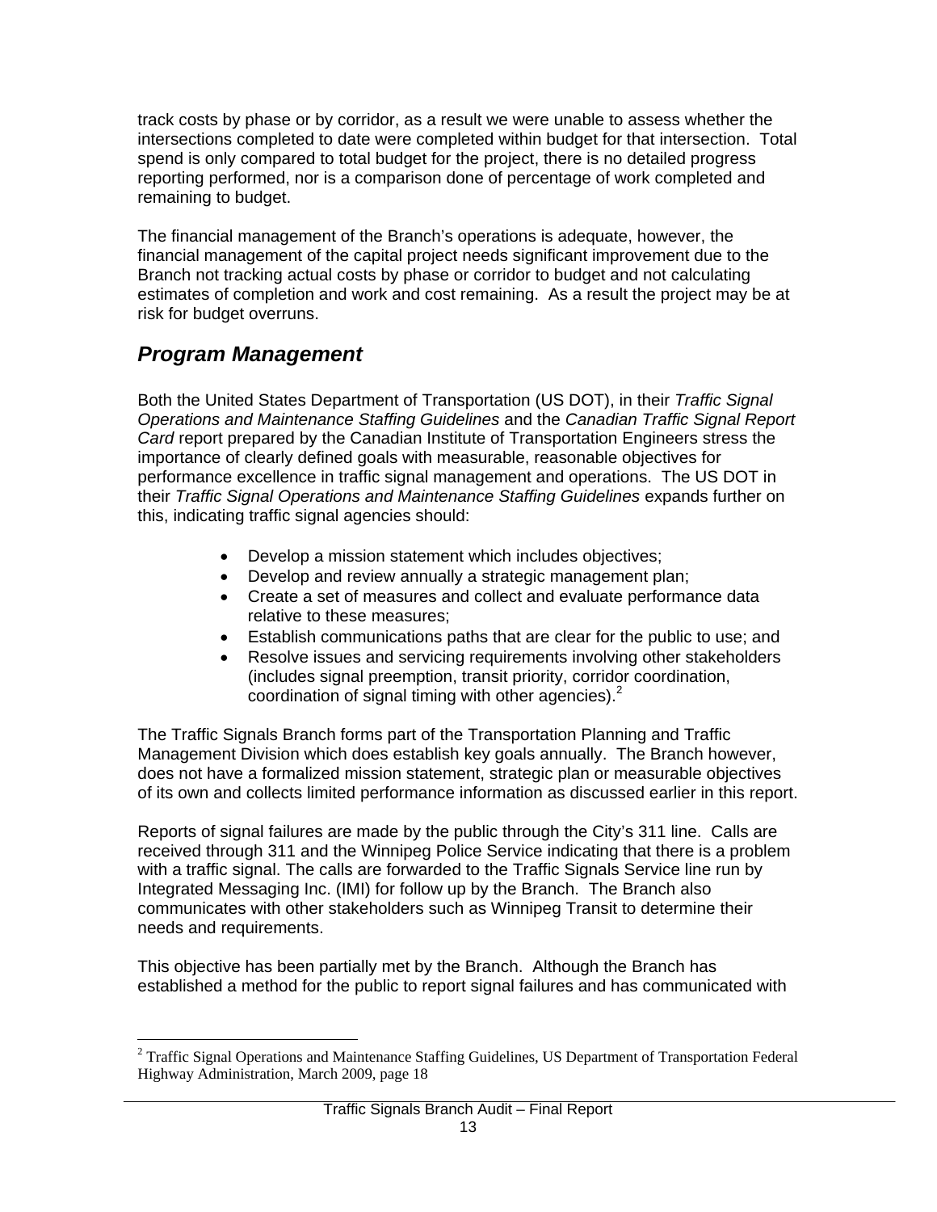track costs by phase or by corridor, as a result we were unable to assess whether the intersections completed to date were completed within budget for that intersection. Total spend is only compared to total budget for the project, there is no detailed progress reporting performed, nor is a comparison done of percentage of work completed and remaining to budget.

The financial management of the Branch's operations is adequate, however, the financial management of the capital project needs significant improvement due to the Branch not tracking actual costs by phase or corridor to budget and not calculating estimates of completion and work and cost remaining. As a result the project may be at risk for budget overruns.

## *Program Management*

Both the United States Department of Transportation (US DOT), in their *Traffic Signal Operations and Maintenance Staffing Guidelines* and the *Canadian Traffic Signal Report Card* report prepared by the Canadian Institute of Transportation Engineers stress the importance of clearly defined goals with measurable, reasonable objectives for performance excellence in traffic signal management and operations. The US DOT in their *Traffic Signal Operations and Maintenance Staffing Guidelines* expands further on this, indicating traffic signal agencies should:

- Develop a mission statement which includes objectives;
- Develop and review annually a strategic management plan;
- Create a set of measures and collect and evaluate performance data relative to these measures;
- Establish communications paths that are clear for the public to use; and
- Resolve issues and servicing requirements involving other stakeholders (includes signal preemption, transit priority, corridor coordination, coordination of signal timing with other agencies).[2]

The Traffic Signals Branch forms part of the Transportation Planning and Traffic Management Division which does establish key goals annually. The Branch however, does not have a formalized mission statement, strategic plan or measurable objectives of its own and collects limited performance information as discussed earlier in this report.

Reports of signal failures are made by the public through the City's 311 line. Calls are received through 311 and the Winnipeg Police Service indicating that there is a problem with a traffic signal. The calls are forwarded to the Traffic Signals Service line run by Integrated Messaging Inc. (IMI) for follow up by the Branch. The Branch also communicates with other stakeholders such as Winnipeg Transit to determine their needs and requirements.

This objective has been partially met by the Branch. Although the Branch has established a method for the public to report signal failures and has communicated with

[2] Traffic Signal Operations and Maintenance Staffing Guidelines, US Department of Transportation Federal Highway Administration, March 2009, page 18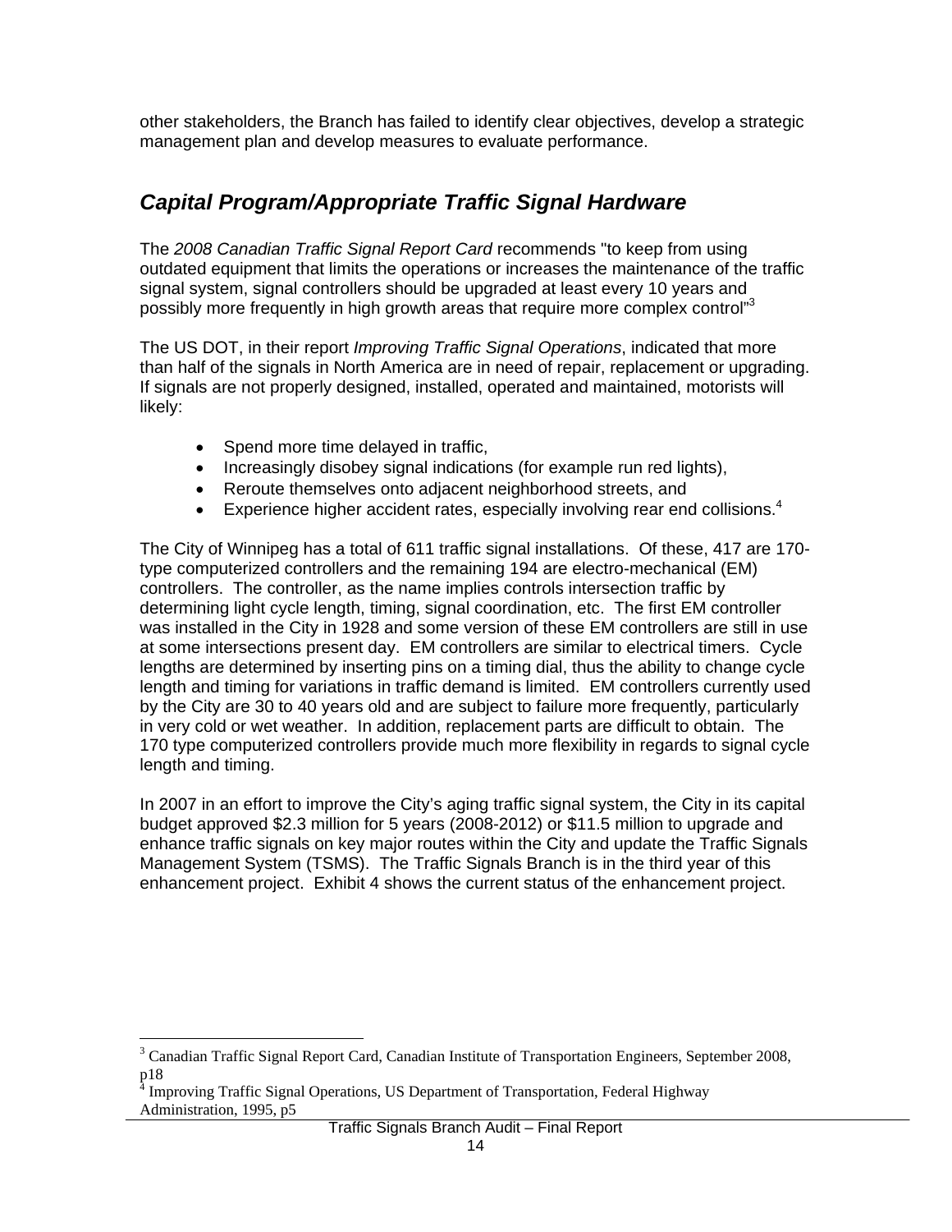other stakeholders, the Branch has failed to identify clear objectives, develop a strategic management plan and develop measures to evaluate performance.

## *Capital Program/Appropriate Traffic Signal Hardware*

The *2008 Canadian Traffic Signal Report Card* recommends "to keep from using outdated equipment that limits the operations or increases the maintenance of the traffic signal system, signal controllers should be upgraded at least every 10 years and possibly more frequently in high growth areas that require more complex control"[3]

The US DOT, in their report *Improving Traffic Signal Operations*, indicated that more than half of the signals in North America are in need of repair, replacement or upgrading. If signals are not properly designed, installed, operated and maintained, motorists will likely:

- Spend more time delayed in traffic,
- Increasingly disobey signal indications (for example run red lights),
- Reroute themselves onto adjacent neighborhood streets, and
- Experience higher accident rates, especially involving rear end collisions.[4]

The City of Winnipeg has a total of 611 traffic signal installations. Of these, 417 are 170-type computerized controllers and the remaining 194 are electro-mechanical (EM) controllers. The controller, as the name implies controls intersection traffic by determining light cycle length, timing, signal coordination, etc. The first EM controller was installed in the City in 1928 and some version of these EM controllers are still in use at some intersections present day. EM controllers are similar to electrical timers. Cycle lengths are determined by inserting pins on a timing dial, thus the ability to change cycle length and timing for variations in traffic demand is limited. EM controllers currently used by the City are 30 to 40 years old and are subject to failure more frequently, particularly in very cold or wet weather. In addition, replacement parts are difficult to obtain. The 170 type computerized controllers provide much more flexibility in regards to signal cycle length and timing.

In 2007 in an effort to improve the City's aging traffic signal system, the City in its capital budget approved $2.3 million for 5 years (2008-2012) or $11.5 million to upgrade and enhance traffic signals on key major routes within the City and update the Traffic Signals Management System (TSMS). The Traffic Signals Branch is in the third year of this enhancement project. Exhibit 4 shows the current status of the enhancement project.

---

[3] Canadian Traffic Signal Report Card, Canadian Institute of Transportation Engineers, September 2008, p18

[4] Improving Traffic Signal Operations, US Department of Transportation, Federal Highway Administration, 1995, p5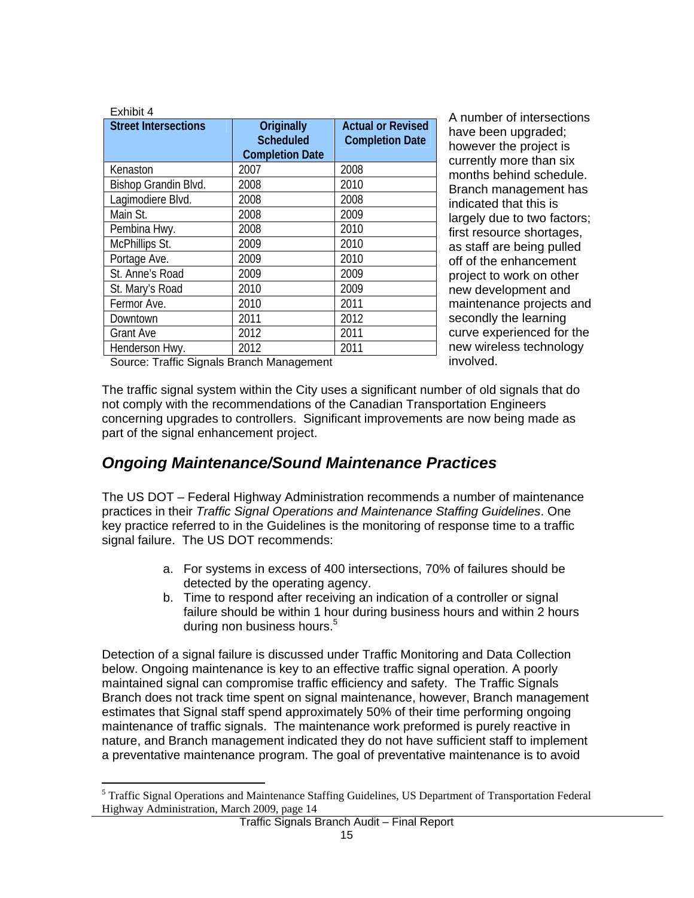Exhibit 4

| Street Intersections | Originally Scheduled Completion Date | Actual or Revised Completion Date |
|---|---|---|
| Kenaston | 2007 | 2008 |
| Bishop Grandin Blvd. | 2008 | 2010 |
| Lagimodiere Blvd. | 2008 | 2008 |
| Main St. | 2008 | 2009 |
| Pembina Hwy. | 2008 | 2010 |
| McPhillips St. | 2009 | 2010 |
| Portage Ave. | 2009 | 2010 |
| St. Anne's Road | 2009 | 2009 |
| St. Mary's Road | 2010 | 2009 |
| Fermor Ave. | 2010 | 2011 |
| Downtown | 2011 | 2012 |
| Grant Ave | 2012 | 2011 |
| Henderson Hwy. | 2012 | 2011 |

Source: Traffic Signals Branch Management

A number of intersections have been upgraded; however the project is currently more than six months behind schedule. Branch management has indicated that this is largely due to two factors; first resource shortages, as staff are being pulled off of the enhancement project to work on other new development and maintenance projects and secondly the learning curve experienced for the new wireless technology involved.

The traffic signal system within the City uses a significant number of old signals that do not comply with the recommendations of the Canadian Transportation Engineers concerning upgrades to controllers. Significant improvements are now being made as part of the signal enhancement project.

## *Ongoing Maintenance/Sound Maintenance Practices*

The US DOT – Federal Highway Administration recommends a number of maintenance practices in their *Traffic Signal Operations and Maintenance Staffing Guidelines*. One key practice referred to in the Guidelines is the monitoring of response time to a traffic signal failure. The US DOT recommends:

a. For systems in excess of 400 intersections, 70% of failures should be detected by the operating agency.
b. Time to respond after receiving an indication of a controller or signal failure should be within 1 hour during business hours and within 2 hours during non business hours.[5]

Detection of a signal failure is discussed under Traffic Monitoring and Data Collection below. Ongoing maintenance is key to an effective traffic signal operation. A poorly maintained signal can compromise traffic efficiency and safety. The Traffic Signals Branch does not track time spent on signal maintenance, however, Branch management estimates that Signal staff spend approximately 50% of their time performing ongoing maintenance of traffic signals. The maintenance work preformed is purely reactive in nature, and Branch management indicated they do not have sufficient staff to implement a preventative maintenance program. The goal of preventative maintenance is to avoid

[5] Traffic Signal Operations and Maintenance Staffing Guidelines, US Department of Transportation Federal Highway Administration, March 2009, page 14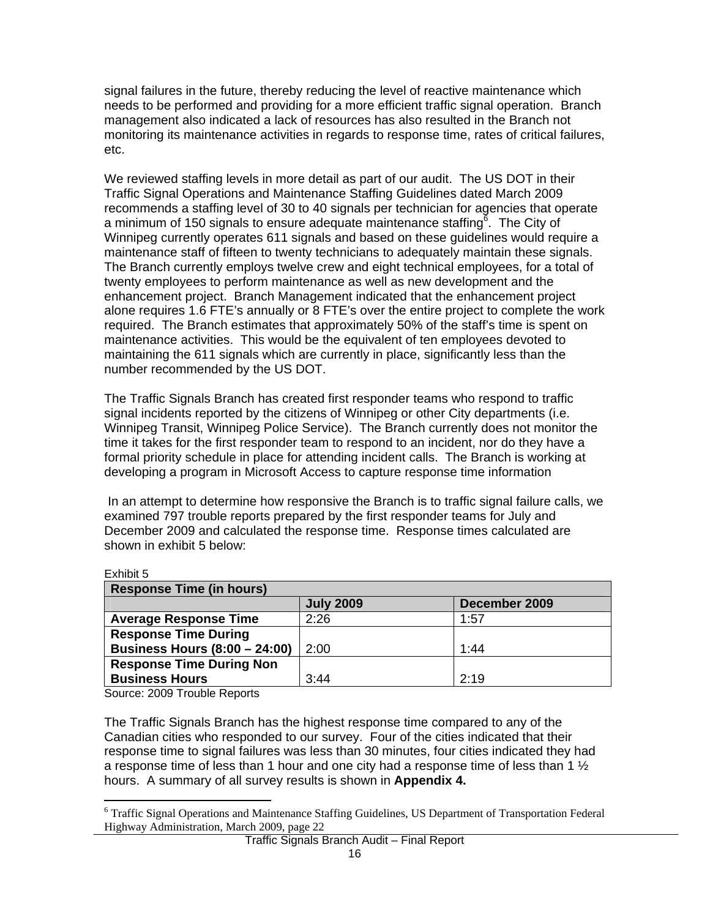signal failures in the future, thereby reducing the level of reactive maintenance which needs to be performed and providing for a more efficient traffic signal operation. Branch management also indicated a lack of resources has also resulted in the Branch not monitoring its maintenance activities in regards to response time, rates of critical failures, etc.

We reviewed staffing levels in more detail as part of our audit. The US DOT in their Traffic Signal Operations and Maintenance Staffing Guidelines dated March 2009 recommends a staffing level of 30 to 40 signals per technician for agencies that operate a minimum of 150 signals to ensure adequate maintenance staffing[6]. The City of Winnipeg currently operates 611 signals and based on these guidelines would require a maintenance staff of fifteen to twenty technicians to adequately maintain these signals. The Branch currently employs twelve crew and eight technical employees, for a total of twenty employees to perform maintenance as well as new development and the enhancement project. Branch Management indicated that the enhancement project alone requires 1.6 FTE's annually or 8 FTE's over the entire project to complete the work required. The Branch estimates that approximately 50% of the staff's time is spent on maintenance activities. This would be the equivalent of ten employees devoted to maintaining the 611 signals which are currently in place, significantly less than the number recommended by the US DOT.

The Traffic Signals Branch has created first responder teams who respond to traffic signal incidents reported by the citizens of Winnipeg or other City departments (i.e. Winnipeg Transit, Winnipeg Police Service). The Branch currently does not monitor the time it takes for the first responder team to respond to an incident, nor do they have a formal priority schedule in place for attending incident calls. The Branch is working at developing a program in Microsoft Access to capture response time information

In an attempt to determine how responsive the Branch is to traffic signal failure calls, we examined 797 trouble reports prepared by the first responder teams for July and December 2009 and calculated the response time. Response times calculated are shown in exhibit 5 below:

Exhibit 5

| **Response Time (in hours)** | | |
|---|---|---|
| | **July 2009** | **December 2009** |
| **Average Response Time** | 2:26 | 1:57 |
| **Response Time During Business Hours (8:00 – 24:00)** | 2:00 | 1:44 |
| **Response Time During Non Business Hours** | 3:44 | 2:19 |

Source: 2009 Trouble Reports

The Traffic Signals Branch has the highest response time compared to any of the Canadian cities who responded to our survey. Four of the cities indicated that their response time to signal failures was less than 30 minutes, four cities indicated they had a response time of less than 1 hour and one city had a response time of less than 1 ½ hours. A summary of all survey results is shown in **Appendix 4.**

---

[6] Traffic Signal Operations and Maintenance Staffing Guidelines, US Department of Transportation Federal Highway Administration, March 2009, page 22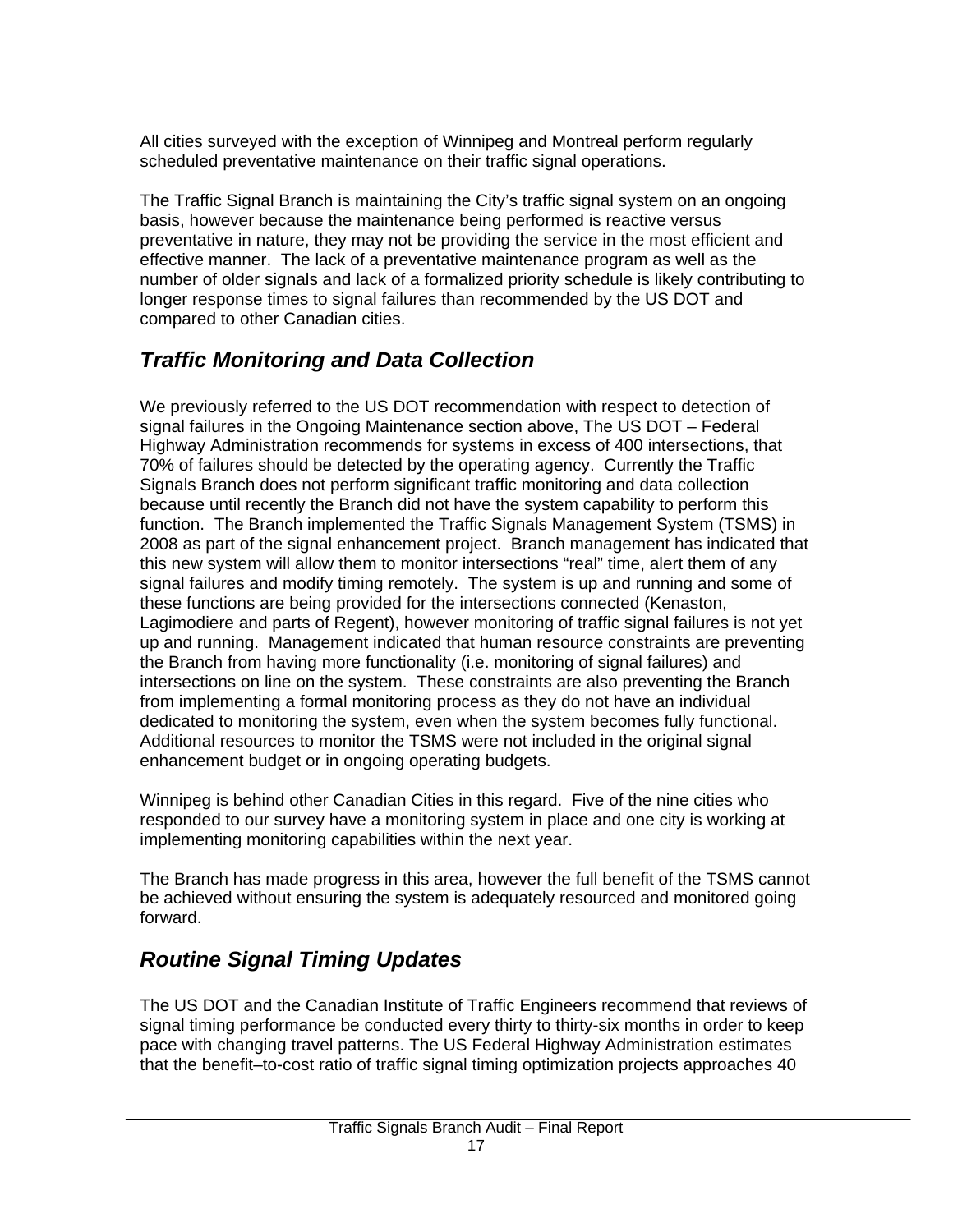All cities surveyed with the exception of Winnipeg and Montreal perform regularly scheduled preventative maintenance on their traffic signal operations.

The Traffic Signal Branch is maintaining the City's traffic signal system on an ongoing basis, however because the maintenance being performed is reactive versus preventative in nature, they may not be providing the service in the most efficient and effective manner. The lack of a preventative maintenance program as well as the number of older signals and lack of a formalized priority schedule is likely contributing to longer response times to signal failures than recommended by the US DOT and compared to other Canadian cities.

## *Traffic Monitoring and Data Collection*

We previously referred to the US DOT recommendation with respect to detection of signal failures in the Ongoing Maintenance section above, The US DOT – Federal Highway Administration recommends for systems in excess of 400 intersections, that 70% of failures should be detected by the operating agency. Currently the Traffic Signals Branch does not perform significant traffic monitoring and data collection because until recently the Branch did not have the system capability to perform this function. The Branch implemented the Traffic Signals Management System (TSMS) in 2008 as part of the signal enhancement project. Branch management has indicated that this new system will allow them to monitor intersections "real" time, alert them of any signal failures and modify timing remotely. The system is up and running and some of these functions are being provided for the intersections connected (Kenaston, Lagimodiere and parts of Regent), however monitoring of traffic signal failures is not yet up and running. Management indicated that human resource constraints are preventing the Branch from having more functionality (i.e. monitoring of signal failures) and intersections on line on the system. These constraints are also preventing the Branch from implementing a formal monitoring process as they do not have an individual dedicated to monitoring the system, even when the system becomes fully functional. Additional resources to monitor the TSMS were not included in the original signal enhancement budget or in ongoing operating budgets.

Winnipeg is behind other Canadian Cities in this regard. Five of the nine cities who responded to our survey have a monitoring system in place and one city is working at implementing monitoring capabilities within the next year.

The Branch has made progress in this area, however the full benefit of the TSMS cannot be achieved without ensuring the system is adequately resourced and monitored going forward.

## *Routine Signal Timing Updates*

The US DOT and the Canadian Institute of Traffic Engineers recommend that reviews of signal timing performance be conducted every thirty to thirty-six months in order to keep pace with changing travel patterns. The US Federal Highway Administration estimates that the benefit–to-cost ratio of traffic signal timing optimization projects approaches 40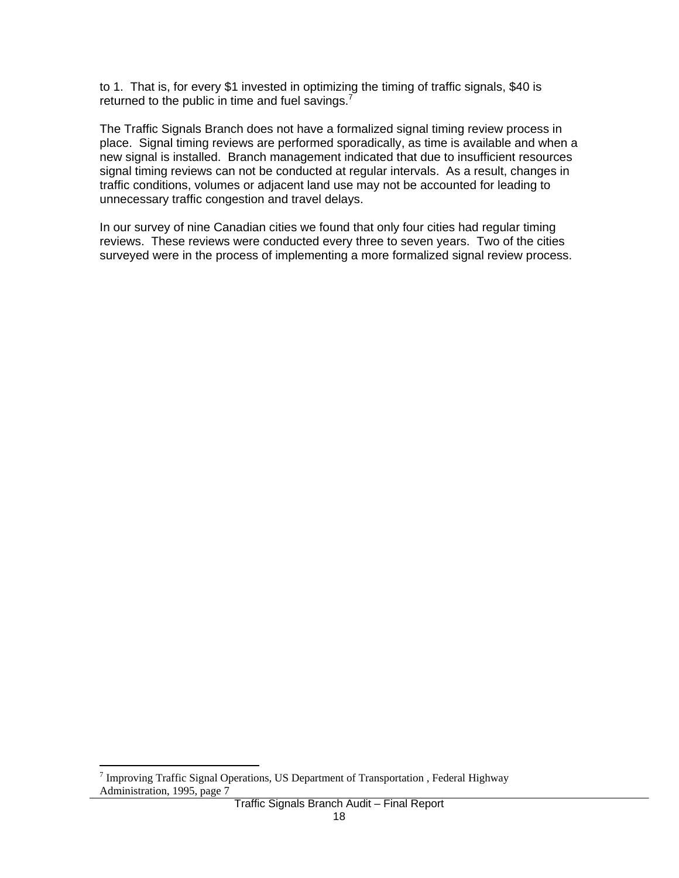to 1. That is, for every $1 invested in optimizing the timing of traffic signals, $40 is returned to the public in time and fuel savings.[7]

The Traffic Signals Branch does not have a formalized signal timing review process in place. Signal timing reviews are performed sporadically, as time is available and when a new signal is installed. Branch management indicated that due to insufficient resources signal timing reviews can not be conducted at regular intervals. As a result, changes in traffic conditions, volumes or adjacent land use may not be accounted for leading to unnecessary traffic congestion and travel delays.

In our survey of nine Canadian cities we found that only four cities had regular timing reviews. These reviews were conducted every three to seven years. Two of the cities surveyed were in the process of implementing a more formalized signal review process.

---

[7] Improving Traffic Signal Operations, US Department of Transportation , Federal Highway Administration, 1995, page 7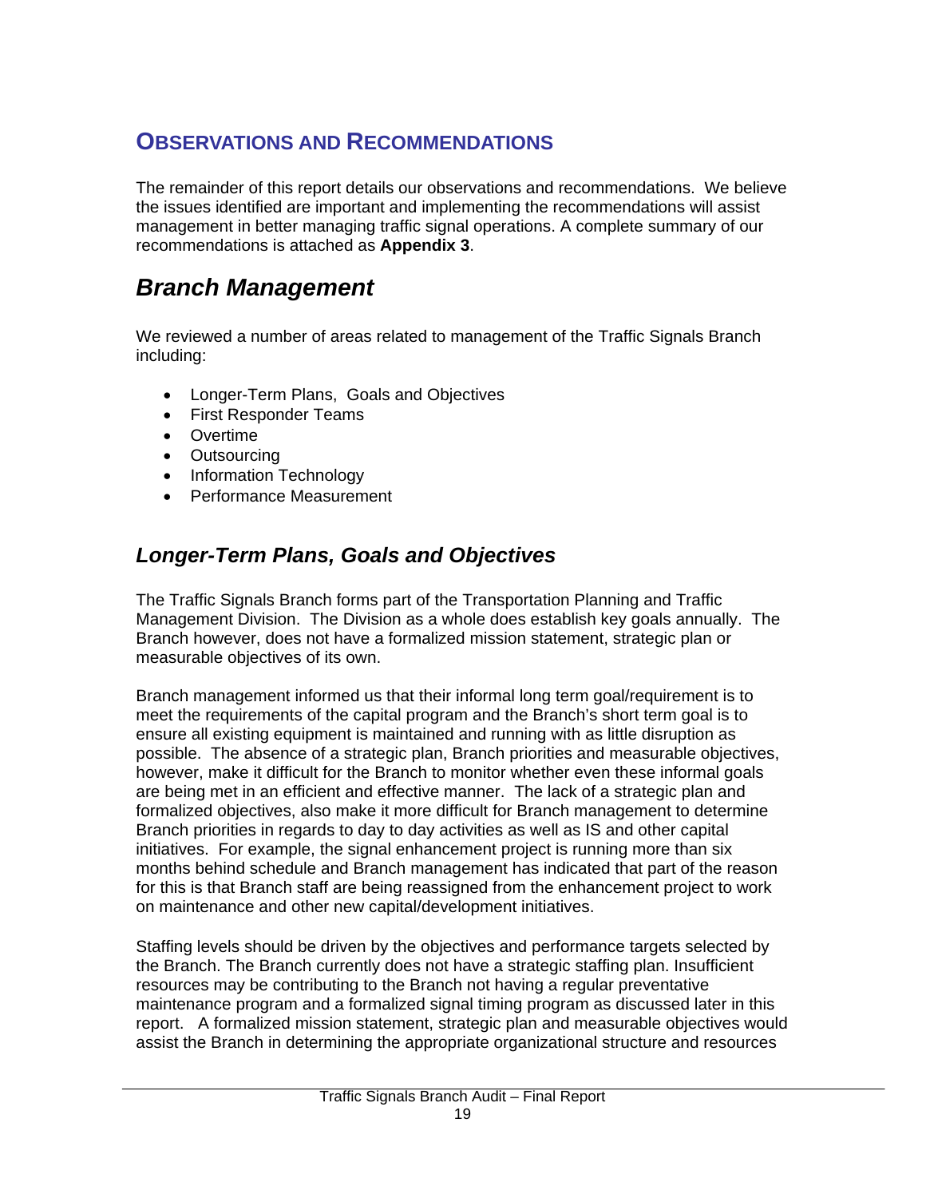## OBSERVATIONS AND RECOMMENDATIONS

The remainder of this report details our observations and recommendations. We believe the issues identified are important and implementing the recommendations will assist management in better managing traffic signal operations. A complete summary of our recommendations is attached as **Appendix 3**.

# *Branch Management*

We reviewed a number of areas related to management of the Traffic Signals Branch including:

- Longer-Term Plans, Goals and Objectives
- First Responder Teams
- Overtime
- Outsourcing
- Information Technology
- Performance Measurement

## *Longer-Term Plans, Goals and Objectives*

The Traffic Signals Branch forms part of the Transportation Planning and Traffic Management Division. The Division as a whole does establish key goals annually. The Branch however, does not have a formalized mission statement, strategic plan or measurable objectives of its own.

Branch management informed us that their informal long term goal/requirement is to meet the requirements of the capital program and the Branch's short term goal is to ensure all existing equipment is maintained and running with as little disruption as possible. The absence of a strategic plan, Branch priorities and measurable objectives, however, make it difficult for the Branch to monitor whether even these informal goals are being met in an efficient and effective manner. The lack of a strategic plan and formalized objectives, also make it more difficult for Branch management to determine Branch priorities in regards to day to day activities as well as IS and other capital initiatives. For example, the signal enhancement project is running more than six months behind schedule and Branch management has indicated that part of the reason for this is that Branch staff are being reassigned from the enhancement project to work on maintenance and other new capital/development initiatives.

Staffing levels should be driven by the objectives and performance targets selected by the Branch. The Branch currently does not have a strategic staffing plan. Insufficient resources may be contributing to the Branch not having a regular preventative maintenance program and a formalized signal timing program as discussed later in this report. A formalized mission statement, strategic plan and measurable objectives would assist the Branch in determining the appropriate organizational structure and resources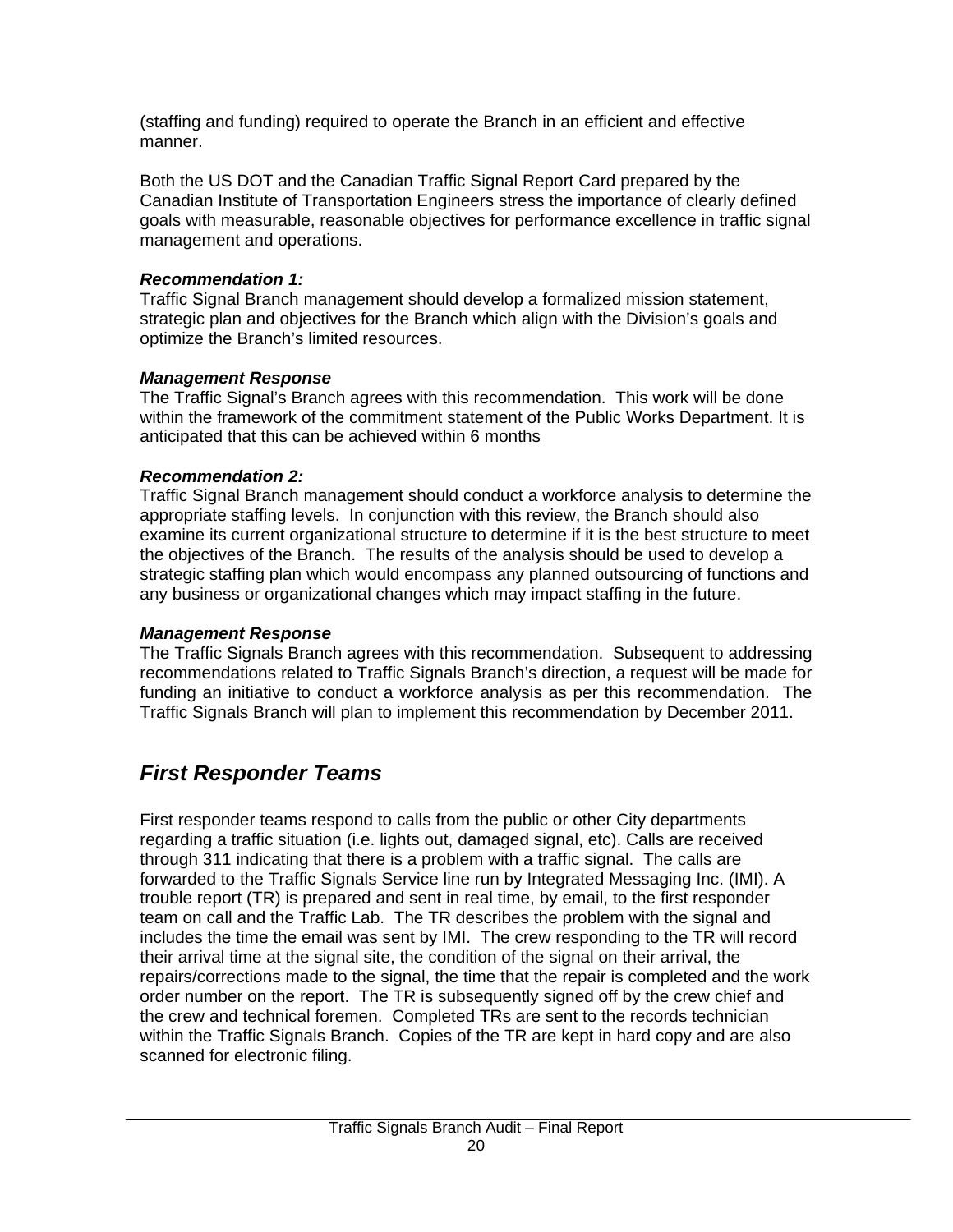(staffing and funding) required to operate the Branch in an efficient and effective manner.

Both the US DOT and the Canadian Traffic Signal Report Card prepared by the Canadian Institute of Transportation Engineers stress the importance of clearly defined goals with measurable, reasonable objectives for performance excellence in traffic signal management and operations.

***Recommendation 1:***
Traffic Signal Branch management should develop a formalized mission statement, strategic plan and objectives for the Branch which align with the Division's goals and optimize the Branch's limited resources.

***Management Response***
The Traffic Signal's Branch agrees with this recommendation. This work will be done within the framework of the commitment statement of the Public Works Department. It is anticipated that this can be achieved within 6 months

***Recommendation 2:***
Traffic Signal Branch management should conduct a workforce analysis to determine the appropriate staffing levels. In conjunction with this review, the Branch should also examine its current organizational structure to determine if it is the best structure to meet the objectives of the Branch. The results of the analysis should be used to develop a strategic staffing plan which would encompass any planned outsourcing of functions and any business or organizational changes which may impact staffing in the future.

***Management Response***
The Traffic Signals Branch agrees with this recommendation. Subsequent to addressing recommendations related to Traffic Signals Branch's direction, a request will be made for funding an initiative to conduct a workforce analysis as per this recommendation. The Traffic Signals Branch will plan to implement this recommendation by December 2011.

## *First Responder Teams*

First responder teams respond to calls from the public or other City departments regarding a traffic situation (i.e. lights out, damaged signal, etc). Calls are received through 311 indicating that there is a problem with a traffic signal. The calls are forwarded to the Traffic Signals Service line run by Integrated Messaging Inc. (IMI). A trouble report (TR) is prepared and sent in real time, by email, to the first responder team on call and the Traffic Lab. The TR describes the problem with the signal and includes the time the email was sent by IMI. The crew responding to the TR will record their arrival time at the signal site, the condition of the signal on their arrival, the repairs/corrections made to the signal, the time that the repair is completed and the work order number on the report. The TR is subsequently signed off by the crew chief and the crew and technical foremen. Completed TRs are sent to the records technician within the Traffic Signals Branch. Copies of the TR are kept in hard copy and are also scanned for electronic filing.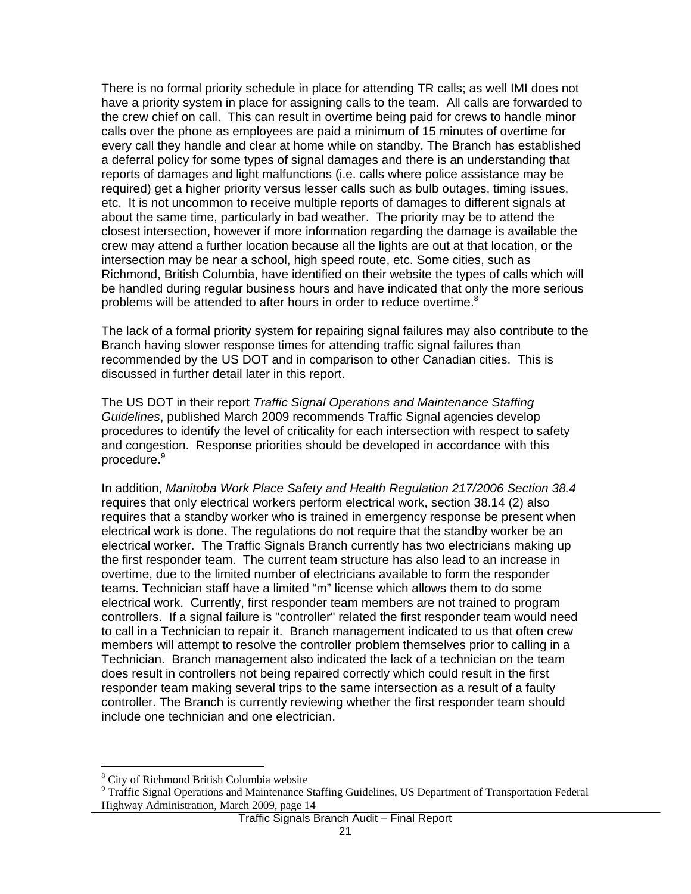There is no formal priority schedule in place for attending TR calls; as well IMI does not have a priority system in place for assigning calls to the team. All calls are forwarded to the crew chief on call. This can result in overtime being paid for crews to handle minor calls over the phone as employees are paid a minimum of 15 minutes of overtime for every call they handle and clear at home while on standby. The Branch has established a deferral policy for some types of signal damages and there is an understanding that reports of damages and light malfunctions (i.e. calls where police assistance may be required) get a higher priority versus lesser calls such as bulb outages, timing issues, etc. It is not uncommon to receive multiple reports of damages to different signals at about the same time, particularly in bad weather. The priority may be to attend the closest intersection, however if more information regarding the damage is available the crew may attend a further location because all the lights are out at that location, or the intersection may be near a school, high speed route, etc. Some cities, such as Richmond, British Columbia, have identified on their website the types of calls which will be handled during regular business hours and have indicated that only the more serious problems will be attended to after hours in order to reduce overtime.[8]

The lack of a formal priority system for repairing signal failures may also contribute to the Branch having slower response times for attending traffic signal failures than recommended by the US DOT and in comparison to other Canadian cities. This is discussed in further detail later in this report.

The US DOT in their report *Traffic Signal Operations and Maintenance Staffing Guidelines*, published March 2009 recommends Traffic Signal agencies develop procedures to identify the level of criticality for each intersection with respect to safety and congestion. Response priorities should be developed in accordance with this procedure.[9]

In addition, *Manitoba Work Place Safety and Health Regulation 217/2006 Section 38.4* requires that only electrical workers perform electrical work, section 38.14 (2) also requires that a standby worker who is trained in emergency response be present when electrical work is done. The regulations do not require that the standby worker be an electrical worker. The Traffic Signals Branch currently has two electricians making up the first responder team. The current team structure has also lead to an increase in overtime, due to the limited number of electricians available to form the responder teams. Technician staff have a limited "m" license which allows them to do some electrical work. Currently, first responder team members are not trained to program controllers. If a signal failure is "controller" related the first responder team would need to call in a Technician to repair it. Branch management indicated to us that often crew members will attempt to resolve the controller problem themselves prior to calling in a Technician. Branch management also indicated the lack of a technician on the team does result in controllers not being repaired correctly which could result in the first responder team making several trips to the same intersection as a result of a faulty controller. The Branch is currently reviewing whether the first responder team should include one technician and one electrician.

---

[8] City of Richmond British Columbia website

[9] Traffic Signal Operations and Maintenance Staffing Guidelines, US Department of Transportation Federal Highway Administration, March 2009, page 14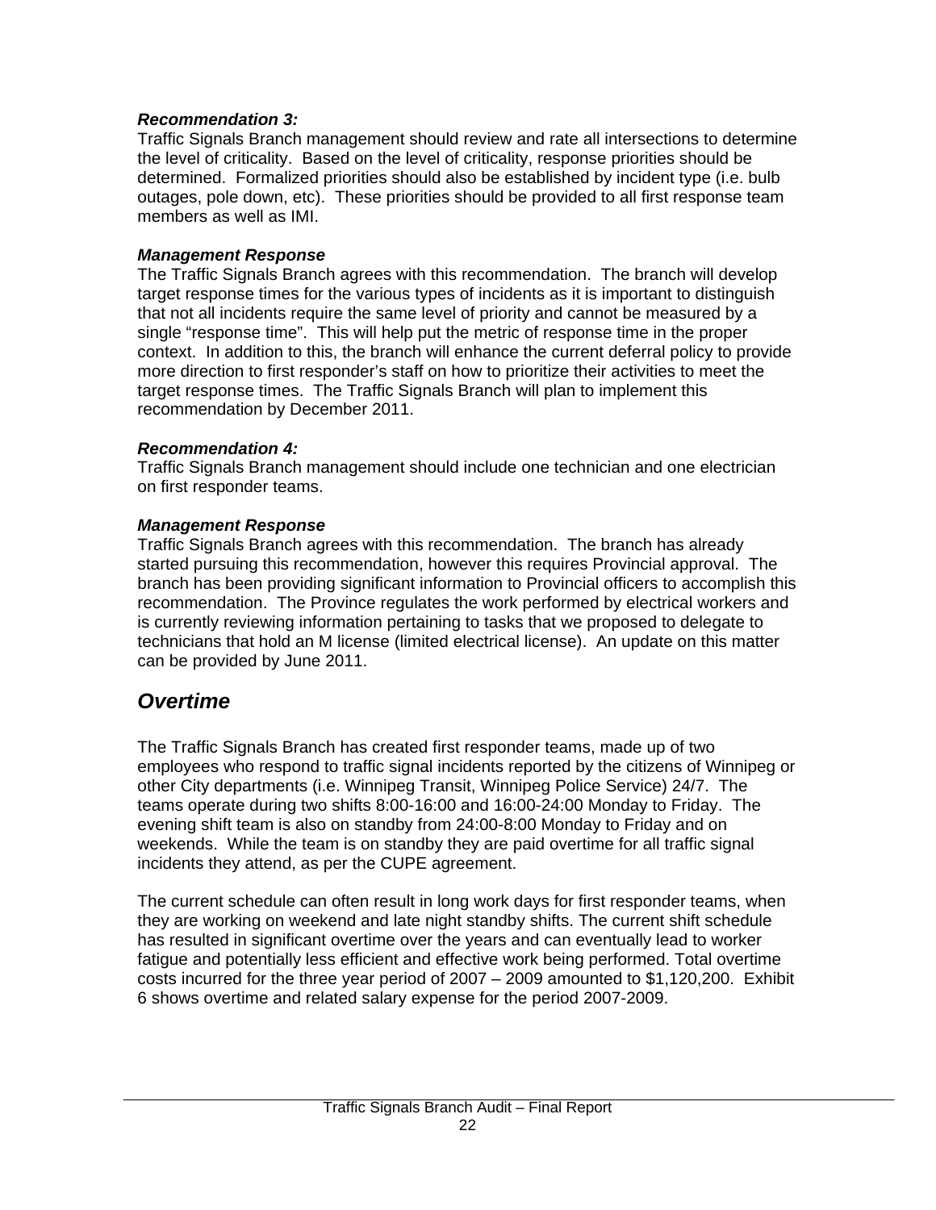***Recommendation 3:***
Traffic Signals Branch management should review and rate all intersections to determine the level of criticality. Based on the level of criticality, response priorities should be determined. Formalized priorities should also be established by incident type (i.e. bulb outages, pole down, etc). These priorities should be provided to all first response team members as well as IMI.

***Management Response***
The Traffic Signals Branch agrees with this recommendation. The branch will develop target response times for the various types of incidents as it is important to distinguish that not all incidents require the same level of priority and cannot be measured by a single "response time". This will help put the metric of response time in the proper context. In addition to this, the branch will enhance the current deferral policy to provide more direction to first responder's staff on how to prioritize their activities to meet the target response times. The Traffic Signals Branch will plan to implement this recommendation by December 2011.

***Recommendation 4:***
Traffic Signals Branch management should include one technician and one electrician on first responder teams.

***Management Response***
Traffic Signals Branch agrees with this recommendation. The branch has already started pursuing this recommendation, however this requires Provincial approval. The branch has been providing significant information to Provincial officers to accomplish this recommendation. The Province regulates the work performed by electrical workers and is currently reviewing information pertaining to tasks that we proposed to delegate to technicians that hold an M license (limited electrical license). An update on this matter can be provided by June 2011.

## *Overtime*

The Traffic Signals Branch has created first responder teams, made up of two employees who respond to traffic signal incidents reported by the citizens of Winnipeg or other City departments (i.e. Winnipeg Transit, Winnipeg Police Service) 24/7. The teams operate during two shifts 8:00-16:00 and 16:00-24:00 Monday to Friday. The evening shift team is also on standby from 24:00-8:00 Monday to Friday and on weekends. While the team is on standby they are paid overtime for all traffic signal incidents they attend, as per the CUPE agreement.

The current schedule can often result in long work days for first responder teams, when they are working on weekend and late night standby shifts. The current shift schedule has resulted in significant overtime over the years and can eventually lead to worker fatigue and potentially less efficient and effective work being performed. Total overtime costs incurred for the three year period of 2007 – 2009 amounted to $1,120,200. Exhibit 6 shows overtime and related salary expense for the period 2007-2009.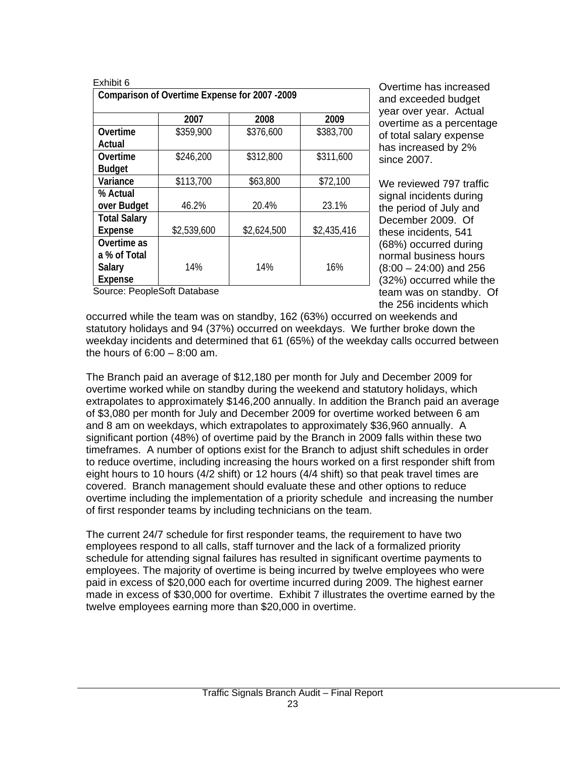Exhibit 6

| Comparison of Overtime Expense for 2007 -2009 | | | |
|---|---|---|---|
| | 2007 | 2008 | 2009 |
| Overtime Actual | $359,900 | $376,600 | $383,700 |
| Overtime Budget | $246,200 | $312,800 | $311,600 |
| Variance | $113,700 | $63,800 | $72,100 |
| % Actual over Budget | 46.2% | 20.4% | 23.1% |
| Total Salary Expense | $2,539,600 | $2,624,500 | $2,435,416 |
| Overtime as a % of Total Salary Expense | 14% | 14% | 16% |

Source: PeopleSoft Database

Overtime has increased and exceeded budget year over year. Actual overtime as a percentage of total salary expense has increased by 2% since 2007.

We reviewed 797 traffic signal incidents during the period of July and December 2009. Of these incidents, 541 (68%) occurred during normal business hours (8:00 – 24:00) and 256 (32%) occurred while the team was on standby. Of the 256 incidents which occurred while the team was on standby, 162 (63%) occurred on weekends and statutory holidays and 94 (37%) occurred on weekdays. We further broke down the weekday incidents and determined that 61 (65%) of the weekday calls occurred between the hours of 6:00 – 8:00 am.

The Branch paid an average of $12,180 per month for July and December 2009 for overtime worked while on standby during the weekend and statutory holidays, which extrapolates to approximately $146,200 annually. In addition the Branch paid an average of $3,080 per month for July and December 2009 for overtime worked between 6 am and 8 am on weekdays, which extrapolates to approximately $36,960 annually. A significant portion (48%) of overtime paid by the Branch in 2009 falls within these two timeframes. A number of options exist for the Branch to adjust shift schedules in order to reduce overtime, including increasing the hours worked on a first responder shift from eight hours to 10 hours (4/2 shift) or 12 hours (4/4 shift) so that peak travel times are covered. Branch management should evaluate these and other options to reduce overtime including the implementation of a priority schedule and increasing the number of first responder teams by including technicians on the team.

The current 24/7 schedule for first responder teams, the requirement to have two employees respond to all calls, staff turnover and the lack of a formalized priority schedule for attending signal failures has resulted in significant overtime payments to employees. The majority of overtime is being incurred by twelve employees who were paid in excess of $20,000 each for overtime incurred during 2009. The highest earner made in excess of $30,000 for overtime. Exhibit 7 illustrates the overtime earned by the twelve employees earning more than $20,000 in overtime.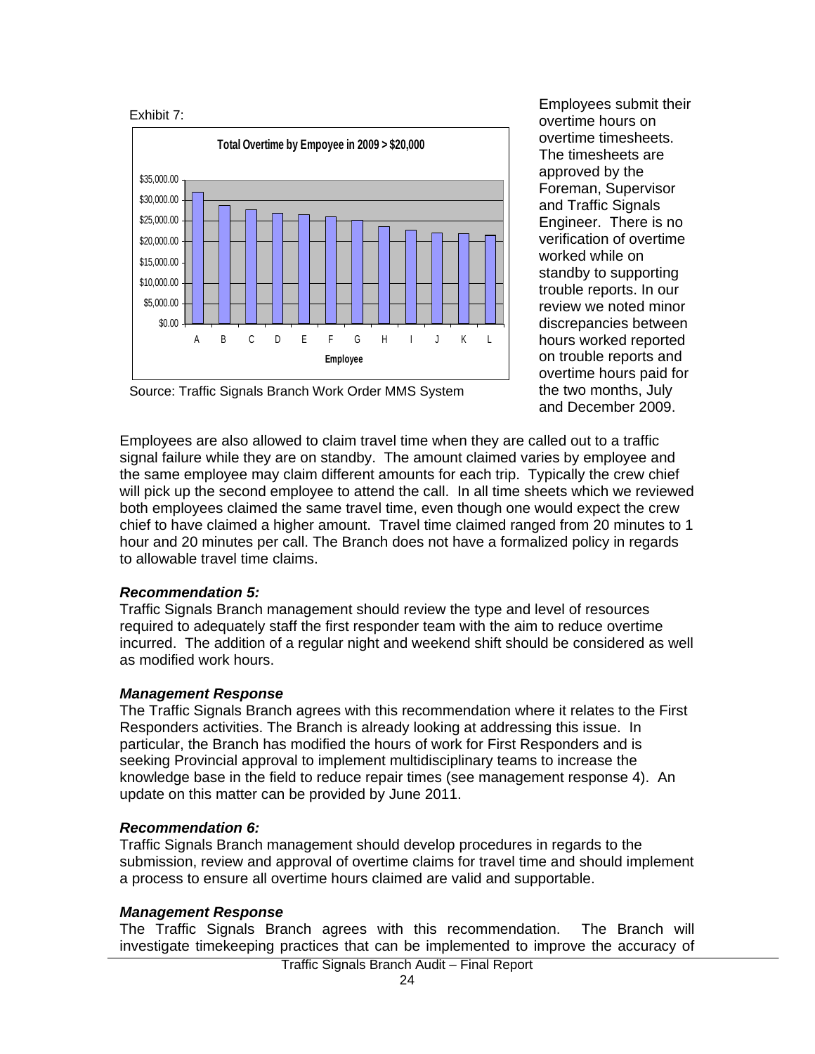Exhibit 7:

**Total Overtime by Empoyee in 2009 > $20,000**

Source: Traffic Signals Branch Work Order MMS System

Employees submit their overtime hours on overtime timesheets. The timesheets are approved by the Foreman, Supervisor and Traffic Signals Engineer. There is no verification of overtime worked while on standby to supporting trouble reports. In our review we noted minor discrepancies between hours worked reported on trouble reports and overtime hours paid for the two months, July and December 2009.

Employees are also allowed to claim travel time when they are called out to a traffic signal failure while they are on standby. The amount claimed varies by employee and the same employee may claim different amounts for each trip. Typically the crew chief will pick up the second employee to attend the call. In all time sheets which we reviewed both employees claimed the same travel time, even though one would expect the crew chief to have claimed a higher amount. Travel time claimed ranged from 20 minutes to 1 hour and 20 minutes per call. The Branch does not have a formalized policy in regards to allowable travel time claims.

***Recommendation 5:***

Traffic Signals Branch management should review the type and level of resources required to adequately staff the first responder team with the aim to reduce overtime incurred. The addition of a regular night and weekend shift should be considered as well as modified work hours.

***Management Response***

The Traffic Signals Branch agrees with this recommendation where it relates to the First Responders activities. The Branch is already looking at addressing this issue. In particular, the Branch has modified the hours of work for First Responders and is seeking Provincial approval to implement multidisciplinary teams to increase the knowledge base in the field to reduce repair times (see management response 4). An update on this matter can be provided by June 2011.

***Recommendation 6:***

Traffic Signals Branch management should develop procedures in regards to the submission, review and approval of overtime claims for travel time and should implement a process to ensure all overtime hours claimed are valid and supportable.

***Management Response***

The Traffic Signals Branch agrees with this recommendation. The Branch will investigate timekeeping practices that can be implemented to improve the accuracy of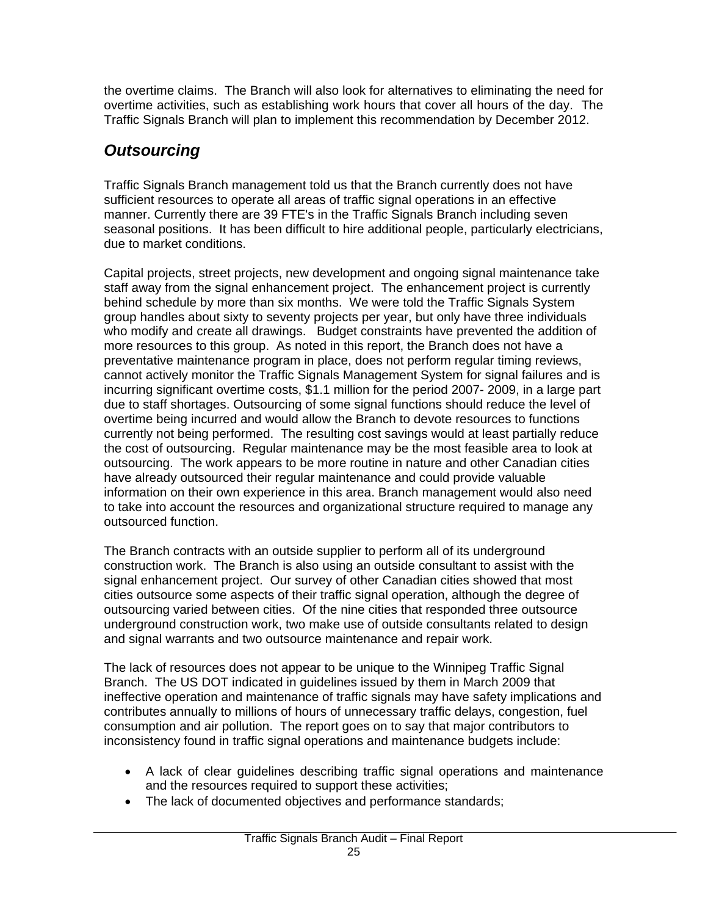the overtime claims. The Branch will also look for alternatives to eliminating the need for overtime activities, such as establishing work hours that cover all hours of the day. The Traffic Signals Branch will plan to implement this recommendation by December 2012.

## *Outsourcing*

Traffic Signals Branch management told us that the Branch currently does not have sufficient resources to operate all areas of traffic signal operations in an effective manner. Currently there are 39 FTE's in the Traffic Signals Branch including seven seasonal positions. It has been difficult to hire additional people, particularly electricians, due to market conditions.

Capital projects, street projects, new development and ongoing signal maintenance take staff away from the signal enhancement project. The enhancement project is currently behind schedule by more than six months. We were told the Traffic Signals System group handles about sixty to seventy projects per year, but only have three individuals who modify and create all drawings. Budget constraints have prevented the addition of more resources to this group. As noted in this report, the Branch does not have a preventative maintenance program in place, does not perform regular timing reviews, cannot actively monitor the Traffic Signals Management System for signal failures and is incurring significant overtime costs, $1.1 million for the period 2007- 2009, in a large part due to staff shortages. Outsourcing of some signal functions should reduce the level of overtime being incurred and would allow the Branch to devote resources to functions currently not being performed. The resulting cost savings would at least partially reduce the cost of outsourcing. Regular maintenance may be the most feasible area to look at outsourcing. The work appears to be more routine in nature and other Canadian cities have already outsourced their regular maintenance and could provide valuable information on their own experience in this area. Branch management would also need to take into account the resources and organizational structure required to manage any outsourced function.

The Branch contracts with an outside supplier to perform all of its underground construction work. The Branch is also using an outside consultant to assist with the signal enhancement project. Our survey of other Canadian cities showed that most cities outsource some aspects of their traffic signal operation, although the degree of outsourcing varied between cities. Of the nine cities that responded three outsource underground construction work, two make use of outside consultants related to design and signal warrants and two outsource maintenance and repair work.

The lack of resources does not appear to be unique to the Winnipeg Traffic Signal Branch. The US DOT indicated in guidelines issued by them in March 2009 that ineffective operation and maintenance of traffic signals may have safety implications and contributes annually to millions of hours of unnecessary traffic delays, congestion, fuel consumption and air pollution. The report goes on to say that major contributors to inconsistency found in traffic signal operations and maintenance budgets include:

- A lack of clear guidelines describing traffic signal operations and maintenance and the resources required to support these activities;
- The lack of documented objectives and performance standards;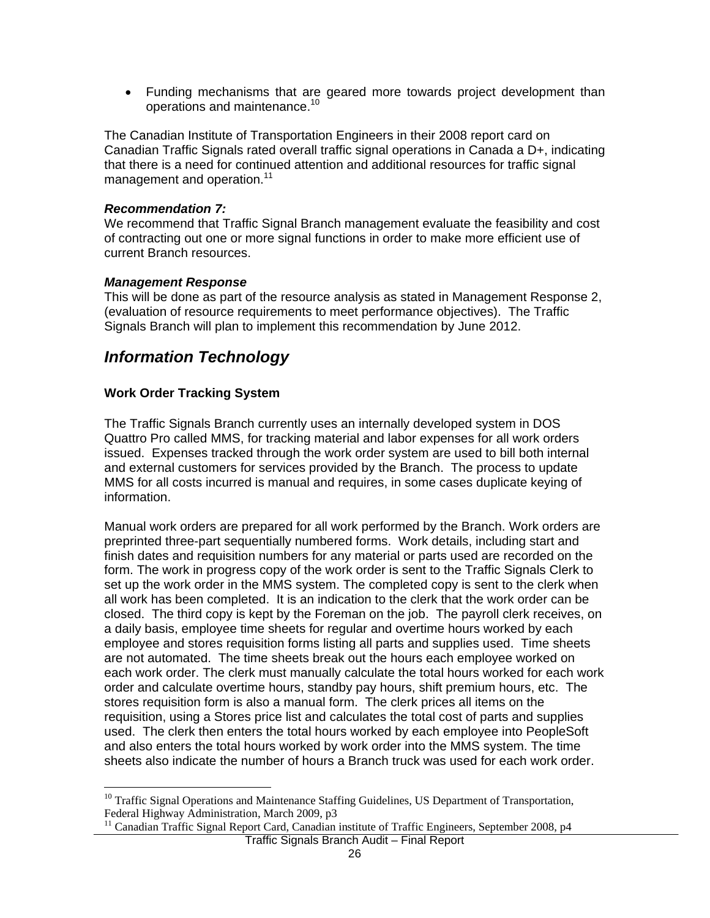- Funding mechanisms that are geared more towards project development than operations and maintenance.[10]

The Canadian Institute of Transportation Engineers in their 2008 report card on Canadian Traffic Signals rated overall traffic signal operations in Canada a D+, indicating that there is a need for continued attention and additional resources for traffic signal management and operation.[11]

***Recommendation 7:***
We recommend that Traffic Signal Branch management evaluate the feasibility and cost of contracting out one or more signal functions in order to make more efficient use of current Branch resources.

***Management Response***
This will be done as part of the resource analysis as stated in Management Response 2, (evaluation of resource requirements to meet performance objectives). The Traffic Signals Branch will plan to implement this recommendation by June 2012.

## *Information Technology*

### Work Order Tracking System

The Traffic Signals Branch currently uses an internally developed system in DOS Quattro Pro called MMS, for tracking material and labor expenses for all work orders issued. Expenses tracked through the work order system are used to bill both internal and external customers for services provided by the Branch. The process to update MMS for all costs incurred is manual and requires, in some cases duplicate keying of information.

Manual work orders are prepared for all work performed by the Branch. Work orders are preprinted three-part sequentially numbered forms. Work details, including start and finish dates and requisition numbers for any material or parts used are recorded on the form. The work in progress copy of the work order is sent to the Traffic Signals Clerk to set up the work order in the MMS system. The completed copy is sent to the clerk when all work has been completed. It is an indication to the clerk that the work order can be closed. The third copy is kept by the Foreman on the job. The payroll clerk receives, on a daily basis, employee time sheets for regular and overtime hours worked by each employee and stores requisition forms listing all parts and supplies used. Time sheets are not automated. The time sheets break out the hours each employee worked on each work order. The clerk must manually calculate the total hours worked for each work order and calculate overtime hours, standby pay hours, shift premium hours, etc. The stores requisition form is also a manual form. The clerk prices all items on the requisition, using a Stores price list and calculates the total cost of parts and supplies used. The clerk then enters the total hours worked by each employee into PeopleSoft and also enters the total hours worked by work order into the MMS system. The time sheets also indicate the number of hours a Branch truck was used for each work order.

---

[10] Traffic Signal Operations and Maintenance Staffing Guidelines, US Department of Transportation, Federal Highway Administration, March 2009, p3

[11] Canadian Traffic Signal Report Card, Canadian institute of Traffic Engineers, September 2008, p4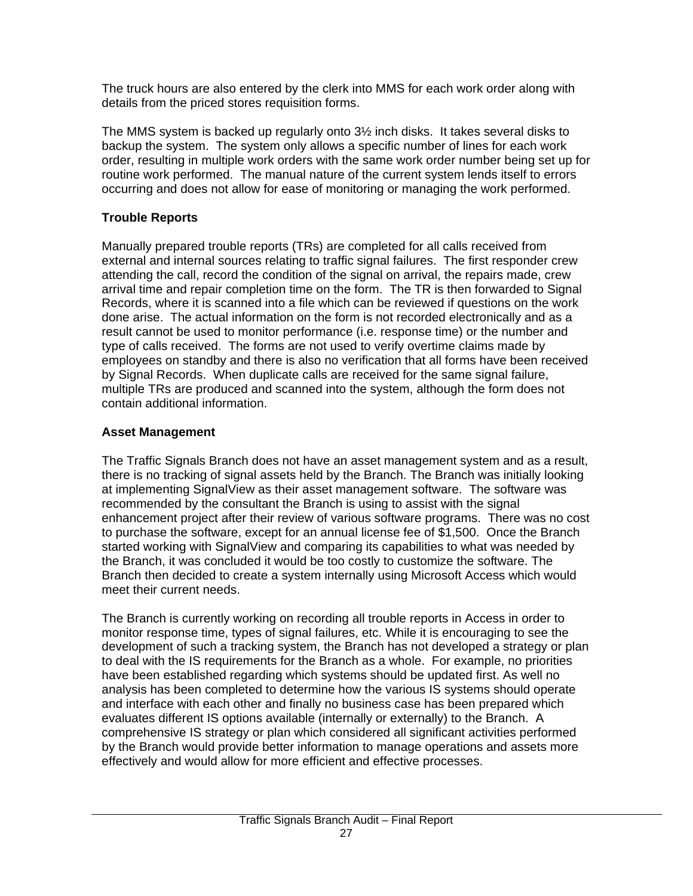The truck hours are also entered by the clerk into MMS for each work order along with details from the priced stores requisition forms.

The MMS system is backed up regularly onto 3½ inch disks. It takes several disks to backup the system. The system only allows a specific number of lines for each work order, resulting in multiple work orders with the same work order number being set up for routine work performed. The manual nature of the current system lends itself to errors occurring and does not allow for ease of monitoring or managing the work performed.

**Trouble Reports**

Manually prepared trouble reports (TRs) are completed for all calls received from external and internal sources relating to traffic signal failures. The first responder crew attending the call, record the condition of the signal on arrival, the repairs made, crew arrival time and repair completion time on the form. The TR is then forwarded to Signal Records, where it is scanned into a file which can be reviewed if questions on the work done arise. The actual information on the form is not recorded electronically and as a result cannot be used to monitor performance (i.e. response time) or the number and type of calls received. The forms are not used to verify overtime claims made by employees on standby and there is also no verification that all forms have been received by Signal Records. When duplicate calls are received for the same signal failure, multiple TRs are produced and scanned into the system, although the form does not contain additional information.

**Asset Management**

The Traffic Signals Branch does not have an asset management system and as a result, there is no tracking of signal assets held by the Branch. The Branch was initially looking at implementing SignalView as their asset management software. The software was recommended by the consultant the Branch is using to assist with the signal enhancement project after their review of various software programs. There was no cost to purchase the software, except for an annual license fee of $1,500. Once the Branch started working with SignalView and comparing its capabilities to what was needed by the Branch, it was concluded it would be too costly to customize the software. The Branch then decided to create a system internally using Microsoft Access which would meet their current needs.

The Branch is currently working on recording all trouble reports in Access in order to monitor response time, types of signal failures, etc. While it is encouraging to see the development of such a tracking system, the Branch has not developed a strategy or plan to deal with the IS requirements for the Branch as a whole. For example, no priorities have been established regarding which systems should be updated first. As well no analysis has been completed to determine how the various IS systems should operate and interface with each other and finally no business case has been prepared which evaluates different IS options available (internally or externally) to the Branch. A comprehensive IS strategy or plan which considered all significant activities performed by the Branch would provide better information to manage operations and assets more effectively and would allow for more efficient and effective processes.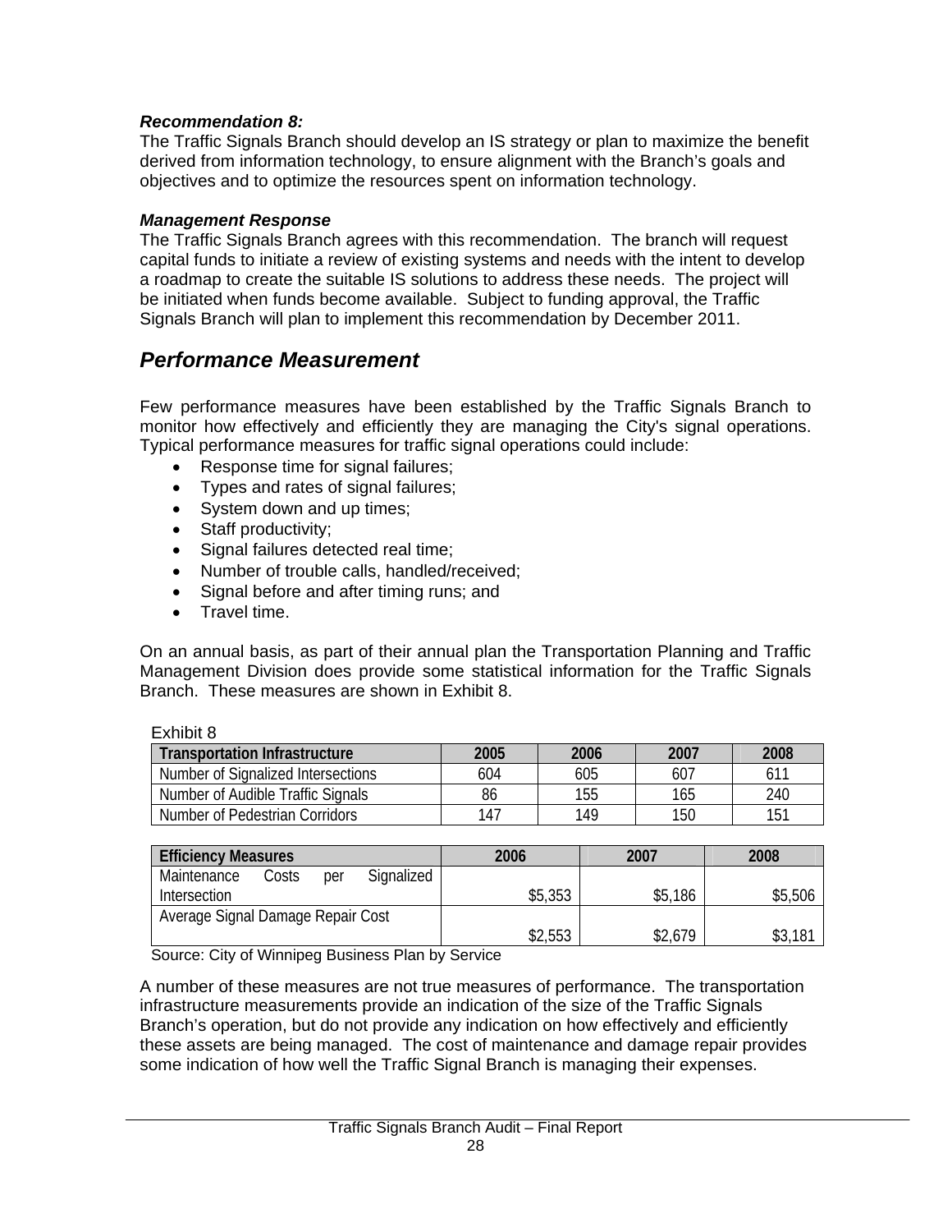***Recommendation 8:***
The Traffic Signals Branch should develop an IS strategy or plan to maximize the benefit derived from information technology, to ensure alignment with the Branch's goals and objectives and to optimize the resources spent on information technology.

***Management Response***
The Traffic Signals Branch agrees with this recommendation. The branch will request capital funds to initiate a review of existing systems and needs with the intent to develop a roadmap to create the suitable IS solutions to address these needs. The project will be initiated when funds become available. Subject to funding approval, the Traffic Signals Branch will plan to implement this recommendation by December 2011.

## *Performance Measurement*

Few performance measures have been established by the Traffic Signals Branch to monitor how effectively and efficiently they are managing the City's signal operations. Typical performance measures for traffic signal operations could include:

- Response time for signal failures;
- Types and rates of signal failures;
- System down and up times;
- Staff productivity;
- Signal failures detected real time;
- Number of trouble calls, handled/received;
- Signal before and after timing runs; and
- Travel time.

On an annual basis, as part of their annual plan the Transportation Planning and Traffic Management Division does provide some statistical information for the Traffic Signals Branch. These measures are shown in Exhibit 8.

Exhibit 8

| Transportation Infrastructure | 2005 | 2006 | 2007 | 2008 |
|---|---|---|---|---|
| Number of Signalized Intersections | 604 | 605 | 607 | 611 |
| Number of Audible Traffic Signals | 86 | 155 | 165 | 240 |
| Number of Pedestrian Corridors | 147 | 149 | 150 | 151 |

| Efficiency Measures | 2006 | 2007 | 2008 |
|---|---|---|---|
| Maintenance Costs per Signalized Intersection | $5,353 | $5,186 | $5,506 |
| Average Signal Damage Repair Cost | $2,553 | $2,679 | $3,181 |

Source: City of Winnipeg Business Plan by Service

A number of these measures are not true measures of performance. The transportation infrastructure measurements provide an indication of the size of the Traffic Signals Branch's operation, but do not provide any indication on how effectively and efficiently these assets are being managed. The cost of maintenance and damage repair provides some indication of how well the Traffic Signal Branch is managing their expenses.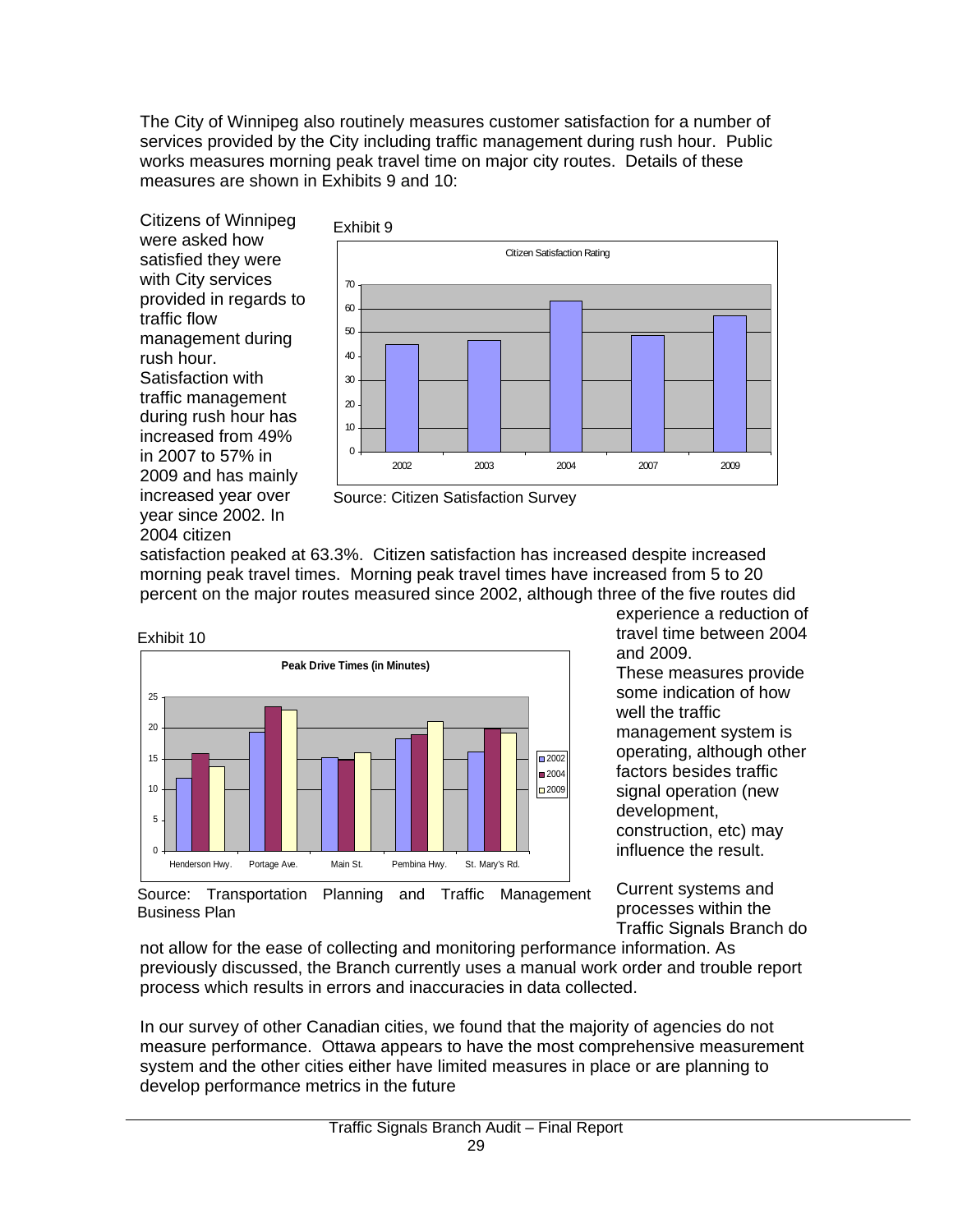The City of Winnipeg also routinely measures customer satisfaction for a number of services provided by the City including traffic management during rush hour. Public works measures morning peak travel time on major city routes. Details of these measures are shown in Exhibits 9 and 10:

Citizens of Winnipeg were asked how satisfied they were with City services provided in regards to traffic flow management during rush hour. Satisfaction with traffic management during rush hour has increased from 49% in 2007 to 57% in 2009 and has mainly increased year over year since 2002. In 2004 citizen satisfaction peaked at 63.3%. Citizen satisfaction has increased despite increased morning peak travel times. Morning peak travel times have increased from 5 to 20 percent on the major routes measured since 2002, although three of the five routes did experience a reduction of travel time between 2004 and 2009.

Exhibit 9

Source: Citizen Satisfaction Survey

Exhibit 10

Source: Transportation Planning and Traffic Management Business Plan

These measures provide some indication of how well the traffic management system is operating, although other factors besides traffic signal operation (new development, construction, etc) may influence the result.

Current systems and processes within the Traffic Signals Branch do not allow for the ease of collecting and monitoring performance information. As previously discussed, the Branch currently uses a manual work order and trouble report process which results in errors and inaccuracies in data collected.

In our survey of other Canadian cities, we found that the majority of agencies do not measure performance. Ottawa appears to have the most comprehensive measurement system and the other cities either have limited measures in place or are planning to develop performance metrics in the future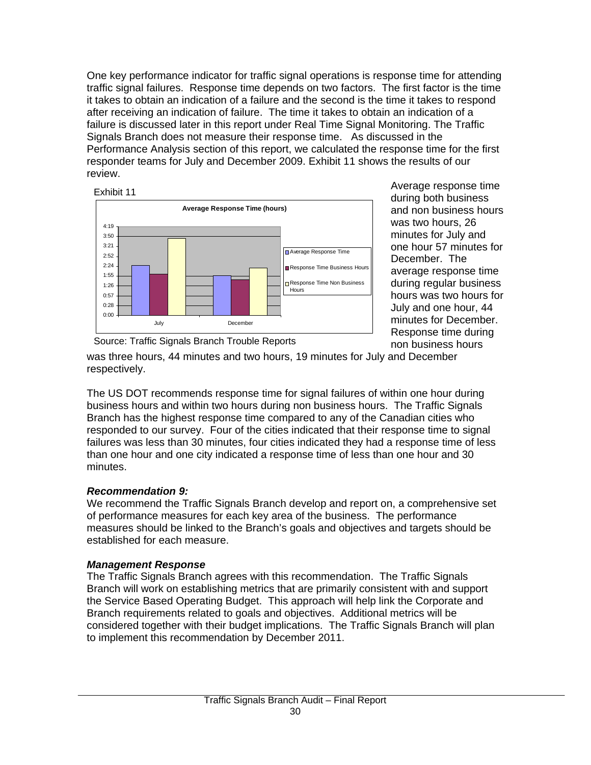One key performance indicator for traffic signal operations is response time for attending traffic signal failures. Response time depends on two factors. The first factor is the time it takes to obtain an indication of a failure and the second is the time it takes to respond after receiving an indication of failure. The time it takes to obtain an indication of a failure is discussed later in this report under Real Time Signal Monitoring. The Traffic Signals Branch does not measure their response time. As discussed in the Performance Analysis section of this report, we calculated the response time for the first responder teams for July and December 2009. Exhibit 11 shows the results of our review.

Exhibit 11

Source: Traffic Signals Branch Trouble Reports

Average response time during both business and non business hours was two hours, 26 minutes for July and one hour 57 minutes for December. The average response time during regular business hours was two hours for July and one hour, 44 minutes for December. Response time during non business hours was three hours, 44 minutes and two hours, 19 minutes for July and December respectively.

The US DOT recommends response time for signal failures of within one hour during business hours and within two hours during non business hours. The Traffic Signals Branch has the highest response time compared to any of the Canadian cities who responded to our survey. Four of the cities indicated that their response time to signal failures was less than 30 minutes, four cities indicated they had a response time of less than one hour and one city indicated a response time of less than one hour and 30 minutes.

***Recommendation 9:***

We recommend the Traffic Signals Branch develop and report on, a comprehensive set of performance measures for each key area of the business. The performance measures should be linked to the Branch's goals and objectives and targets should be established for each measure.

***Management Response***

The Traffic Signals Branch agrees with this recommendation. The Traffic Signals Branch will work on establishing metrics that are primarily consistent with and support the Service Based Operating Budget. This approach will help link the Corporate and Branch requirements related to goals and objectives. Additional metrics will be considered together with their budget implications. The Traffic Signals Branch will plan to implement this recommendation by December 2011.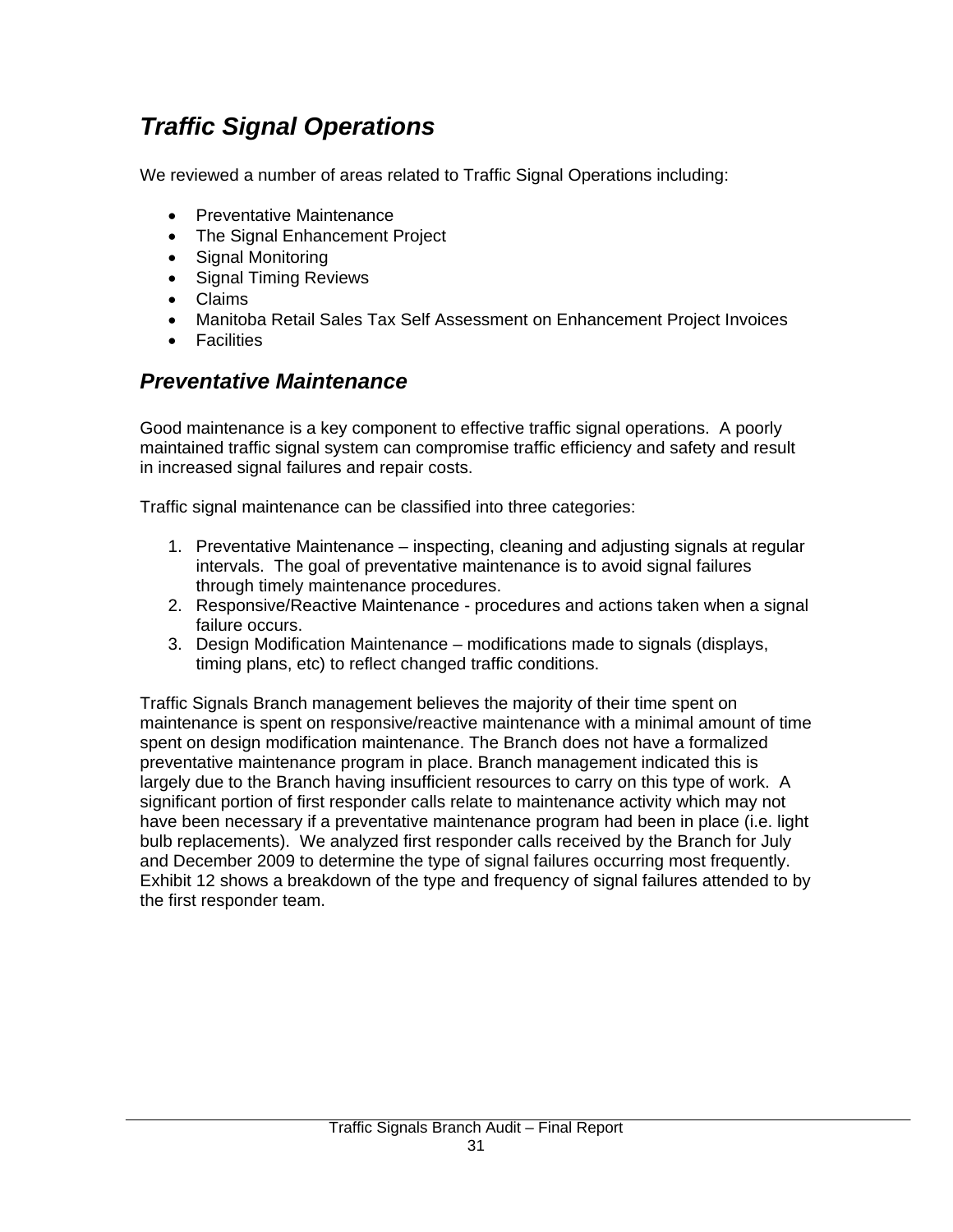## *Traffic Signal Operations*

We reviewed a number of areas related to Traffic Signal Operations including:

- Preventative Maintenance
- The Signal Enhancement Project
- Signal Monitoring
- Signal Timing Reviews
- Claims
- Manitoba Retail Sales Tax Self Assessment on Enhancement Project Invoices
- Facilities

### *Preventative Maintenance*

Good maintenance is a key component to effective traffic signal operations. A poorly maintained traffic signal system can compromise traffic efficiency and safety and result in increased signal failures and repair costs.

Traffic signal maintenance can be classified into three categories:

1. Preventative Maintenance – inspecting, cleaning and adjusting signals at regular intervals. The goal of preventative maintenance is to avoid signal failures through timely maintenance procedures.
2. Responsive/Reactive Maintenance - procedures and actions taken when a signal failure occurs.
3. Design Modification Maintenance – modifications made to signals (displays, timing plans, etc) to reflect changed traffic conditions.

Traffic Signals Branch management believes the majority of their time spent on maintenance is spent on responsive/reactive maintenance with a minimal amount of time spent on design modification maintenance. The Branch does not have a formalized preventative maintenance program in place. Branch management indicated this is largely due to the Branch having insufficient resources to carry on this type of work. A significant portion of first responder calls relate to maintenance activity which may not have been necessary if a preventative maintenance program had been in place (i.e. light bulb replacements). We analyzed first responder calls received by the Branch for July and December 2009 to determine the type of signal failures occurring most frequently. Exhibit 12 shows a breakdown of the type and frequency of signal failures attended to by the first responder team.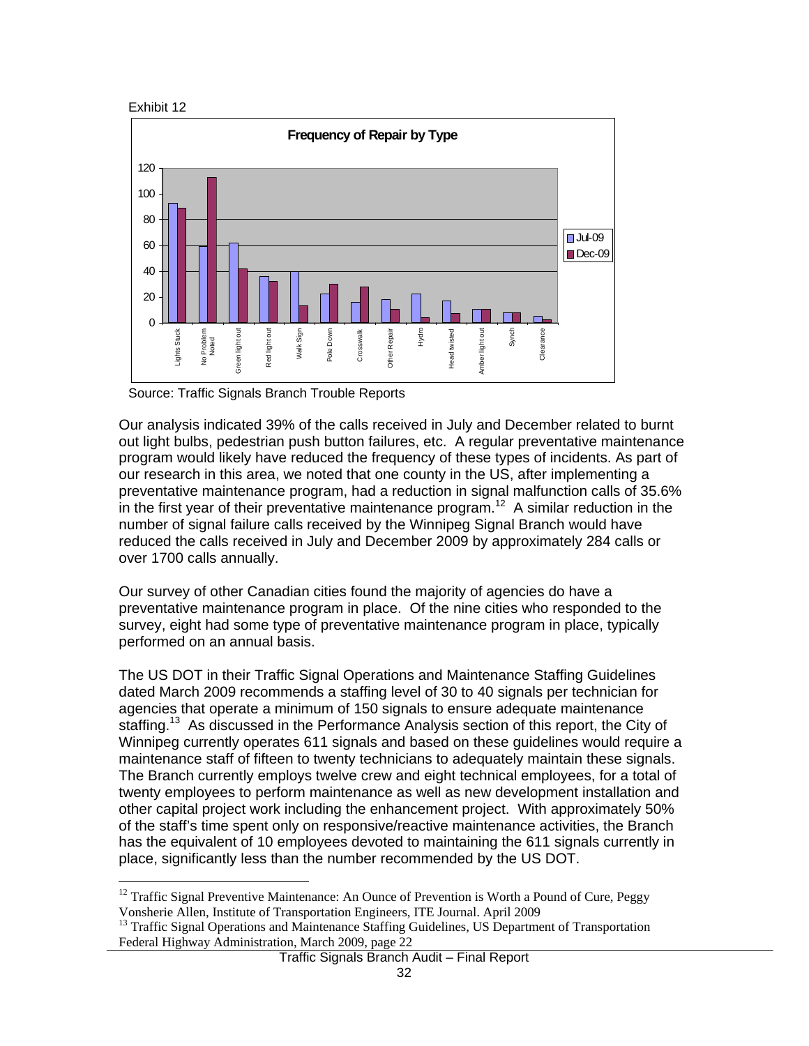Exhibit 12

**Frequency of Repair by Type**

Source: Traffic Signals Branch Trouble Reports

Our analysis indicated 39% of the calls received in July and December related to burnt out light bulbs, pedestrian push button failures, etc. A regular preventative maintenance program would likely have reduced the frequency of these types of incidents. As part of our research in this area, we noted that one county in the US, after implementing a preventative maintenance program, had a reduction in signal malfunction calls of 35.6% in the first year of their preventative maintenance program.[12] A similar reduction in the number of signal failure calls received by the Winnipeg Signal Branch would have reduced the calls received in July and December 2009 by approximately 284 calls or over 1700 calls annually.

Our survey of other Canadian cities found the majority of agencies do have a preventative maintenance program in place. Of the nine cities who responded to the survey, eight had some type of preventative maintenance program in place, typically performed on an annual basis.

The US DOT in their Traffic Signal Operations and Maintenance Staffing Guidelines dated March 2009 recommends a staffing level of 30 to 40 signals per technician for agencies that operate a minimum of 150 signals to ensure adequate maintenance staffing.[13] As discussed in the Performance Analysis section of this report, the City of Winnipeg currently operates 611 signals and based on these guidelines would require a maintenance staff of fifteen to twenty technicians to adequately maintain these signals. The Branch currently employs twelve crew and eight technical employees, for a total of twenty employees to perform maintenance as well as new development installation and other capital project work including the enhancement project. With approximately 50% of the staff's time spent only on responsive/reactive maintenance activities, the Branch has the equivalent of 10 employees devoted to maintaining the 611 signals currently in place, significantly less than the number recommended by the US DOT.

---

[12] Traffic Signal Preventive Maintenance: An Ounce of Prevention is Worth a Pound of Cure, Peggy Vonsherie Allen, Institute of Transportation Engineers, ITE Journal. April 2009

[13] Traffic Signal Operations and Maintenance Staffing Guidelines, US Department of Transportation Federal Highway Administration, March 2009, page 22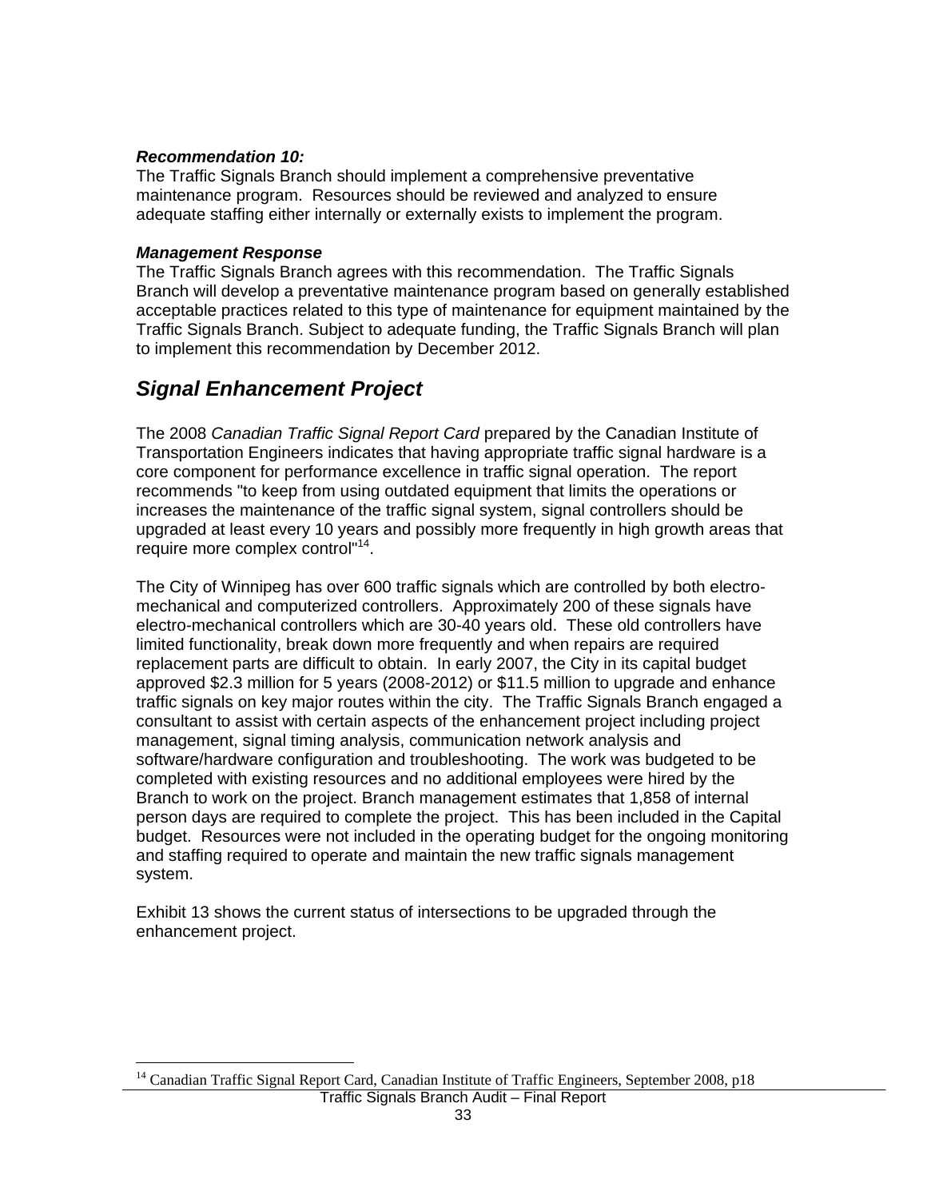***Recommendation 10:***
The Traffic Signals Branch should implement a comprehensive preventative maintenance program. Resources should be reviewed and analyzed to ensure adequate staffing either internally or externally exists to implement the program.

***Management Response***
The Traffic Signals Branch agrees with this recommendation. The Traffic Signals Branch will develop a preventative maintenance program based on generally established acceptable practices related to this type of maintenance for equipment maintained by the Traffic Signals Branch. Subject to adequate funding, the Traffic Signals Branch will plan to implement this recommendation by December 2012.

## *Signal Enhancement Project*

The 2008 *Canadian Traffic Signal Report Card* prepared by the Canadian Institute of Transportation Engineers indicates that having appropriate traffic signal hardware is a core component for performance excellence in traffic signal operation. The report recommends "to keep from using outdated equipment that limits the operations or increases the maintenance of the traffic signal system, signal controllers should be upgraded at least every 10 years and possibly more frequently in high growth areas that require more complex control"[14].

The City of Winnipeg has over 600 traffic signals which are controlled by both electro-mechanical and computerized controllers. Approximately 200 of these signals have electro-mechanical controllers which are 30-40 years old. These old controllers have limited functionality, break down more frequently and when repairs are required replacement parts are difficult to obtain. In early 2007, the City in its capital budget approved $2.3 million for 5 years (2008-2012) or $11.5 million to upgrade and enhance traffic signals on key major routes within the city. The Traffic Signals Branch engaged a consultant to assist with certain aspects of the enhancement project including project management, signal timing analysis, communication network analysis and software/hardware configuration and troubleshooting. The work was budgeted to be completed with existing resources and no additional employees were hired by the Branch to work on the project. Branch management estimates that 1,858 of internal person days are required to complete the project. This has been included in the Capital budget. Resources were not included in the operating budget for the ongoing monitoring and staffing required to operate and maintain the new traffic signals management system.

Exhibit 13 shows the current status of intersections to be upgraded through the enhancement project.

---

[14] Canadian Traffic Signal Report Card, Canadian Institute of Traffic Engineers, September 2008, p18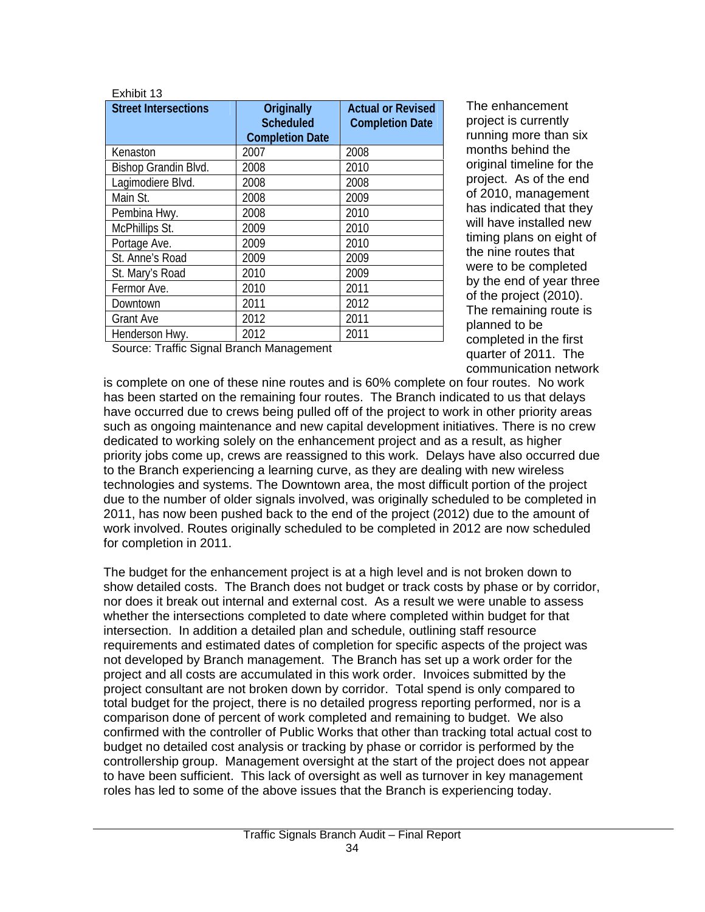Exhibit 13

| Street Intersections | Originally Scheduled Completion Date | Actual or Revised Completion Date |
|---|---|---|
| Kenaston | 2007 | 2008 |
| Bishop Grandin Blvd. | 2008 | 2010 |
| Lagimodiere Blvd. | 2008 | 2008 |
| Main St. | 2008 | 2009 |
| Pembina Hwy. | 2008 | 2010 |
| McPhillips St. | 2009 | 2010 |
| Portage Ave. | 2009 | 2010 |
| St. Anne's Road | 2009 | 2009 |
| St. Mary's Road | 2010 | 2009 |
| Fermor Ave. | 2010 | 2011 |
| Downtown | 2011 | 2012 |
| Grant Ave | 2012 | 2011 |
| Henderson Hwy. | 2012 | 2011 |

Source: Traffic Signal Branch Management

The enhancement project is currently running more than six months behind the original timeline for the project. As of the end of 2010, management has indicated that they will have installed new timing plans on eight of the nine routes that were to be completed by the end of year three of the project (2010). The remaining route is planned to be completed in the first quarter of 2011. The communication network is complete on one of these nine routes and is 60% complete on four routes. No work has been started on the remaining four routes. The Branch indicated to us that delays have occurred due to crews being pulled off of the project to work in other priority areas such as ongoing maintenance and new capital development initiatives. There is no crew dedicated to working solely on the enhancement project and as a result, as higher priority jobs come up, crews are reassigned to this work. Delays have also occurred due to the Branch experiencing a learning curve, as they are dealing with new wireless technologies and systems. The Downtown area, the most difficult portion of the project due to the number of older signals involved, was originally scheduled to be completed in 2011, has now been pushed back to the end of the project (2012) due to the amount of work involved. Routes originally scheduled to be completed in 2012 are now scheduled for completion in 2011.

The budget for the enhancement project is at a high level and is not broken down to show detailed costs. The Branch does not budget or track costs by phase or by corridor, nor does it break out internal and external cost. As a result we were unable to assess whether the intersections completed to date where completed within budget for that intersection. In addition a detailed plan and schedule, outlining staff resource requirements and estimated dates of completion for specific aspects of the project was not developed by Branch management. The Branch has set up a work order for the project and all costs are accumulated in this work order. Invoices submitted by the project consultant are not broken down by corridor. Total spend is only compared to total budget for the project, there is no detailed progress reporting performed, nor is a comparison done of percent of work completed and remaining to budget. We also confirmed with the controller of Public Works that other than tracking total actual cost to budget no detailed cost analysis or tracking by phase or corridor is performed by the controllership group. Management oversight at the start of the project does not appear to have been sufficient. This lack of oversight as well as turnover in key management roles has led to some of the above issues that the Branch is experiencing today.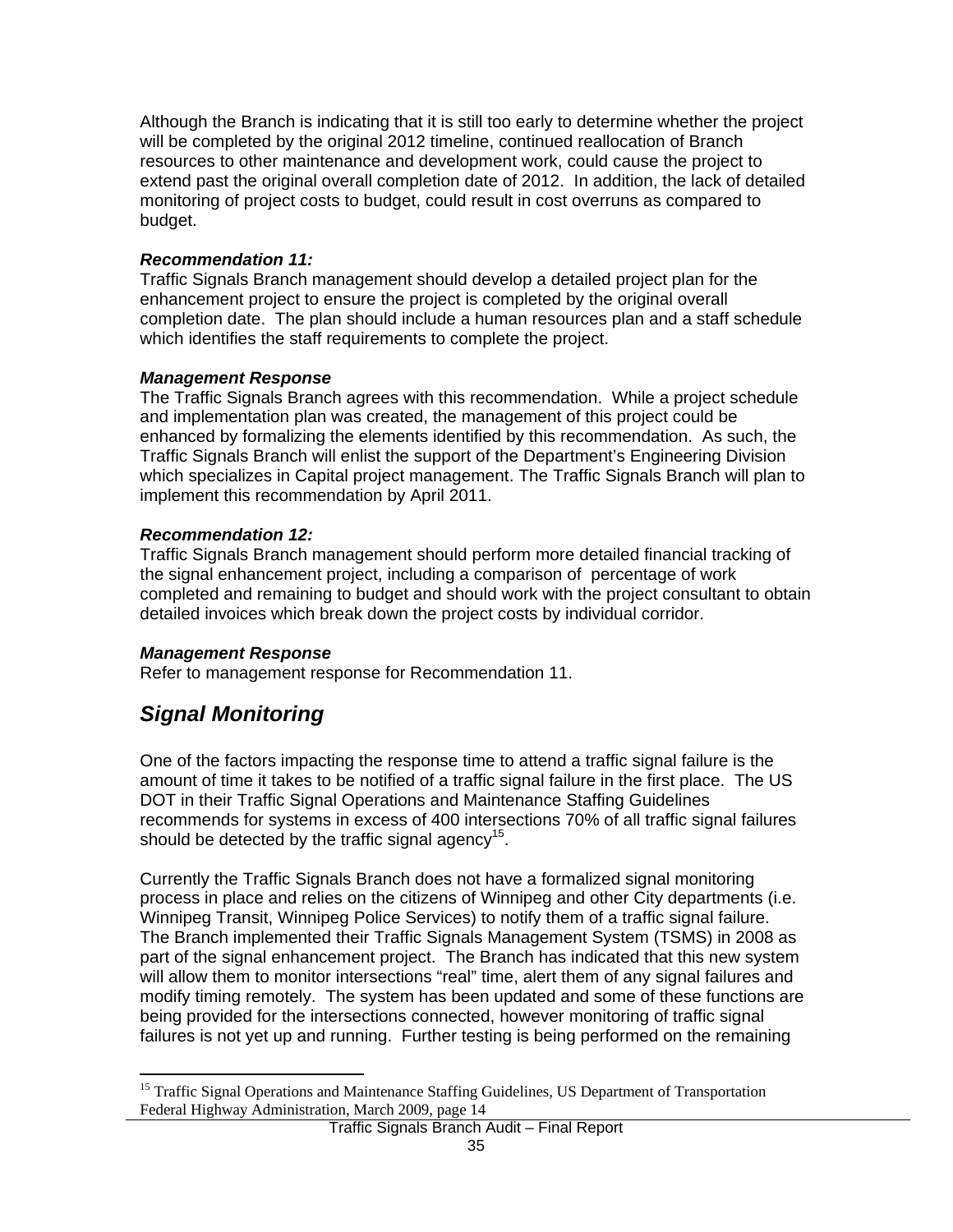Although the Branch is indicating that it is still too early to determine whether the project will be completed by the original 2012 timeline, continued reallocation of Branch resources to other maintenance and development work, could cause the project to extend past the original overall completion date of 2012. In addition, the lack of detailed monitoring of project costs to budget, could result in cost overruns as compared to budget.

***Recommendation 11:***
Traffic Signals Branch management should develop a detailed project plan for the enhancement project to ensure the project is completed by the original overall completion date. The plan should include a human resources plan and a staff schedule which identifies the staff requirements to complete the project.

***Management Response***
The Traffic Signals Branch agrees with this recommendation. While a project schedule and implementation plan was created, the management of this project could be enhanced by formalizing the elements identified by this recommendation. As such, the Traffic Signals Branch will enlist the support of the Department's Engineering Division which specializes in Capital project management. The Traffic Signals Branch will plan to implement this recommendation by April 2011.

***Recommendation 12:***
Traffic Signals Branch management should perform more detailed financial tracking of the signal enhancement project, including a comparison of percentage of work completed and remaining to budget and should work with the project consultant to obtain detailed invoices which break down the project costs by individual corridor.

***Management Response***
Refer to management response for Recommendation 11.

## *Signal Monitoring*

One of the factors impacting the response time to attend a traffic signal failure is the amount of time it takes to be notified of a traffic signal failure in the first place. The US DOT in their Traffic Signal Operations and Maintenance Staffing Guidelines recommends for systems in excess of 400 intersections 70% of all traffic signal failures should be detected by the traffic signal agency[15].

Currently the Traffic Signals Branch does not have a formalized signal monitoring process in place and relies on the citizens of Winnipeg and other City departments (i.e. Winnipeg Transit, Winnipeg Police Services) to notify them of a traffic signal failure. The Branch implemented their Traffic Signals Management System (TSMS) in 2008 as part of the signal enhancement project. The Branch has indicated that this new system will allow them to monitor intersections "real" time, alert them of any signal failures and modify timing remotely. The system has been updated and some of these functions are being provided for the intersections connected, however monitoring of traffic signal failures is not yet up and running. Further testing is being performed on the remaining

[15] Traffic Signal Operations and Maintenance Staffing Guidelines, US Department of Transportation Federal Highway Administration, March 2009, page 14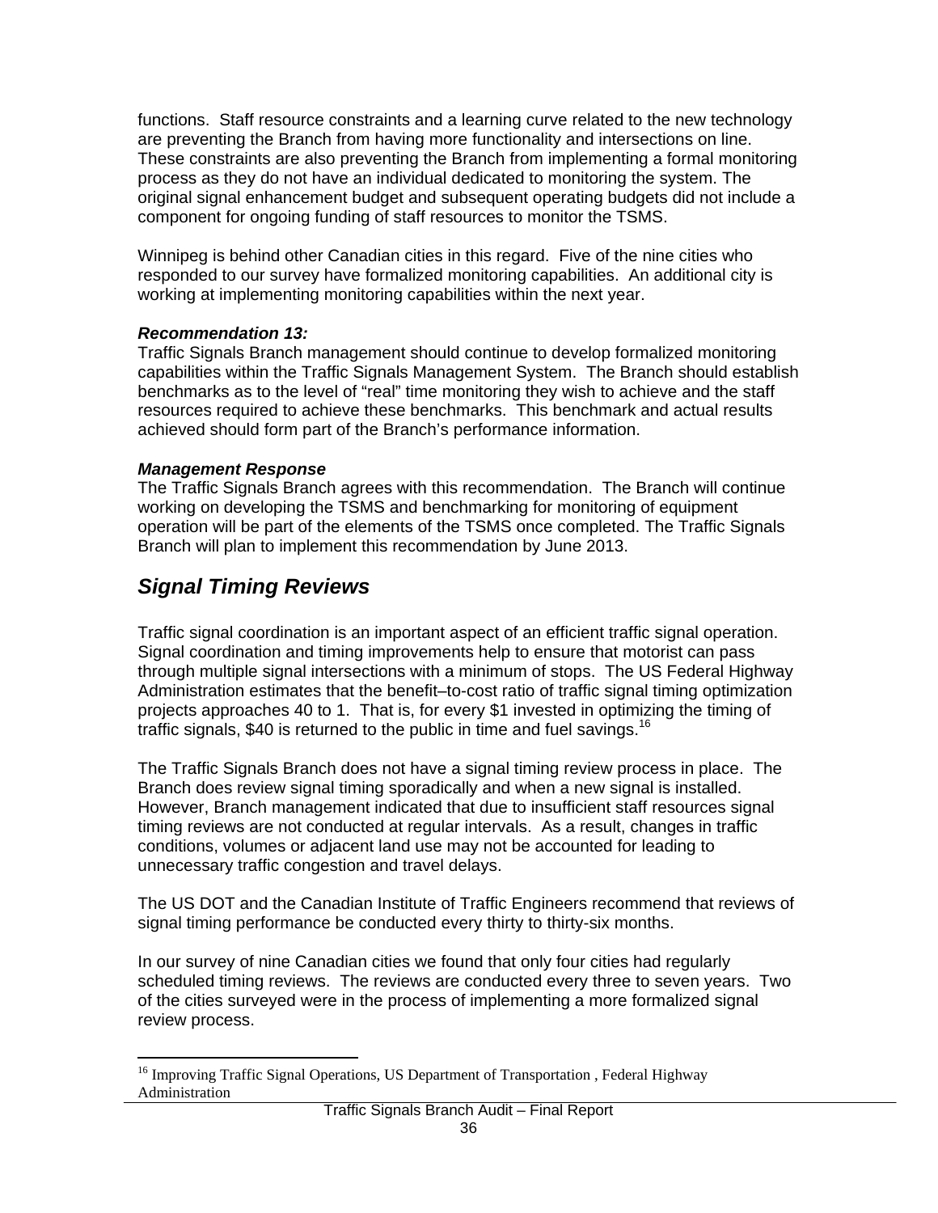functions. Staff resource constraints and a learning curve related to the new technology are preventing the Branch from having more functionality and intersections on line. These constraints are also preventing the Branch from implementing a formal monitoring process as they do not have an individual dedicated to monitoring the system. The original signal enhancement budget and subsequent operating budgets did not include a component for ongoing funding of staff resources to monitor the TSMS.

Winnipeg is behind other Canadian cities in this regard. Five of the nine cities who responded to our survey have formalized monitoring capabilities. An additional city is working at implementing monitoring capabilities within the next year.

***Recommendation 13:***

Traffic Signals Branch management should continue to develop formalized monitoring capabilities within the Traffic Signals Management System. The Branch should establish benchmarks as to the level of "real" time monitoring they wish to achieve and the staff resources required to achieve these benchmarks. This benchmark and actual results achieved should form part of the Branch's performance information.

***Management Response***

The Traffic Signals Branch agrees with this recommendation. The Branch will continue working on developing the TSMS and benchmarking for monitoring of equipment operation will be part of the elements of the TSMS once completed. The Traffic Signals Branch will plan to implement this recommendation by June 2013.

## *Signal Timing Reviews*

Traffic signal coordination is an important aspect of an efficient traffic signal operation. Signal coordination and timing improvements help to ensure that motorist can pass through multiple signal intersections with a minimum of stops. The US Federal Highway Administration estimates that the benefit–to-cost ratio of traffic signal timing optimization projects approaches 40 to 1. That is, for every $1 invested in optimizing the timing of traffic signals, $40 is returned to the public in time and fuel savings.[16]

The Traffic Signals Branch does not have a signal timing review process in place. The Branch does review signal timing sporadically and when a new signal is installed. However, Branch management indicated that due to insufficient staff resources signal timing reviews are not conducted at regular intervals. As a result, changes in traffic conditions, volumes or adjacent land use may not be accounted for leading to unnecessary traffic congestion and travel delays.

The US DOT and the Canadian Institute of Traffic Engineers recommend that reviews of signal timing performance be conducted every thirty to thirty-six months.

In our survey of nine Canadian cities we found that only four cities had regularly scheduled timing reviews. The reviews are conducted every three to seven years. Two of the cities surveyed were in the process of implementing a more formalized signal review process.

---

[16] Improving Traffic Signal Operations, US Department of Transportation , Federal Highway Administration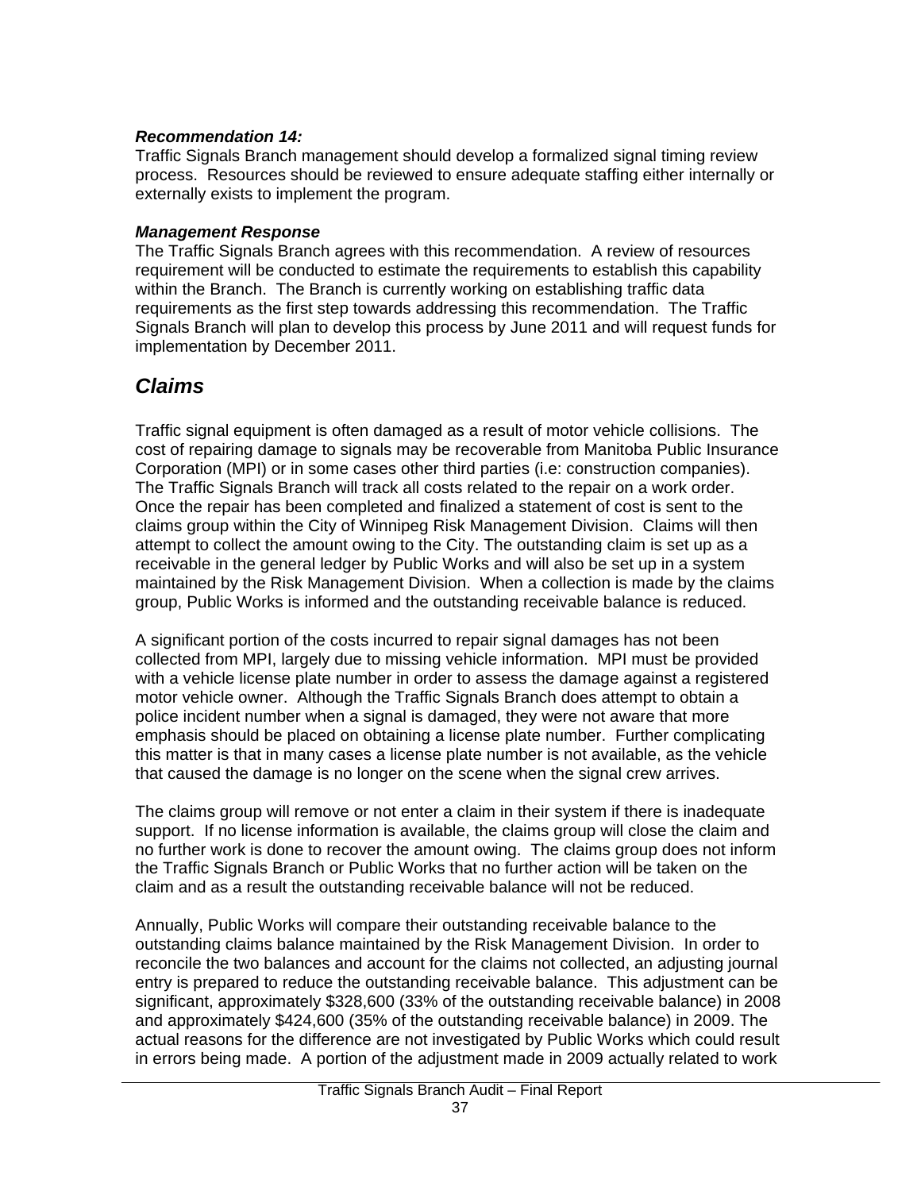***Recommendation 14:***
Traffic Signals Branch management should develop a formalized signal timing review process. Resources should be reviewed to ensure adequate staffing either internally or externally exists to implement the program.

***Management Response***
The Traffic Signals Branch agrees with this recommendation. A review of resources requirement will be conducted to estimate the requirements to establish this capability within the Branch. The Branch is currently working on establishing traffic data requirements as the first step towards addressing this recommendation. The Traffic Signals Branch will plan to develop this process by June 2011 and will request funds for implementation by December 2011.

## *Claims*

Traffic signal equipment is often damaged as a result of motor vehicle collisions. The cost of repairing damage to signals may be recoverable from Manitoba Public Insurance Corporation (MPI) or in some cases other third parties (i.e: construction companies). The Traffic Signals Branch will track all costs related to the repair on a work order. Once the repair has been completed and finalized a statement of cost is sent to the claims group within the City of Winnipeg Risk Management Division. Claims will then attempt to collect the amount owing to the City. The outstanding claim is set up as a receivable in the general ledger by Public Works and will also be set up in a system maintained by the Risk Management Division. When a collection is made by the claims group, Public Works is informed and the outstanding receivable balance is reduced.

A significant portion of the costs incurred to repair signal damages has not been collected from MPI, largely due to missing vehicle information. MPI must be provided with a vehicle license plate number in order to assess the damage against a registered motor vehicle owner. Although the Traffic Signals Branch does attempt to obtain a police incident number when a signal is damaged, they were not aware that more emphasis should be placed on obtaining a license plate number. Further complicating this matter is that in many cases a license plate number is not available, as the vehicle that caused the damage is no longer on the scene when the signal crew arrives.

The claims group will remove or not enter a claim in their system if there is inadequate support. If no license information is available, the claims group will close the claim and no further work is done to recover the amount owing. The claims group does not inform the Traffic Signals Branch or Public Works that no further action will be taken on the claim and as a result the outstanding receivable balance will not be reduced.

Annually, Public Works will compare their outstanding receivable balance to the outstanding claims balance maintained by the Risk Management Division. In order to reconcile the two balances and account for the claims not collected, an adjusting journal entry is prepared to reduce the outstanding receivable balance. This adjustment can be significant, approximately $328,600 (33% of the outstanding receivable balance) in 2008 and approximately $424,600 (35% of the outstanding receivable balance) in 2009. The actual reasons for the difference are not investigated by Public Works which could result in errors being made. A portion of the adjustment made in 2009 actually related to work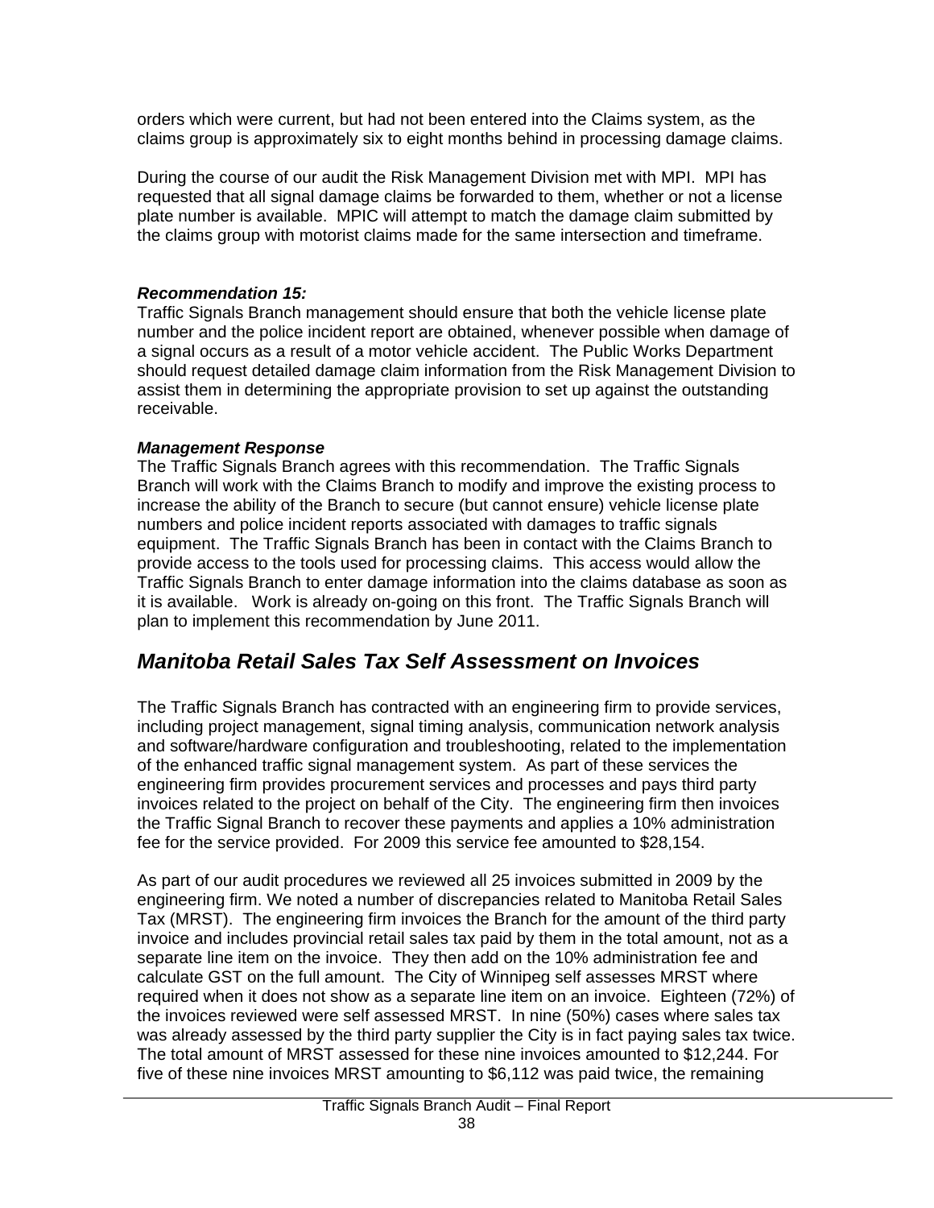orders which were current, but had not been entered into the Claims system, as the claims group is approximately six to eight months behind in processing damage claims.

During the course of our audit the Risk Management Division met with MPI. MPI has requested that all signal damage claims be forwarded to them, whether or not a license plate number is available. MPIC will attempt to match the damage claim submitted by the claims group with motorist claims made for the same intersection and timeframe.

***Recommendation 15:***
Traffic Signals Branch management should ensure that both the vehicle license plate number and the police incident report are obtained, whenever possible when damage of a signal occurs as a result of a motor vehicle accident. The Public Works Department should request detailed damage claim information from the Risk Management Division to assist them in determining the appropriate provision to set up against the outstanding receivable.

***Management Response***
The Traffic Signals Branch agrees with this recommendation. The Traffic Signals Branch will work with the Claims Branch to modify and improve the existing process to increase the ability of the Branch to secure (but cannot ensure) vehicle license plate numbers and police incident reports associated with damages to traffic signals equipment. The Traffic Signals Branch has been in contact with the Claims Branch to provide access to the tools used for processing claims. This access would allow the Traffic Signals Branch to enter damage information into the claims database as soon as it is available. Work is already on-going on this front. The Traffic Signals Branch will plan to implement this recommendation by June 2011.

## *Manitoba Retail Sales Tax Self Assessment on Invoices*

The Traffic Signals Branch has contracted with an engineering firm to provide services, including project management, signal timing analysis, communication network analysis and software/hardware configuration and troubleshooting, related to the implementation of the enhanced traffic signal management system. As part of these services the engineering firm provides procurement services and processes and pays third party invoices related to the project on behalf of the City. The engineering firm then invoices the Traffic Signal Branch to recover these payments and applies a 10% administration fee for the service provided. For 2009 this service fee amounted to $28,154.

As part of our audit procedures we reviewed all 25 invoices submitted in 2009 by the engineering firm. We noted a number of discrepancies related to Manitoba Retail Sales Tax (MRST). The engineering firm invoices the Branch for the amount of the third party invoice and includes provincial retail sales tax paid by them in the total amount, not as a separate line item on the invoice. They then add on the 10% administration fee and calculate GST on the full amount. The City of Winnipeg self assesses MRST where required when it does not show as a separate line item on an invoice. Eighteen (72%) of the invoices reviewed were self assessed MRST. In nine (50%) cases where sales tax was already assessed by the third party supplier the City is in fact paying sales tax twice. The total amount of MRST assessed for these nine invoices amounted to $12,244. For five of these nine invoices MRST amounting to $6,112 was paid twice, the remaining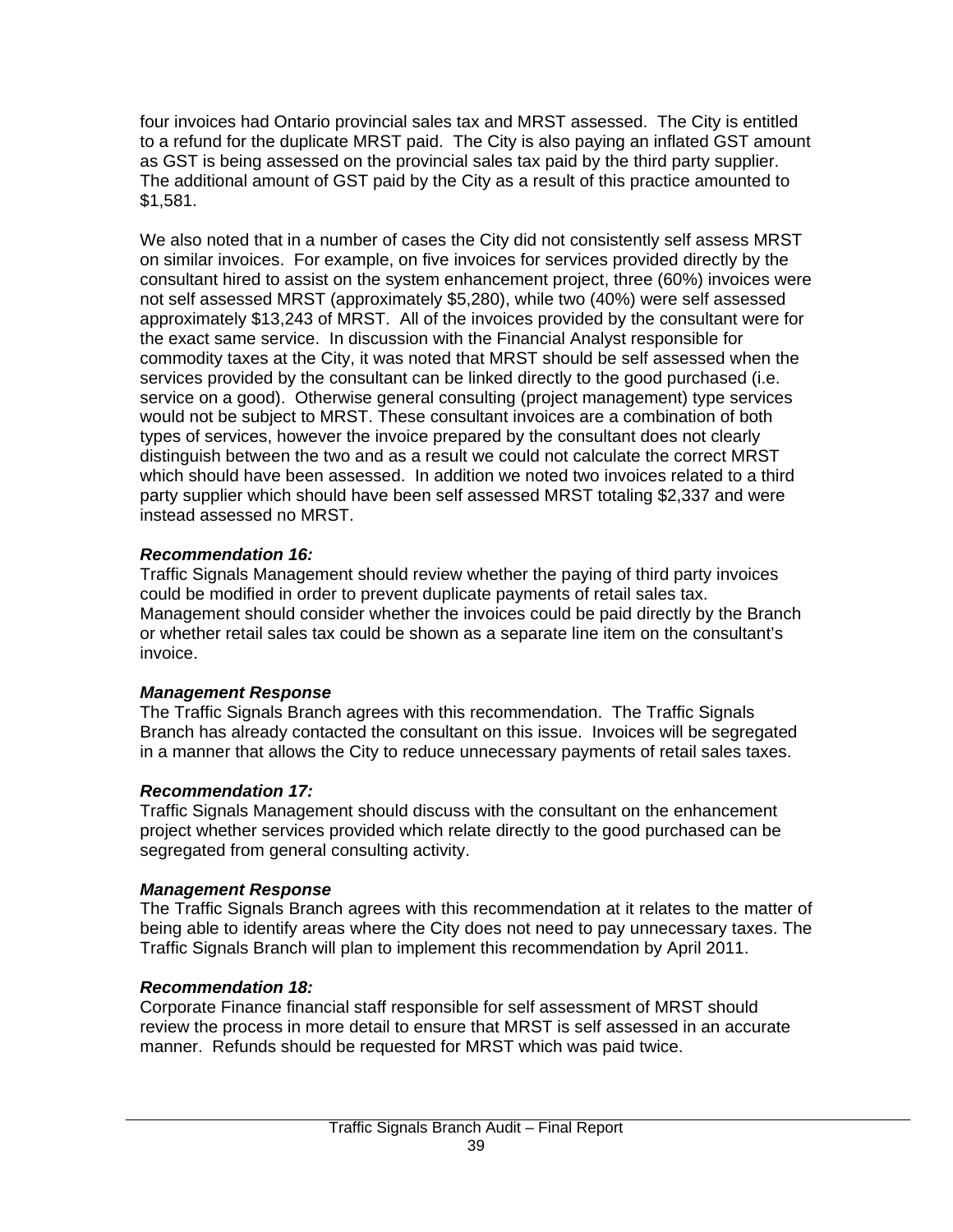four invoices had Ontario provincial sales tax and MRST assessed. The City is entitled to a refund for the duplicate MRST paid. The City is also paying an inflated GST amount as GST is being assessed on the provincial sales tax paid by the third party supplier. The additional amount of GST paid by the City as a result of this practice amounted to $1,581.

We also noted that in a number of cases the City did not consistently self assess MRST on similar invoices. For example, on five invoices for services provided directly by the consultant hired to assist on the system enhancement project, three (60%) invoices were not self assessed MRST (approximately $5,280), while two (40%) were self assessed approximately $13,243 of MRST. All of the invoices provided by the consultant were for the exact same service. In discussion with the Financial Analyst responsible for commodity taxes at the City, it was noted that MRST should be self assessed when the services provided by the consultant can be linked directly to the good purchased (i.e. service on a good). Otherwise general consulting (project management) type services would not be subject to MRST. These consultant invoices are a combination of both types of services, however the invoice prepared by the consultant does not clearly distinguish between the two and as a result we could not calculate the correct MRST which should have been assessed. In addition we noted two invoices related to a third party supplier which should have been self assessed MRST totaling $2,337 and were instead assessed no MRST.

***Recommendation 16:***
Traffic Signals Management should review whether the paying of third party invoices could be modified in order to prevent duplicate payments of retail sales tax. Management should consider whether the invoices could be paid directly by the Branch or whether retail sales tax could be shown as a separate line item on the consultant's invoice.

***Management Response***
The Traffic Signals Branch agrees with this recommendation. The Traffic Signals Branch has already contacted the consultant on this issue. Invoices will be segregated in a manner that allows the City to reduce unnecessary payments of retail sales taxes.

***Recommendation 17:***
Traffic Signals Management should discuss with the consultant on the enhancement project whether services provided which relate directly to the good purchased can be segregated from general consulting activity.

***Management Response***
The Traffic Signals Branch agrees with this recommendation at it relates to the matter of being able to identify areas where the City does not need to pay unnecessary taxes. The Traffic Signals Branch will plan to implement this recommendation by April 2011.

***Recommendation 18:***
Corporate Finance financial staff responsible for self assessment of MRST should review the process in more detail to ensure that MRST is self assessed in an accurate manner. Refunds should be requested for MRST which was paid twice.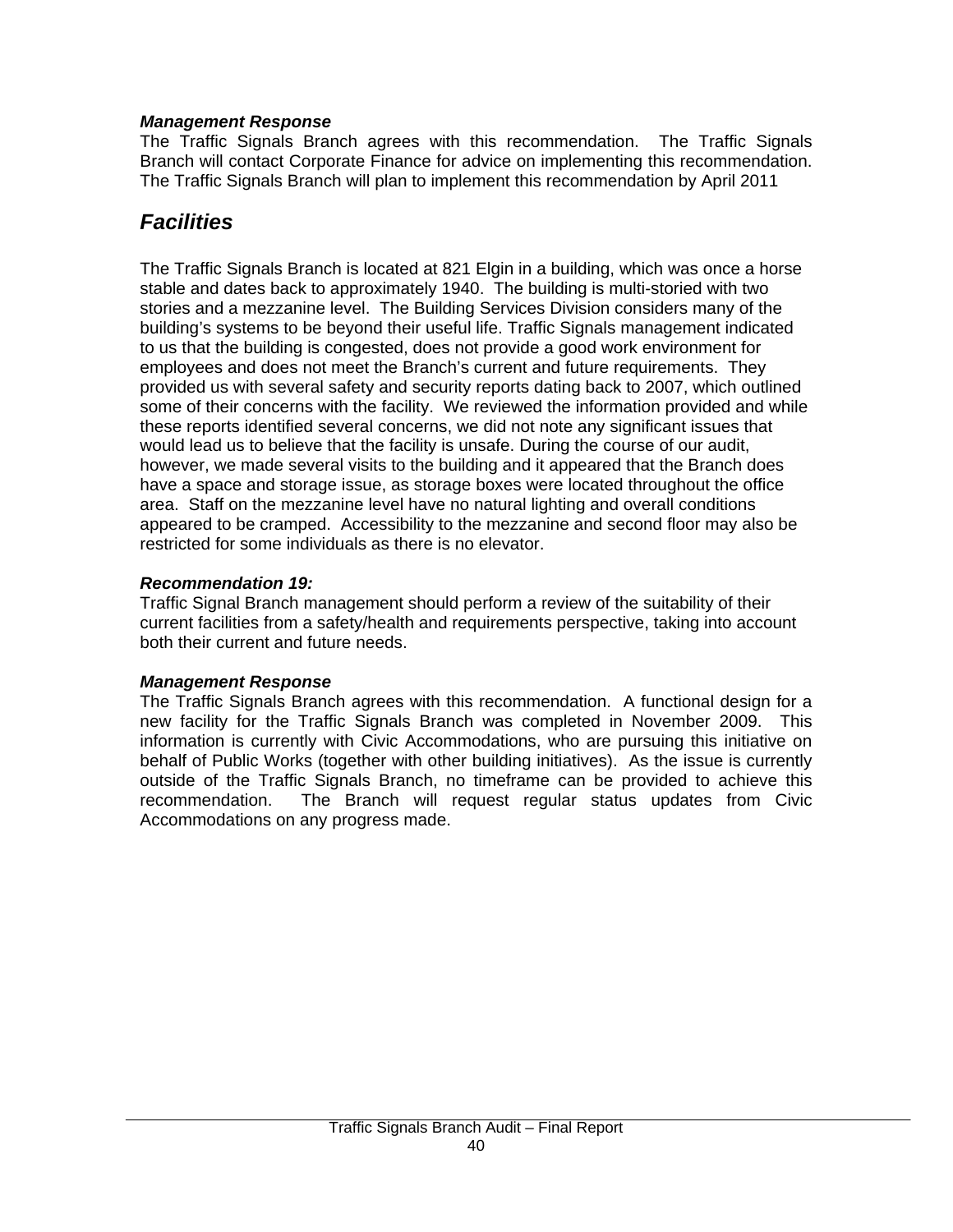***Management Response***

The Traffic Signals Branch agrees with this recommendation. The Traffic Signals Branch will contact Corporate Finance for advice on implementing this recommendation. The Traffic Signals Branch will plan to implement this recommendation by April 2011

## *Facilities*

The Traffic Signals Branch is located at 821 Elgin in a building, which was once a horse stable and dates back to approximately 1940. The building is multi-storied with two stories and a mezzanine level. The Building Services Division considers many of the building's systems to be beyond their useful life. Traffic Signals management indicated to us that the building is congested, does not provide a good work environment for employees and does not meet the Branch's current and future requirements. They provided us with several safety and security reports dating back to 2007, which outlined some of their concerns with the facility. We reviewed the information provided and while these reports identified several concerns, we did not note any significant issues that would lead us to believe that the facility is unsafe. During the course of our audit, however, we made several visits to the building and it appeared that the Branch does have a space and storage issue, as storage boxes were located throughout the office area. Staff on the mezzanine level have no natural lighting and overall conditions appeared to be cramped. Accessibility to the mezzanine and second floor may also be restricted for some individuals as there is no elevator.

***Recommendation 19:***

Traffic Signal Branch management should perform a review of the suitability of their current facilities from a safety/health and requirements perspective, taking into account both their current and future needs.

***Management Response***

The Traffic Signals Branch agrees with this recommendation. A functional design for a new facility for the Traffic Signals Branch was completed in November 2009. This information is currently with Civic Accommodations, who are pursuing this initiative on behalf of Public Works (together with other building initiatives). As the issue is currently outside of the Traffic Signals Branch, no timeframe can be provided to achieve this recommendation. The Branch will request regular status updates from Civic Accommodations on any progress made.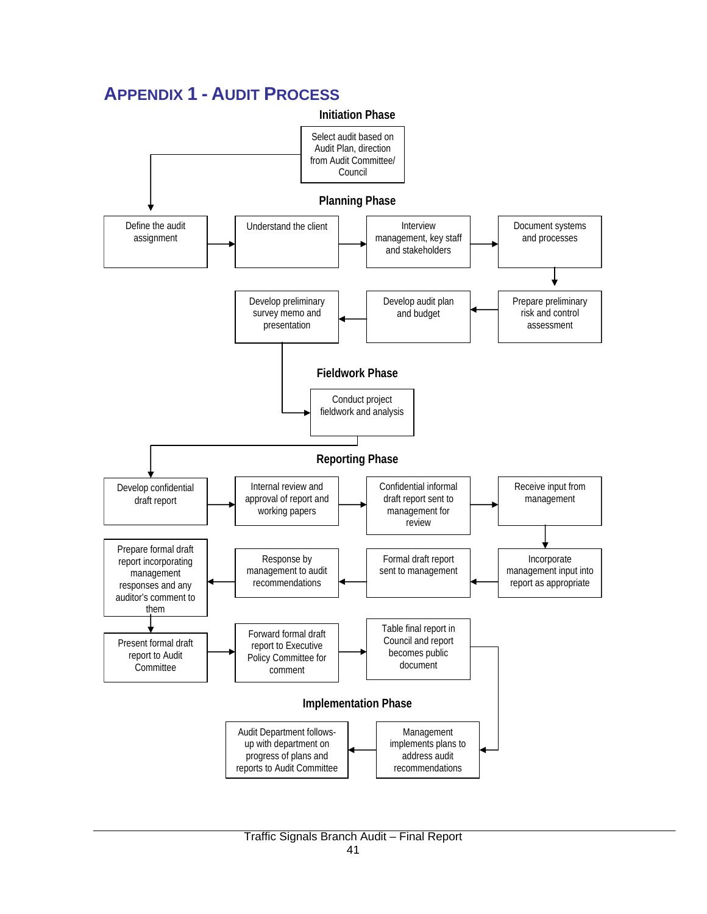# APPENDIX 1 - AUDIT PROCESS

## Initiation Phase

- Select audit based on Audit Plan, direction from Audit Committee/ Council

## Planning Phase

- Define the audit assignment
- Understand the client
- Interview management, key staff and stakeholders
- Document systems and processes
- Prepare preliminary risk and control assessment
- Develop audit plan and budget
- Develop preliminary survey memo and presentation

## Fieldwork Phase

- Conduct project fieldwork and analysis

## Reporting Phase

- Develop confidential draft report
- Internal review and approval of report and working papers
- Confidential informal draft report sent to management for review
- Receive input from management
- Incorporate management input into report as appropriate
- Formal draft report sent to management
- Response by management to audit recommendations
- Prepare formal draft report incorporating management responses and any auditor's comment to them
- Present formal draft report to Audit Committee
- Forward formal draft report to Executive Policy Committee for comment
- Table final report in Council and report becomes public document

## Implementation Phase

- Management implements plans to address audit recommendations
- Audit Department follows-up with department on progress of plans and reports to Audit Committee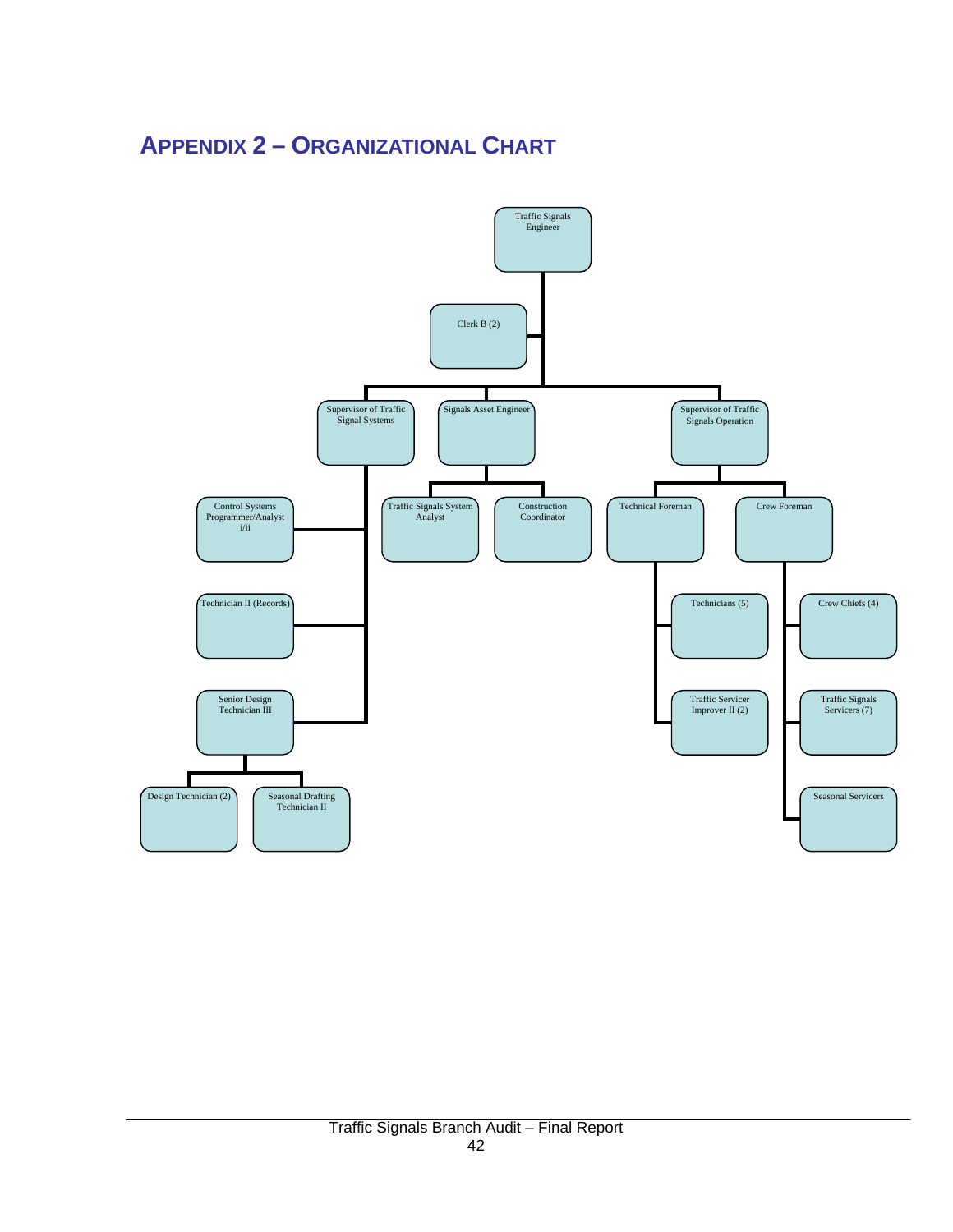# APPENDIX 2 – ORGANIZATIONAL CHART

- Traffic Signals Engineer
  - Clerk B (2)
  - Supervisor of Traffic Signal Systems
    - Control Systems Programmer/Analyst i/ii
    - Technician II (Records)
    - Senior Design Technician III
      - Design Technician (2)
      - Seasonal Drafting Technician II
  - Signals Asset Engineer
    - Traffic Signals System Analyst
    - Construction Coordinator
  - Supervisor of Traffic Signals Operation
    - Technical Foreman
      - Technicians (5)
      - Traffic Servicer Improver II (2)
    - Crew Foreman
      - Crew Chiefs (4)
      - Traffic Signals Servicers (7)
      - Seasonal Servicers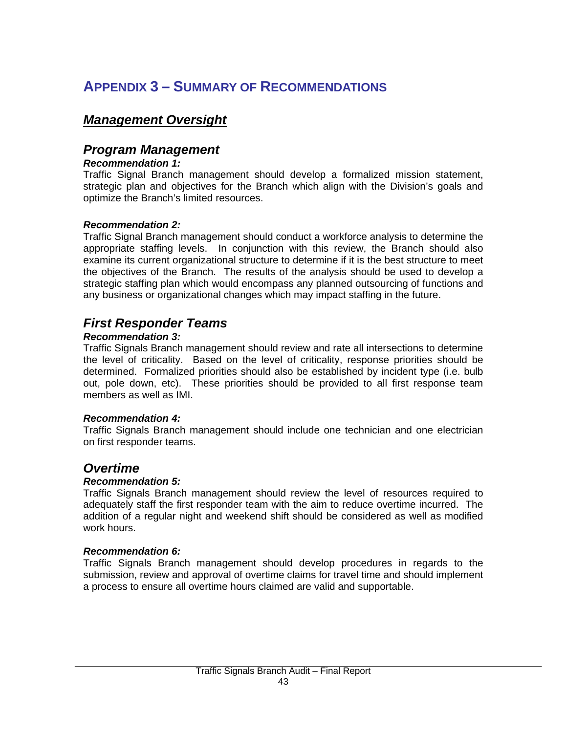# APPENDIX 3 – SUMMARY OF RECOMMENDATIONS

## *Management Oversight*

### *Program Management*

***Recommendation 1:***

Traffic Signal Branch management should develop a formalized mission statement, strategic plan and objectives for the Branch which align with the Division's goals and optimize the Branch's limited resources.

***Recommendation 2:***

Traffic Signal Branch management should conduct a workforce analysis to determine the appropriate staffing levels. In conjunction with this review, the Branch should also examine its current organizational structure to determine if it is the best structure to meet the objectives of the Branch. The results of the analysis should be used to develop a strategic staffing plan which would encompass any planned outsourcing of functions and any business or organizational changes which may impact staffing in the future.

### *First Responder Teams*

***Recommendation 3:***

Traffic Signals Branch management should review and rate all intersections to determine the level of criticality. Based on the level of criticality, response priorities should be determined. Formalized priorities should also be established by incident type (i.e. bulb out, pole down, etc). These priorities should be provided to all first response team members as well as IMI.

***Recommendation 4:***

Traffic Signals Branch management should include one technician and one electrician on first responder teams.

### *Overtime*

***Recommendation 5:***

Traffic Signals Branch management should review the level of resources required to adequately staff the first responder team with the aim to reduce overtime incurred. The addition of a regular night and weekend shift should be considered as well as modified work hours.

***Recommendation 6:***

Traffic Signals Branch management should develop procedures in regards to the submission, review and approval of overtime claims for travel time and should implement a process to ensure all overtime hours claimed are valid and supportable.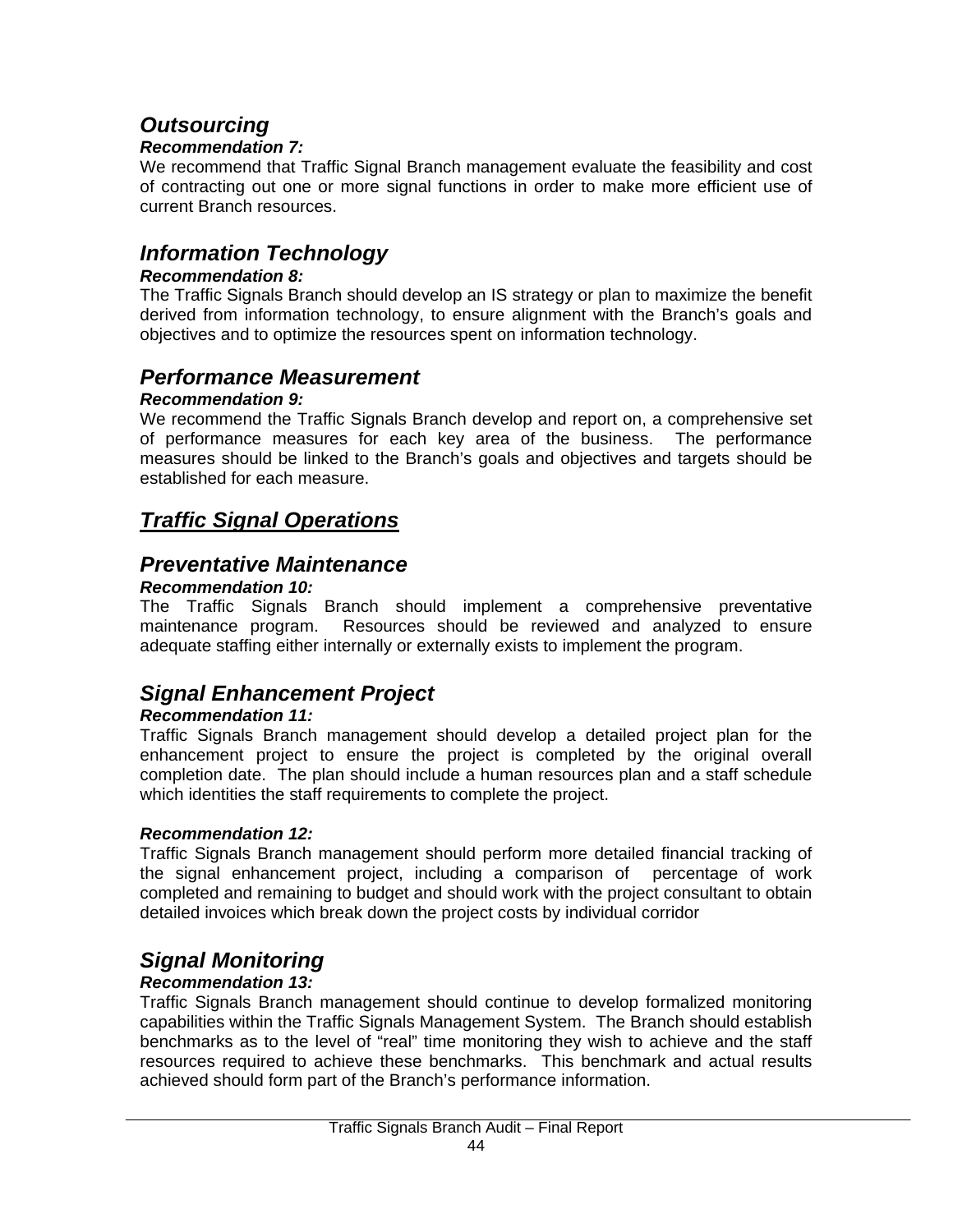## *Outsourcing*

***Recommendation 7:***

We recommend that Traffic Signal Branch management evaluate the feasibility and cost of contracting out one or more signal functions in order to make more efficient use of current Branch resources.

## *Information Technology*

***Recommendation 8:***

The Traffic Signals Branch should develop an IS strategy or plan to maximize the benefit derived from information technology, to ensure alignment with the Branch's goals and objectives and to optimize the resources spent on information technology.

## *Performance Measurement*

***Recommendation 9:***

We recommend the Traffic Signals Branch develop and report on, a comprehensive set of performance measures for each key area of the business. The performance measures should be linked to the Branch's goals and objectives and targets should be established for each measure.

## ***Traffic Signal Operations***

## *Preventative Maintenance*

***Recommendation 10:***

The Traffic Signals Branch should implement a comprehensive preventative maintenance program. Resources should be reviewed and analyzed to ensure adequate staffing either internally or externally exists to implement the program.

## *Signal Enhancement Project*

***Recommendation 11:***

Traffic Signals Branch management should develop a detailed project plan for the enhancement project to ensure the project is completed by the original overall completion date. The plan should include a human resources plan and a staff schedule which identities the staff requirements to complete the project.

***Recommendation 12:***

Traffic Signals Branch management should perform more detailed financial tracking of the signal enhancement project, including a comparison of percentage of work completed and remaining to budget and should work with the project consultant to obtain detailed invoices which break down the project costs by individual corridor

## *Signal Monitoring*

***Recommendation 13:***

Traffic Signals Branch management should continue to develop formalized monitoring capabilities within the Traffic Signals Management System. The Branch should establish benchmarks as to the level of "real" time monitoring they wish to achieve and the staff resources required to achieve these benchmarks. This benchmark and actual results achieved should form part of the Branch's performance information.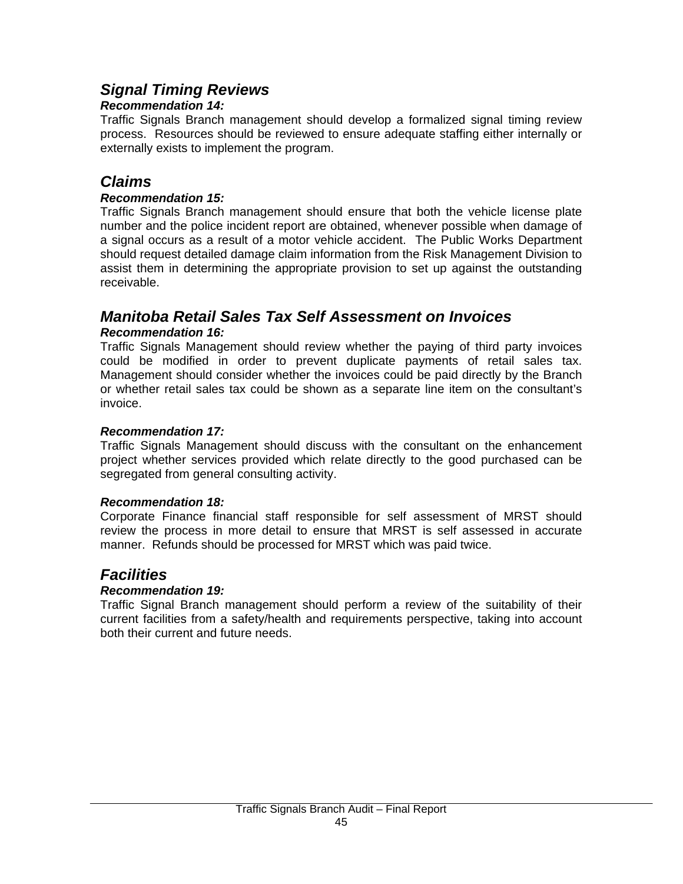## *Signal Timing Reviews*

***Recommendation 14:***

Traffic Signals Branch management should develop a formalized signal timing review process. Resources should be reviewed to ensure adequate staffing either internally or externally exists to implement the program.

## *Claims*

***Recommendation 15:***

Traffic Signals Branch management should ensure that both the vehicle license plate number and the police incident report are obtained, whenever possible when damage of a signal occurs as a result of a motor vehicle accident. The Public Works Department should request detailed damage claim information from the Risk Management Division to assist them in determining the appropriate provision to set up against the outstanding receivable.

## *Manitoba Retail Sales Tax Self Assessment on Invoices*

***Recommendation 16:***

Traffic Signals Management should review whether the paying of third party invoices could be modified in order to prevent duplicate payments of retail sales tax. Management should consider whether the invoices could be paid directly by the Branch or whether retail sales tax could be shown as a separate line item on the consultant's invoice.

***Recommendation 17:***

Traffic Signals Management should discuss with the consultant on the enhancement project whether services provided which relate directly to the good purchased can be segregated from general consulting activity.

***Recommendation 18:***

Corporate Finance financial staff responsible for self assessment of MRST should review the process in more detail to ensure that MRST is self assessed in accurate manner. Refunds should be processed for MRST which was paid twice.

## *Facilities*

***Recommendation 19:***

Traffic Signal Branch management should perform a review of the suitability of their current facilities from a safety/health and requirements perspective, taking into account both their current and future needs.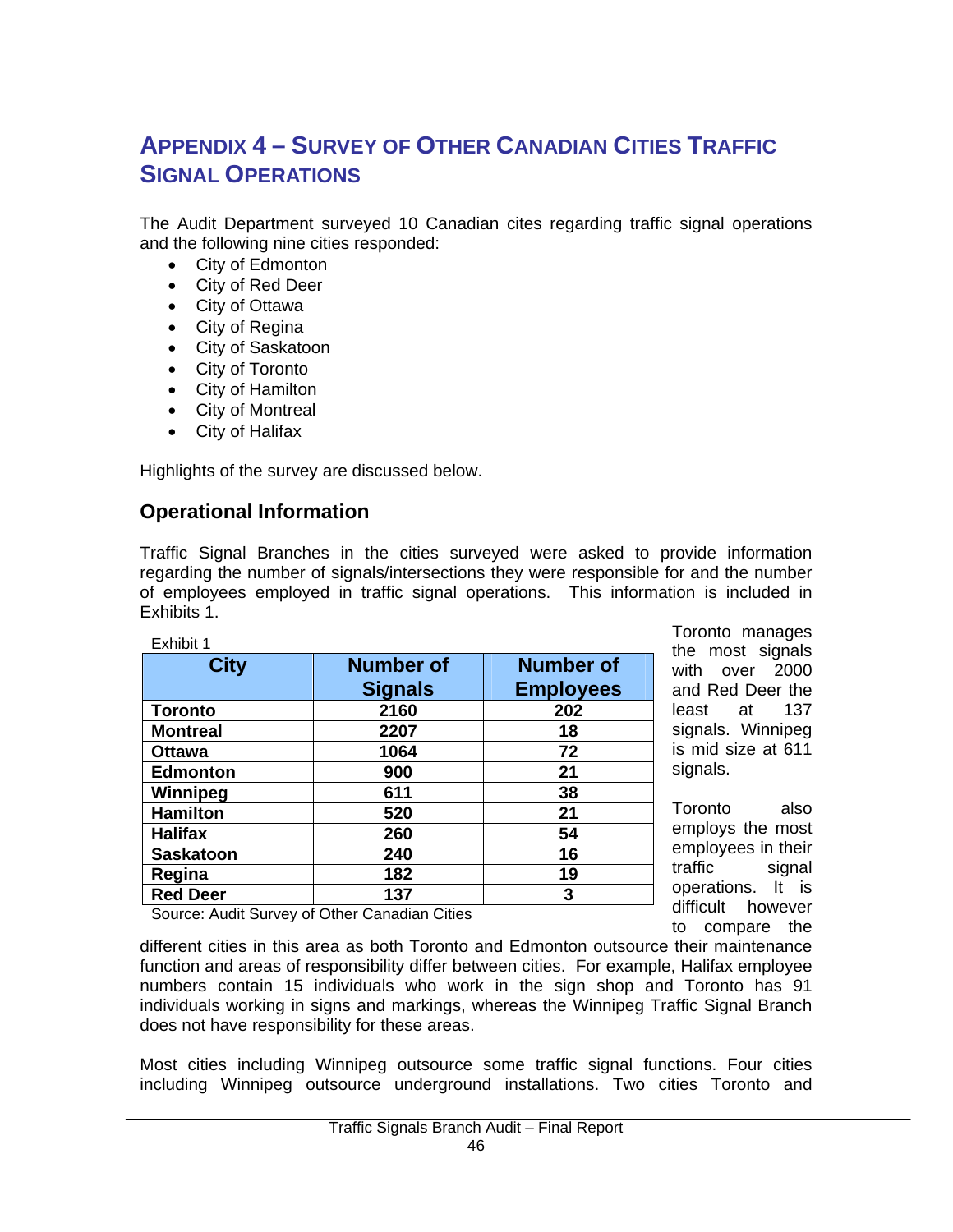# APPENDIX 4 – SURVEY OF OTHER CANADIAN CITIES TRAFFIC SIGNAL OPERATIONS

The Audit Department surveyed 10 Canadian cites regarding traffic signal operations and the following nine cities responded:

- City of Edmonton
- City of Red Deer
- City of Ottawa
- City of Regina
- City of Saskatoon
- City of Toronto
- City of Hamilton
- City of Montreal
- City of Halifax

Highlights of the survey are discussed below.

## Operational Information

Traffic Signal Branches in the cities surveyed were asked to provide information regarding the number of signals/intersections they were responsible for and the number of employees employed in traffic signal operations. This information is included in Exhibits 1.

Exhibit 1

| City | Number of Signals | Number of Employees |
|---|---|---|
| **Toronto** | **2160** | **202** |
| **Montreal** | **2207** | **18** |
| **Ottawa** | **1064** | **72** |
| **Edmonton** | **900** | **21** |
| **Winnipeg** | **611** | **38** |
| **Hamilton** | **520** | **21** |
| **Halifax** | **260** | **54** |
| **Saskatoon** | **240** | **16** |
| **Regina** | **182** | **19** |
| **Red Deer** | **137** | **3** |

Source: Audit Survey of Other Canadian Cities

Toronto manages the most signals with over 2000 and Red Deer the least at 137 signals. Winnipeg is mid size at 611 signals.

Toronto also employs the most employees in their traffic signal operations. It is difficult however to compare the different cities in this area as both Toronto and Edmonton outsource their maintenance function and areas of responsibility differ between cities. For example, Halifax employee numbers contain 15 individuals who work in the sign shop and Toronto has 91 individuals working in signs and markings, whereas the Winnipeg Traffic Signal Branch does not have responsibility for these areas.

Most cities including Winnipeg outsource some traffic signal functions. Four cities including Winnipeg outsource underground installations. Two cities Toronto and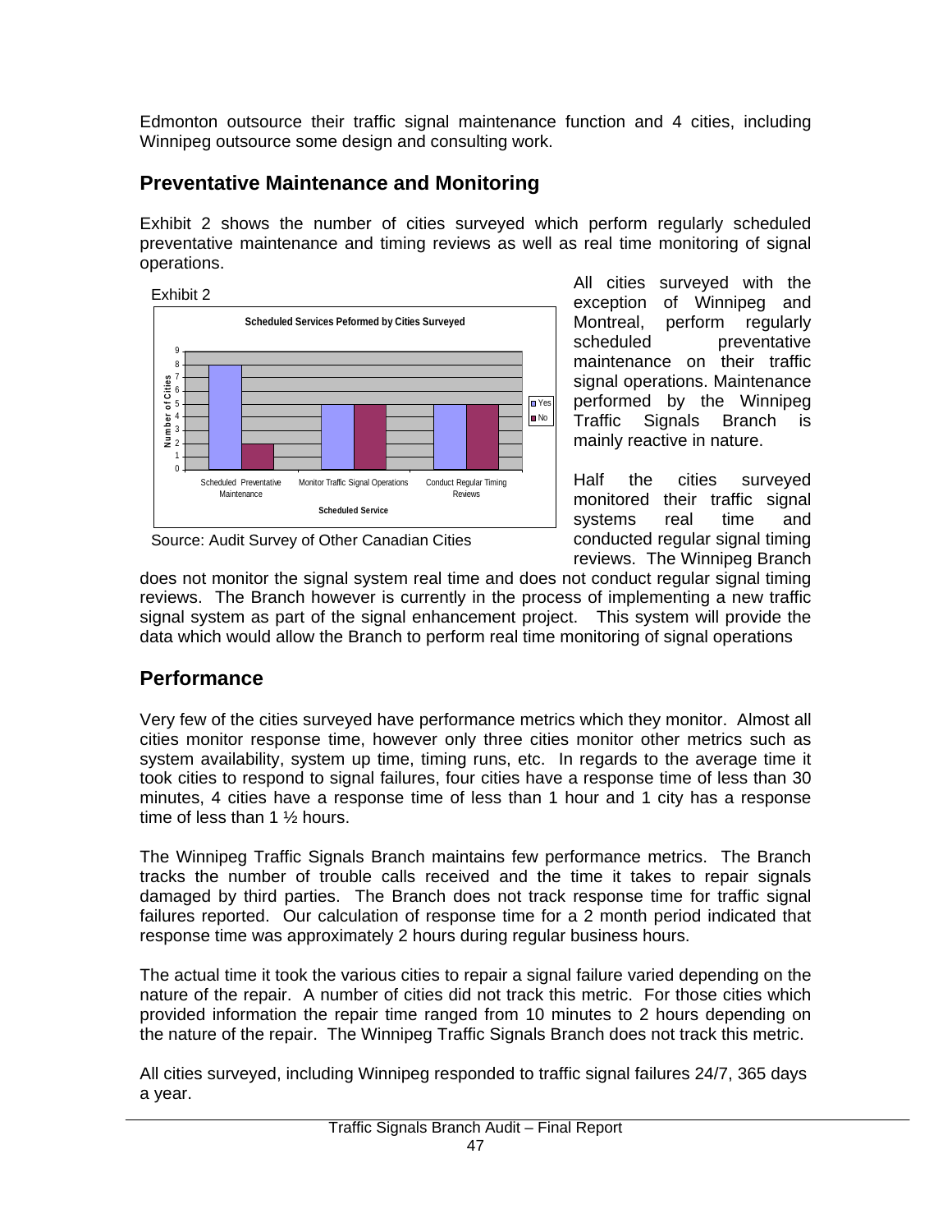Edmonton outsource their traffic signal maintenance function and 4 cities, including Winnipeg outsource some design and consulting work.

## Preventative Maintenance and Monitoring

Exhibit 2 shows the number of cities surveyed which perform regularly scheduled preventative maintenance and timing reviews as well as real time monitoring of signal operations.

Exhibit 2

Scheduled Services Peformed by Cities Surveyed

Number of Cities

0
1
2
3
4
5
6
7
8
9

Scheduled Preventative Maintenance

Monitor Traffic Signal Operations

Conduct Regular Timing Reviews

Scheduled Service

Yes
No

Source: Audit Survey of Other Canadian Cities

All cities surveyed with the exception of Winnipeg and Montreal, perform regularly scheduled preventative maintenance on their traffic signal operations. Maintenance performed by the Winnipeg Traffic Signals Branch is mainly reactive in nature.

Half the cities surveyed monitored their traffic signal systems real time and conducted regular signal timing reviews. The Winnipeg Branch does not monitor the signal system real time and does not conduct regular signal timing reviews. The Branch however is currently in the process of implementing a new traffic signal system as part of the signal enhancement project. This system will provide the data which would allow the Branch to perform real time monitoring of signal operations

## Performance

Very few of the cities surveyed have performance metrics which they monitor. Almost all cities monitor response time, however only three cities monitor other metrics such as system availability, system up time, timing runs, etc. In regards to the average time it took cities to respond to signal failures, four cities have a response time of less than 30 minutes, 4 cities have a response time of less than 1 hour and 1 city has a response time of less than 1 ½ hours.

The Winnipeg Traffic Signals Branch maintains few performance metrics. The Branch tracks the number of trouble calls received and the time it takes to repair signals damaged by third parties. The Branch does not track response time for traffic signal failures reported. Our calculation of response time for a 2 month period indicated that response time was approximately 2 hours during regular business hours.

The actual time it took the various cities to repair a signal failure varied depending on the nature of the repair. A number of cities did not track this metric. For those cities which provided information the repair time ranged from 10 minutes to 2 hours depending on the nature of the repair. The Winnipeg Traffic Signals Branch does not track this metric.

All cities surveyed, including Winnipeg responded to traffic signal failures 24/7, 365 days a year.